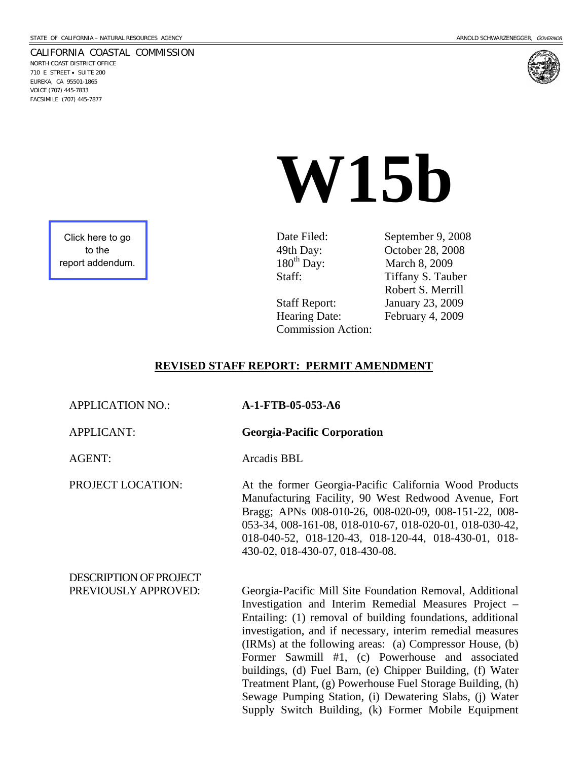STATE OF CALIFORNIA – NATURAL RESOURCES AGENCY

ARNOLD SCHWARZENEGGER, *GOVERNOR*

CALIFORNIA COASTAL COMMISSION
NORTH COAST DISTRICT OFFICE
710 E STREET • SUITE 200
EUREKA, CA 95501-1865
VOICE (707) 445-7833
FACSIMILE (707) 445-7877

Click here to go to the report addendum.

# W15b

| | |
|---|---|
| Date Filed: | September 9, 2008 |
| 49th Day: | October 28, 2008 |
| 180th Day: | March 8, 2009 |
| Staff: | Tiffany S. Tauber |
| | Robert S. Merrill |
| Staff Report: | January 23, 2009 |
| Hearing Date: | February 4, 2009 |
| Commission Action: | |

## REVISED STAFF REPORT: PERMIT AMENDMENT

APPLICATION NO.: **A-1-FTB-05-053-A6**

APPLICANT: **Georgia-Pacific Corporation**

AGENT: Arcadis BBL

PROJECT LOCATION: At the former Georgia-Pacific California Wood Products Manufacturing Facility, 90 West Redwood Avenue, Fort Bragg; APNs 008-010-26, 008-020-09, 008-151-22, 008-053-34, 008-161-08, 018-010-67, 018-020-01, 018-030-42, 018-040-52, 018-120-43, 018-120-44, 018-430-01, 018-430-02, 018-430-07, 018-430-08.

DESCRIPTION OF PROJECT PREVIOUSLY APPROVED: Georgia-Pacific Mill Site Foundation Removal, Additional Investigation and Interim Remedial Measures Project – Entailing: (1) removal of building foundations, additional investigation, and if necessary, interim remedial measures (IRMs) at the following areas: (a) Compressor House, (b) Former Sawmill #1, (c) Powerhouse and associated buildings, (d) Fuel Barn, (e) Chipper Building, (f) Water Treatment Plant, (g) Powerhouse Fuel Storage Building, (h) Sewage Pumping Station, (i) Dewatering Slabs, (j) Water Supply Switch Building, (k) Former Mobile Equipment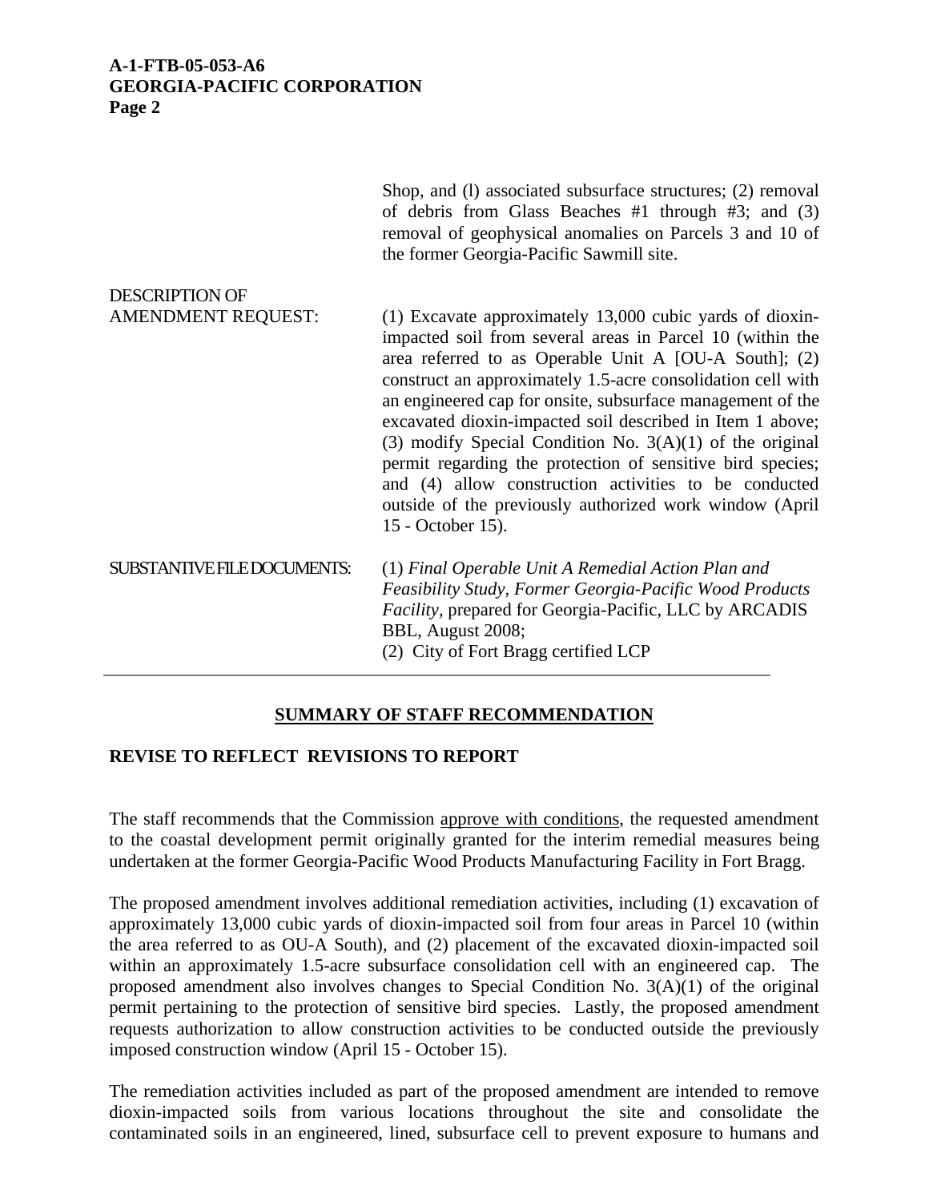Shop, and (l) associated subsurface structures; (2) removal of debris from Glass Beaches #1 through #3; and (3) removal of geophysical anomalies on Parcels 3 and 10 of the former Georgia-Pacific Sawmill site.

DESCRIPTION OF AMENDMENT REQUEST: (1) Excavate approximately 13,000 cubic yards of dioxin-impacted soil from several areas in Parcel 10 (within the area referred to as Operable Unit A [OU-A South]; (2) construct an approximately 1.5-acre consolidation cell with an engineered cap for onsite, subsurface management of the excavated dioxin-impacted soil described in Item 1 above; (3) modify Special Condition No. 3(A)(1) of the original permit regarding the protection of sensitive bird species; and (4) allow construction activities to be conducted outside of the previously authorized work window (April 15 - October 15).

SUBSTANTIVE FILE DOCUMENTS: (1) *Final Operable Unit A Remedial Action Plan and Feasibility Study, Former Georgia-Pacific Wood Products Facility*, prepared for Georgia-Pacific, LLC by ARCADIS BBL, August 2008;
(2) City of Fort Bragg certified LCP

---

## SUMMARY OF STAFF RECOMMENDATION

**REVISE TO REFLECT REVISIONS TO REPORT**

The staff recommends that the Commission approve with conditions, the requested amendment to the coastal development permit originally granted for the interim remedial measures being undertaken at the former Georgia-Pacific Wood Products Manufacturing Facility in Fort Bragg.

The proposed amendment involves additional remediation activities, including (1) excavation of approximately 13,000 cubic yards of dioxin-impacted soil from four areas in Parcel 10 (within the area referred to as OU-A South), and (2) placement of the excavated dioxin-impacted soil within an approximately 1.5-acre subsurface consolidation cell with an engineered cap. The proposed amendment also involves changes to Special Condition No. 3(A)(1) of the original permit pertaining to the protection of sensitive bird species. Lastly, the proposed amendment requests authorization to allow construction activities to be conducted outside the previously imposed construction window (April 15 - October 15).

The remediation activities included as part of the proposed amendment are intended to remove dioxin-impacted soils from various locations throughout the site and consolidate the contaminated soils in an engineered, lined, subsurface cell to prevent exposure to humans and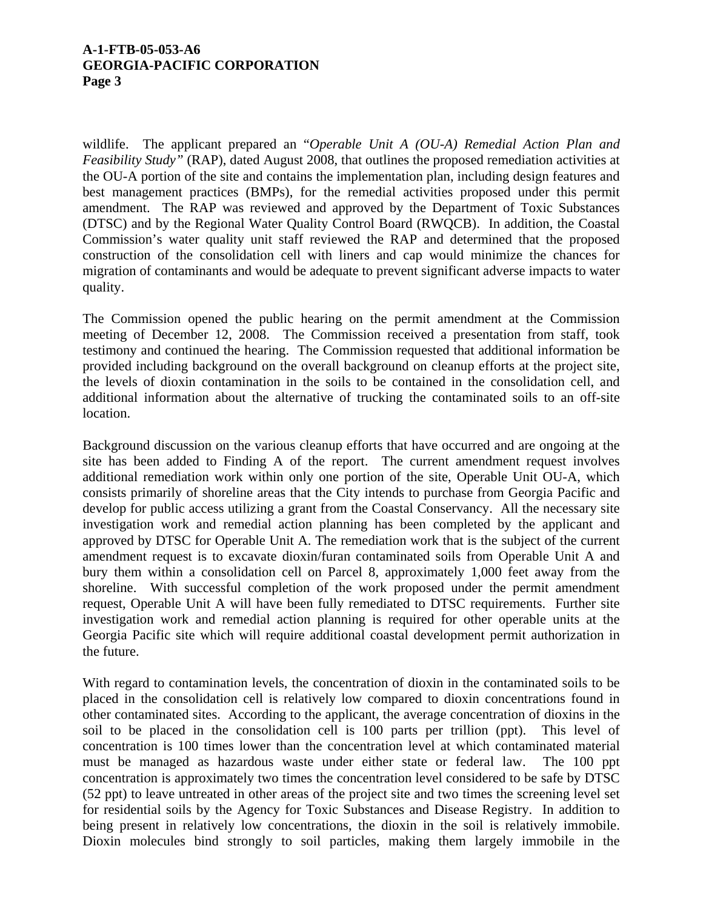wildlife. The applicant prepared an "*Operable Unit A (OU-A) Remedial Action Plan and Feasibility Study"* (RAP), dated August 2008, that outlines the proposed remediation activities at the OU-A portion of the site and contains the implementation plan, including design features and best management practices (BMPs), for the remedial activities proposed under this permit amendment. The RAP was reviewed and approved by the Department of Toxic Substances (DTSC) and by the Regional Water Quality Control Board (RWQCB). In addition, the Coastal Commission's water quality unit staff reviewed the RAP and determined that the proposed construction of the consolidation cell with liners and cap would minimize the chances for migration of contaminants and would be adequate to prevent significant adverse impacts to water quality.

The Commission opened the public hearing on the permit amendment at the Commission meeting of December 12, 2008. The Commission received a presentation from staff, took testimony and continued the hearing. The Commission requested that additional information be provided including background on the overall background on cleanup efforts at the project site, the levels of dioxin contamination in the soils to be contained in the consolidation cell, and additional information about the alternative of trucking the contaminated soils to an off-site location.

Background discussion on the various cleanup efforts that have occurred and are ongoing at the site has been added to Finding A of the report. The current amendment request involves additional remediation work within only one portion of the site, Operable Unit OU-A, which consists primarily of shoreline areas that the City intends to purchase from Georgia Pacific and develop for public access utilizing a grant from the Coastal Conservancy. All the necessary site investigation work and remedial action planning has been completed by the applicant and approved by DTSC for Operable Unit A. The remediation work that is the subject of the current amendment request is to excavate dioxin/furan contaminated soils from Operable Unit A and bury them within a consolidation cell on Parcel 8, approximately 1,000 feet away from the shoreline. With successful completion of the work proposed under the permit amendment request, Operable Unit A will have been fully remediated to DTSC requirements. Further site investigation work and remedial action planning is required for other operable units at the Georgia Pacific site which will require additional coastal development permit authorization in the future.

With regard to contamination levels, the concentration of dioxin in the contaminated soils to be placed in the consolidation cell is relatively low compared to dioxin concentrations found in other contaminated sites. According to the applicant, the average concentration of dioxins in the soil to be placed in the consolidation cell is 100 parts per trillion (ppt). This level of concentration is 100 times lower than the concentration level at which contaminated material must be managed as hazardous waste under either state or federal law. The 100 ppt concentration is approximately two times the concentration level considered to be safe by DTSC (52 ppt) to leave untreated in other areas of the project site and two times the screening level set for residential soils by the Agency for Toxic Substances and Disease Registry. In addition to being present in relatively low concentrations, the dioxin in the soil is relatively immobile. Dioxin molecules bind strongly to soil particles, making them largely immobile in the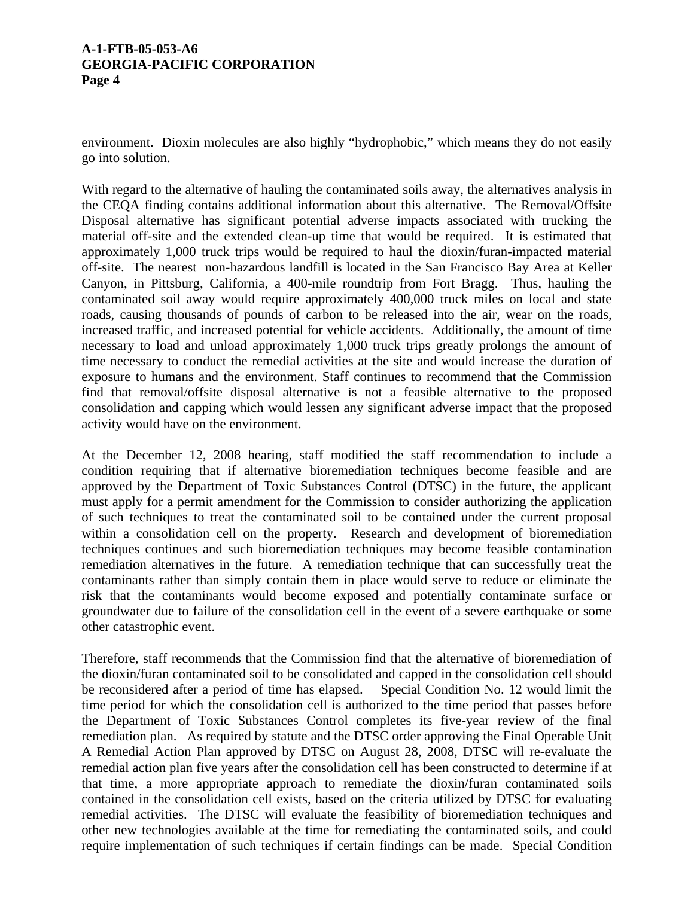environment. Dioxin molecules are also highly "hydrophobic," which means they do not easily go into solution.

With regard to the alternative of hauling the contaminated soils away, the alternatives analysis in the CEQA finding contains additional information about this alternative. The Removal/Offsite Disposal alternative has significant potential adverse impacts associated with trucking the material off-site and the extended clean-up time that would be required. It is estimated that approximately 1,000 truck trips would be required to haul the dioxin/furan-impacted material off-site. The nearest non-hazardous landfill is located in the San Francisco Bay Area at Keller Canyon, in Pittsburg, California, a 400-mile roundtrip from Fort Bragg. Thus, hauling the contaminated soil away would require approximately 400,000 truck miles on local and state roads, causing thousands of pounds of carbon to be released into the air, wear on the roads, increased traffic, and increased potential for vehicle accidents. Additionally, the amount of time necessary to load and unload approximately 1,000 truck trips greatly prolongs the amount of time necessary to conduct the remedial activities at the site and would increase the duration of exposure to humans and the environment. Staff continues to recommend that the Commission find that removal/offsite disposal alternative is not a feasible alternative to the proposed consolidation and capping which would lessen any significant adverse impact that the proposed activity would have on the environment.

At the December 12, 2008 hearing, staff modified the staff recommendation to include a condition requiring that if alternative bioremediation techniques become feasible and are approved by the Department of Toxic Substances Control (DTSC) in the future, the applicant must apply for a permit amendment for the Commission to consider authorizing the application of such techniques to treat the contaminated soil to be contained under the current proposal within a consolidation cell on the property. Research and development of bioremediation techniques continues and such bioremediation techniques may become feasible contamination remediation alternatives in the future. A remediation technique that can successfully treat the contaminants rather than simply contain them in place would serve to reduce or eliminate the risk that the contaminants would become exposed and potentially contaminate surface or groundwater due to failure of the consolidation cell in the event of a severe earthquake or some other catastrophic event.

Therefore, staff recommends that the Commission find that the alternative of bioremediation of the dioxin/furan contaminated soil to be consolidated and capped in the consolidation cell should be reconsidered after a period of time has elapsed. Special Condition No. 12 would limit the time period for which the consolidation cell is authorized to the time period that passes before the Department of Toxic Substances Control completes its five-year review of the final remediation plan. As required by statute and the DTSC order approving the Final Operable Unit A Remedial Action Plan approved by DTSC on August 28, 2008, DTSC will re-evaluate the remedial action plan five years after the consolidation cell has been constructed to determine if at that time, a more appropriate approach to remediate the dioxin/furan contaminated soils contained in the consolidation cell exists, based on the criteria utilized by DTSC for evaluating remedial activities. The DTSC will evaluate the feasibility of bioremediation techniques and other new technologies available at the time for remediating the contaminated soils, and could require implementation of such techniques if certain findings can be made. Special Condition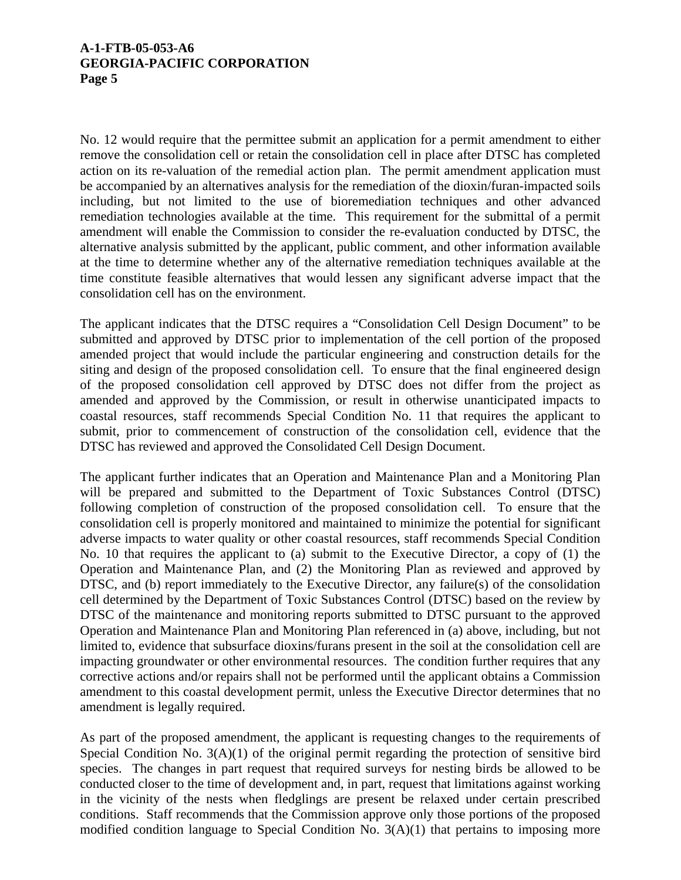No. 12 would require that the permittee submit an application for a permit amendment to either remove the consolidation cell or retain the consolidation cell in place after DTSC has completed action on its re-valuation of the remedial action plan. The permit amendment application must be accompanied by an alternatives analysis for the remediation of the dioxin/furan-impacted soils including, but not limited to the use of bioremediation techniques and other advanced remediation technologies available at the time. This requirement for the submittal of a permit amendment will enable the Commission to consider the re-evaluation conducted by DTSC, the alternative analysis submitted by the applicant, public comment, and other information available at the time to determine whether any of the alternative remediation techniques available at the time constitute feasible alternatives that would lessen any significant adverse impact that the consolidation cell has on the environment.

The applicant indicates that the DTSC requires a "Consolidation Cell Design Document" to be submitted and approved by DTSC prior to implementation of the cell portion of the proposed amended project that would include the particular engineering and construction details for the siting and design of the proposed consolidation cell. To ensure that the final engineered design of the proposed consolidation cell approved by DTSC does not differ from the project as amended and approved by the Commission, or result in otherwise unanticipated impacts to coastal resources, staff recommends Special Condition No. 11 that requires the applicant to submit, prior to commencement of construction of the consolidation cell, evidence that the DTSC has reviewed and approved the Consolidated Cell Design Document.

The applicant further indicates that an Operation and Maintenance Plan and a Monitoring Plan will be prepared and submitted to the Department of Toxic Substances Control (DTSC) following completion of construction of the proposed consolidation cell. To ensure that the consolidation cell is properly monitored and maintained to minimize the potential for significant adverse impacts to water quality or other coastal resources, staff recommends Special Condition No. 10 that requires the applicant to (a) submit to the Executive Director, a copy of (1) the Operation and Maintenance Plan, and (2) the Monitoring Plan as reviewed and approved by DTSC, and (b) report immediately to the Executive Director, any failure(s) of the consolidation cell determined by the Department of Toxic Substances Control (DTSC) based on the review by DTSC of the maintenance and monitoring reports submitted to DTSC pursuant to the approved Operation and Maintenance Plan and Monitoring Plan referenced in (a) above, including, but not limited to, evidence that subsurface dioxins/furans present in the soil at the consolidation cell are impacting groundwater or other environmental resources. The condition further requires that any corrective actions and/or repairs shall not be performed until the applicant obtains a Commission amendment to this coastal development permit, unless the Executive Director determines that no amendment is legally required.

As part of the proposed amendment, the applicant is requesting changes to the requirements of Special Condition No. 3(A)(1) of the original permit regarding the protection of sensitive bird species. The changes in part request that required surveys for nesting birds be allowed to be conducted closer to the time of development and, in part, request that limitations against working in the vicinity of the nests when fledglings are present be relaxed under certain prescribed conditions. Staff recommends that the Commission approve only those portions of the proposed modified condition language to Special Condition No. 3(A)(1) that pertains to imposing more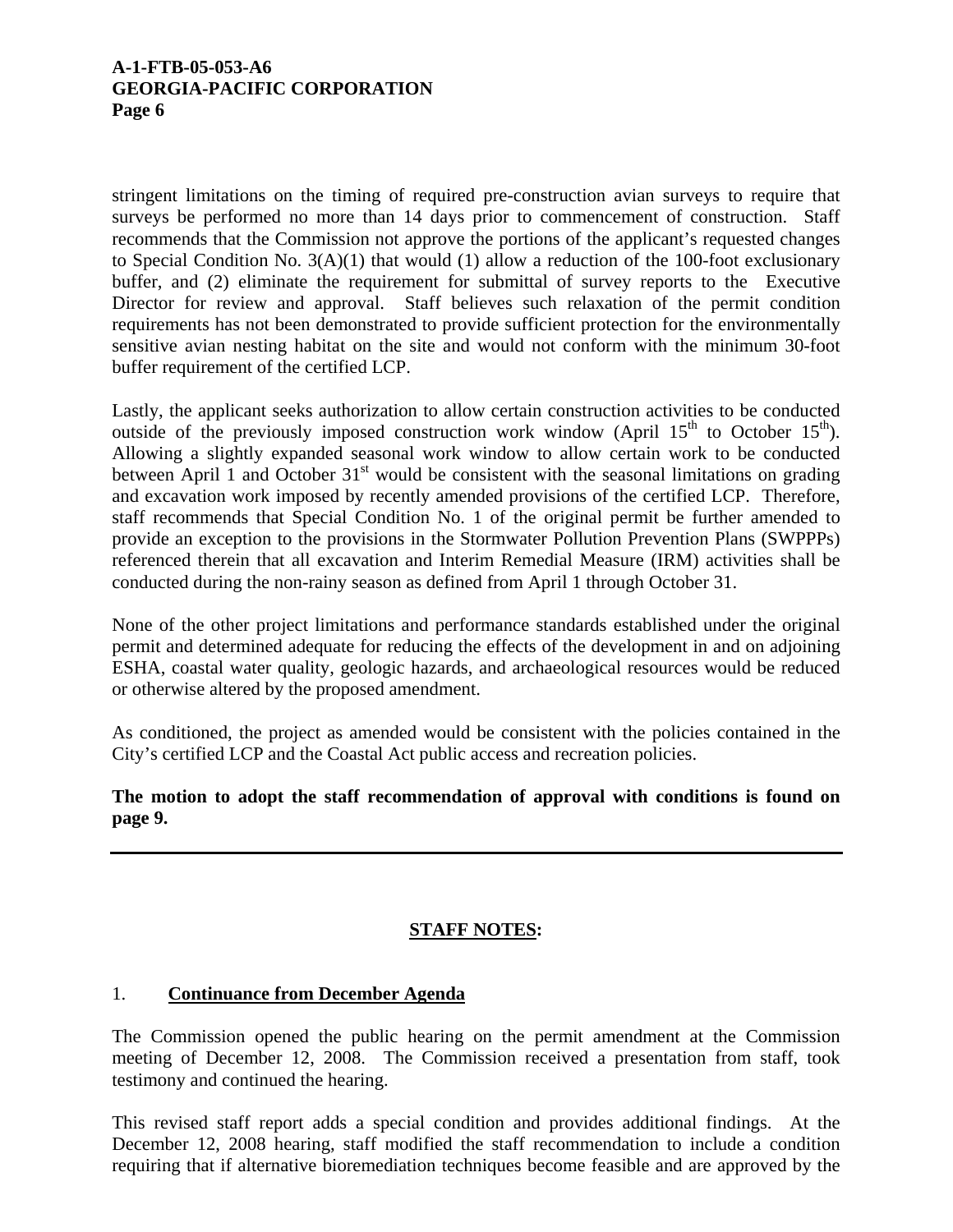stringent limitations on the timing of required pre-construction avian surveys to require that surveys be performed no more than 14 days prior to commencement of construction. Staff recommends that the Commission not approve the portions of the applicant's requested changes to Special Condition No. 3(A)(1) that would (1) allow a reduction of the 100-foot exclusionary buffer, and (2) eliminate the requirement for submittal of survey reports to the Executive Director for review and approval. Staff believes such relaxation of the permit condition requirements has not been demonstrated to provide sufficient protection for the environmentally sensitive avian nesting habitat on the site and would not conform with the minimum 30-foot buffer requirement of the certified LCP.

Lastly, the applicant seeks authorization to allow certain construction activities to be conducted outside of the previously imposed construction work window (April 15th to October 15th). Allowing a slightly expanded seasonal work window to allow certain work to be conducted between April 1 and October 31st would be consistent with the seasonal limitations on grading and excavation work imposed by recently amended provisions of the certified LCP. Therefore, staff recommends that Special Condition No. 1 of the original permit be further amended to provide an exception to the provisions in the Stormwater Pollution Prevention Plans (SWPPPs) referenced therein that all excavation and Interim Remedial Measure (IRM) activities shall be conducted during the non-rainy season as defined from April 1 through October 31.

None of the other project limitations and performance standards established under the original permit and determined adequate for reducing the effects of the development in and on adjoining ESHA, coastal water quality, geologic hazards, and archaeological resources would be reduced or otherwise altered by the proposed amendment.

As conditioned, the project as amended would be consistent with the policies contained in the City's certified LCP and the Coastal Act public access and recreation policies.

**The motion to adopt the staff recommendation of approval with conditions is found on page 9.**

---

## STAFF NOTES:

### 1. Continuance from December Agenda

The Commission opened the public hearing on the permit amendment at the Commission meeting of December 12, 2008. The Commission received a presentation from staff, took testimony and continued the hearing.

This revised staff report adds a special condition and provides additional findings. At the December 12, 2008 hearing, staff modified the staff recommendation to include a condition requiring that if alternative bioremediation techniques become feasible and are approved by the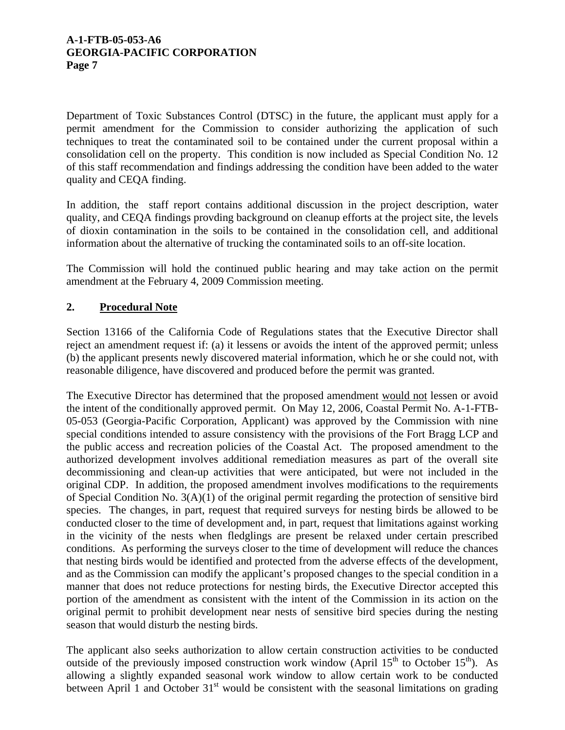Department of Toxic Substances Control (DTSC) in the future, the applicant must apply for a permit amendment for the Commission to consider authorizing the application of such techniques to treat the contaminated soil to be contained under the current proposal within a consolidation cell on the property. This condition is now included as Special Condition No. 12 of this staff recommendation and findings addressing the condition have been added to the water quality and CEQA finding.

In addition, the staff report contains additional discussion in the project description, water quality, and CEQA findings provding background on cleanup efforts at the project site, the levels of dioxin contamination in the soils to be contained in the consolidation cell, and additional information about the alternative of trucking the contaminated soils to an off-site location.

The Commission will hold the continued public hearing and may take action on the permit amendment at the February 4, 2009 Commission meeting.

## 2. Procedural Note

Section 13166 of the California Code of Regulations states that the Executive Director shall reject an amendment request if: (a) it lessens or avoids the intent of the approved permit; unless (b) the applicant presents newly discovered material information, which he or she could not, with reasonable diligence, have discovered and produced before the permit was granted.

The Executive Director has determined that the proposed amendment would not lessen or avoid the intent of the conditionally approved permit. On May 12, 2006, Coastal Permit No. A-1-FTB-05-053 (Georgia-Pacific Corporation, Applicant) was approved by the Commission with nine special conditions intended to assure consistency with the provisions of the Fort Bragg LCP and the public access and recreation policies of the Coastal Act. The proposed amendment to the authorized development involves additional remediation measures as part of the overall site decommissioning and clean-up activities that were anticipated, but were not included in the original CDP. In addition, the proposed amendment involves modifications to the requirements of Special Condition No. 3(A)(1) of the original permit regarding the protection of sensitive bird species. The changes, in part, request that required surveys for nesting birds be allowed to be conducted closer to the time of development and, in part, request that limitations against working in the vicinity of the nests when fledglings are present be relaxed under certain prescribed conditions. As performing the surveys closer to the time of development will reduce the chances that nesting birds would be identified and protected from the adverse effects of the development, and as the Commission can modify the applicant's proposed changes to the special condition in a manner that does not reduce protections for nesting birds, the Executive Director accepted this portion of the amendment as consistent with the intent of the Commission in its action on the original permit to prohibit development near nests of sensitive bird species during the nesting season that would disturb the nesting birds.

The applicant also seeks authorization to allow certain construction activities to be conducted outside of the previously imposed construction work window (April 15th to October 15th). As allowing a slightly expanded seasonal work window to allow certain work to be conducted between April 1 and October 31st would be consistent with the seasonal limitations on grading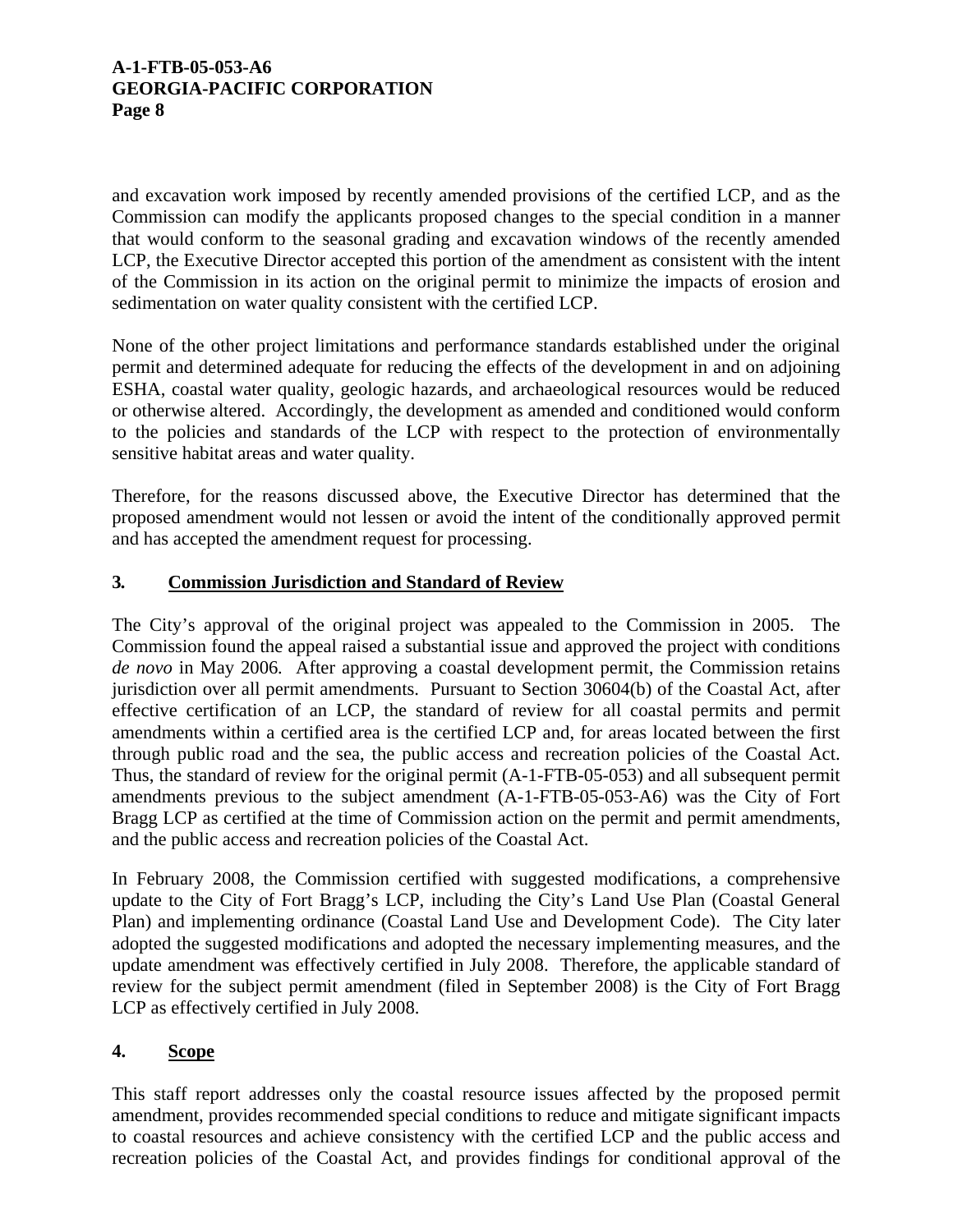and excavation work imposed by recently amended provisions of the certified LCP, and as the Commission can modify the applicants proposed changes to the special condition in a manner that would conform to the seasonal grading and excavation windows of the recently amended LCP, the Executive Director accepted this portion of the amendment as consistent with the intent of the Commission in its action on the original permit to minimize the impacts of erosion and sedimentation on water quality consistent with the certified LCP.

None of the other project limitations and performance standards established under the original permit and determined adequate for reducing the effects of the development in and on adjoining ESHA, coastal water quality, geologic hazards, and archaeological resources would be reduced or otherwise altered. Accordingly, the development as amended and conditioned would conform to the policies and standards of the LCP with respect to the protection of environmentally sensitive habitat areas and water quality.

Therefore, for the reasons discussed above, the Executive Director has determined that the proposed amendment would not lessen or avoid the intent of the conditionally approved permit and has accepted the amendment request for processing.

### 3. Commission Jurisdiction and Standard of Review

The City's approval of the original project was appealed to the Commission in 2005. The Commission found the appeal raised a substantial issue and approved the project with conditions *de novo* in May 2006. After approving a coastal development permit, the Commission retains jurisdiction over all permit amendments. Pursuant to Section 30604(b) of the Coastal Act, after effective certification of an LCP, the standard of review for all coastal permits and permit amendments within a certified area is the certified LCP and, for areas located between the first through public road and the sea, the public access and recreation policies of the Coastal Act. Thus, the standard of review for the original permit (A-1-FTB-05-053) and all subsequent permit amendments previous to the subject amendment (A-1-FTB-05-053-A6) was the City of Fort Bragg LCP as certified at the time of Commission action on the permit and permit amendments, and the public access and recreation policies of the Coastal Act.

In February 2008, the Commission certified with suggested modifications, a comprehensive update to the City of Fort Bragg's LCP, including the City's Land Use Plan (Coastal General Plan) and implementing ordinance (Coastal Land Use and Development Code). The City later adopted the suggested modifications and adopted the necessary implementing measures, and the update amendment was effectively certified in July 2008. Therefore, the applicable standard of review for the subject permit amendment (filed in September 2008) is the City of Fort Bragg LCP as effectively certified in July 2008.

### 4. Scope

This staff report addresses only the coastal resource issues affected by the proposed permit amendment, provides recommended special conditions to reduce and mitigate significant impacts to coastal resources and achieve consistency with the certified LCP and the public access and recreation policies of the Coastal Act, and provides findings for conditional approval of the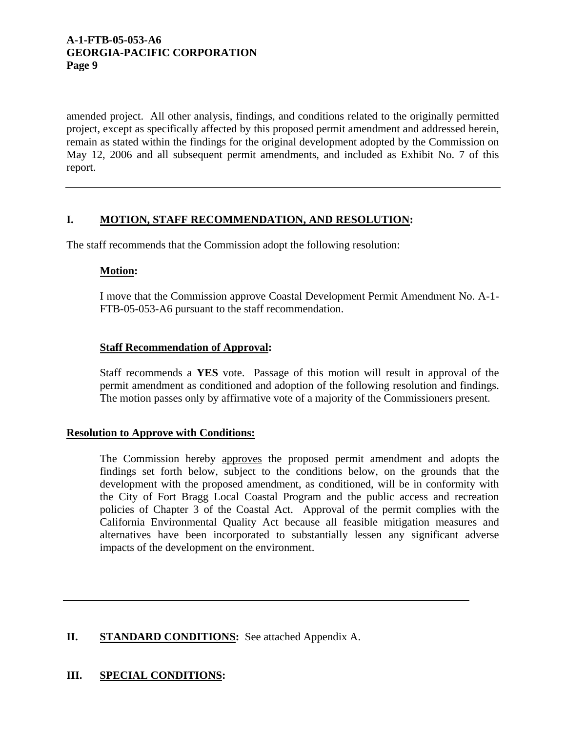amended project. All other analysis, findings, and conditions related to the originally permitted project, except as specifically affected by this proposed permit amendment and addressed herein, remain as stated within the findings for the original development adopted by the Commission on May 12, 2006 and all subsequent permit amendments, and included as Exhibit No. 7 of this report.

---

## I. MOTION, STAFF RECOMMENDATION, AND RESOLUTION:

The staff recommends that the Commission adopt the following resolution:

**Motion:**

I move that the Commission approve Coastal Development Permit Amendment No. A-1-FTB-05-053-A6 pursuant to the staff recommendation.

**Staff Recommendation of Approval:**

Staff recommends a **YES** vote. Passage of this motion will result in approval of the permit amendment as conditioned and adoption of the following resolution and findings. The motion passes only by affirmative vote of a majority of the Commissioners present.

**Resolution to Approve with Conditions:**

The Commission hereby approves the proposed permit amendment and adopts the findings set forth below, subject to the conditions below, on the grounds that the development with the proposed amendment, as conditioned, will be in conformity with the City of Fort Bragg Local Coastal Program and the public access and recreation policies of Chapter 3 of the Coastal Act. Approval of the permit complies with the California Environmental Quality Act because all feasible mitigation measures and alternatives have been incorporated to substantially lessen any significant adverse impacts of the development on the environment.

---

## II. STANDARD CONDITIONS: See attached Appendix A.

## III. SPECIAL CONDITIONS: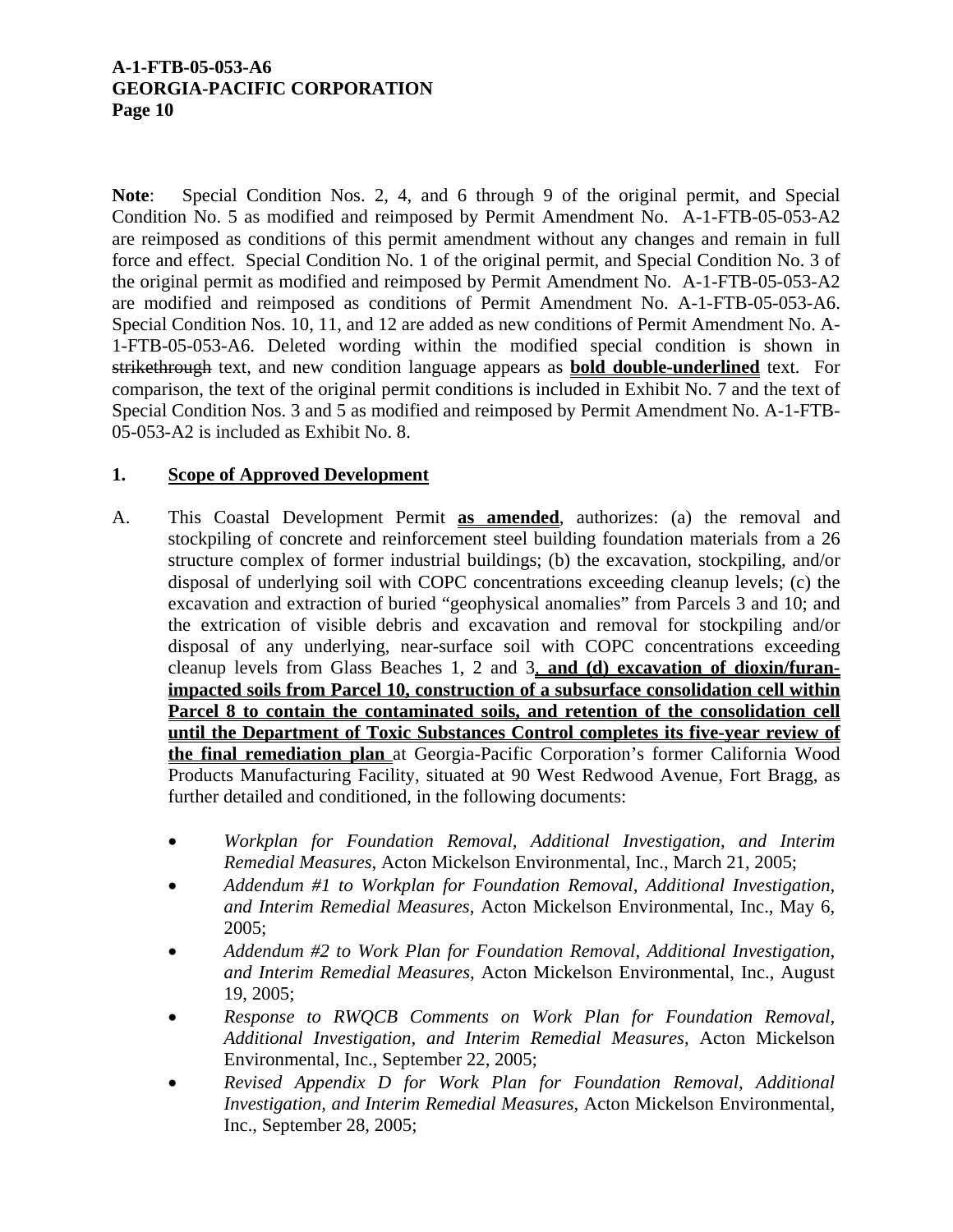**Note**: Special Condition Nos. 2, 4, and 6 through 9 of the original permit, and Special Condition No. 5 as modified and reimposed by Permit Amendment No. A-1-FTB-05-053-A2 are reimposed as conditions of this permit amendment without any changes and remain in full force and effect. Special Condition No. 1 of the original permit, and Special Condition No. 3 of the original permit as modified and reimposed by Permit Amendment No. A-1-FTB-05-053-A2 are modified and reimposed as conditions of Permit Amendment No. A-1-FTB-05-053-A6. Special Condition Nos. 10, 11, and 12 are added as new conditions of Permit Amendment No. A-1-FTB-05-053-A6. Deleted wording within the modified special condition is shown in ~~strikethrough~~ text, and new condition language appears as **<u>bold double-underlined</u>** text. For comparison, the text of the original permit conditions is included in Exhibit No. 7 and the text of Special Condition Nos. 3 and 5 as modified and reimposed by Permit Amendment No. A-1-FTB-05-053-A2 is included as Exhibit No. 8.

**1. <u>Scope of Approved Development</u>**

A. This Coastal Development Permit **<u>as amended</u>**, authorizes: (a) the removal and stockpiling of concrete and reinforcement steel building foundation materials from a 26 structure complex of former industrial buildings; (b) the excavation, stockpiling, and/or disposal of underlying soil with COPC concentrations exceeding cleanup levels; (c) the excavation and extraction of buried "geophysical anomalies" from Parcels 3 and 10; and the extrication of visible debris and excavation and removal for stockpiling and/or disposal of any underlying, near-surface soil with COPC concentrations exceeding cleanup levels from Glass Beaches 1, 2 and 3**<u>, and (d) excavation of dioxin/furan-impacted soils from Parcel 10, construction of a subsurface consolidation cell within Parcel 8 to contain the contaminated soils, and retention of the consolidation cell until the Department of Toxic Substances Control completes its five-year review of the final remediation plan</u>** at Georgia-Pacific Corporation's former California Wood Products Manufacturing Facility, situated at 90 West Redwood Avenue, Fort Bragg, as further detailed and conditioned, in the following documents:

- *Workplan for Foundation Removal, Additional Investigation, and Interim Remedial Measures*, Acton Mickelson Environmental, Inc., March 21, 2005;
- *Addendum #1 to Workplan for Foundation Removal, Additional Investigation, and Interim Remedial Measures*, Acton Mickelson Environmental, Inc., May 6, 2005;
- *Addendum #2 to Work Plan for Foundation Removal, Additional Investigation, and Interim Remedial Measures*, Acton Mickelson Environmental, Inc., August 19, 2005;
- *Response to RWQCB Comments on Work Plan for Foundation Removal, Additional Investigation, and Interim Remedial Measures*, Acton Mickelson Environmental, Inc., September 22, 2005;
- *Revised Appendix D for Work Plan for Foundation Removal, Additional Investigation, and Interim Remedial Measures*, Acton Mickelson Environmental, Inc., September 28, 2005;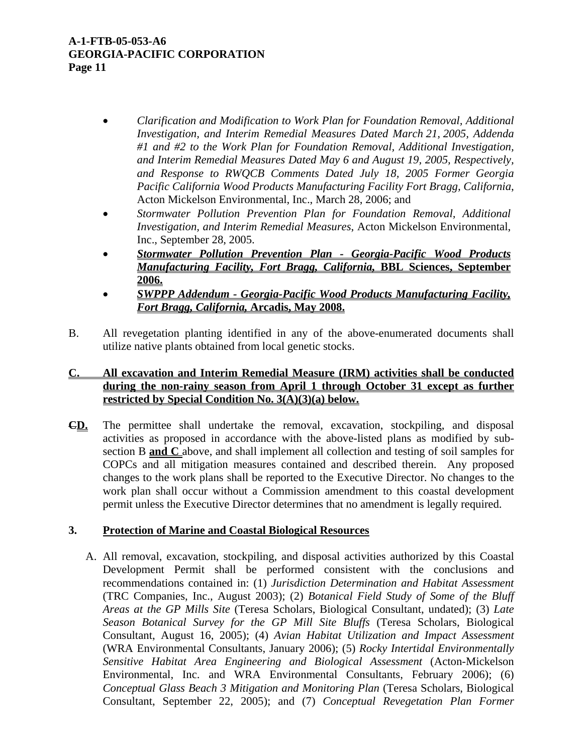- *Clarification and Modification to Work Plan for Foundation Removal, Additional Investigation, and Interim Remedial Measures Dated March 21, 2005, Addenda #1 and #2 to the Work Plan for Foundation Removal, Additional Investigation, and Interim Remedial Measures Dated May 6 and August 19, 2005, Respectively, and Response to RWQCB Comments Dated July 18, 2005 Former Georgia Pacific California Wood Products Manufacturing Facility Fort Bragg, California*, Acton Mickelson Environmental, Inc., March 28, 2006; and
- *Stormwater Pollution Prevention Plan for Foundation Removal, Additional Investigation, and Interim Remedial Measures*, Acton Mickelson Environmental, Inc., September 28, 2005.
- ***Stormwater Pollution Prevention Plan - Georgia-Pacific Wood Products Manufacturing Facility, Fort Bragg, California*, BBL Sciences, September 2006.**
- ***SWPPP Addendum - Georgia-Pacific Wood Products Manufacturing Facility, Fort Bragg, California*, Arcadis, May 2008.**

B. All revegetation planting identified in any of the above-enumerated documents shall utilize native plants obtained from local genetic stocks.

**C. All excavation and Interim Remedial Measure (IRM) activities shall be conducted during the non-rainy season from April 1 through October 31 except as further restricted by Special Condition No. 3(A)(3)(a) below.**

~~C~~**D.** The permittee shall undertake the removal, excavation, stockpiling, and disposal activities as proposed in accordance with the above-listed plans as modified by sub-section B **and C** above, and shall implement all collection and testing of soil samples for COPCs and all mitigation measures contained and described therein. Any proposed changes to the work plans shall be reported to the Executive Director. No changes to the work plan shall occur without a Commission amendment to this coastal development permit unless the Executive Director determines that no amendment is legally required.

**3. Protection of Marine and Coastal Biological Resources**

A. All removal, excavation, stockpiling, and disposal activities authorized by this Coastal Development Permit shall be performed consistent with the conclusions and recommendations contained in: (1) *Jurisdiction Determination and Habitat Assessment* (TRC Companies, Inc., August 2003); (2) *Botanical Field Study of Some of the Bluff Areas at the GP Mills Site* (Teresa Scholars, Biological Consultant, undated); (3) *Late Season Botanical Survey for the GP Mill Site Bluffs* (Teresa Scholars, Biological Consultant, August 16, 2005); (4) *Avian Habitat Utilization and Impact Assessment* (WRA Environmental Consultants, January 2006); (5) *Rocky Intertidal Environmentally Sensitive Habitat Area Engineering and Biological Assessment* (Acton-Mickelson Environmental, Inc. and WRA Environmental Consultants, February 2006); (6) *Conceptual Glass Beach 3 Mitigation and Monitoring Plan* (Teresa Scholars, Biological Consultant, September 22, 2005); and (7) *Conceptual Revegetation Plan Former*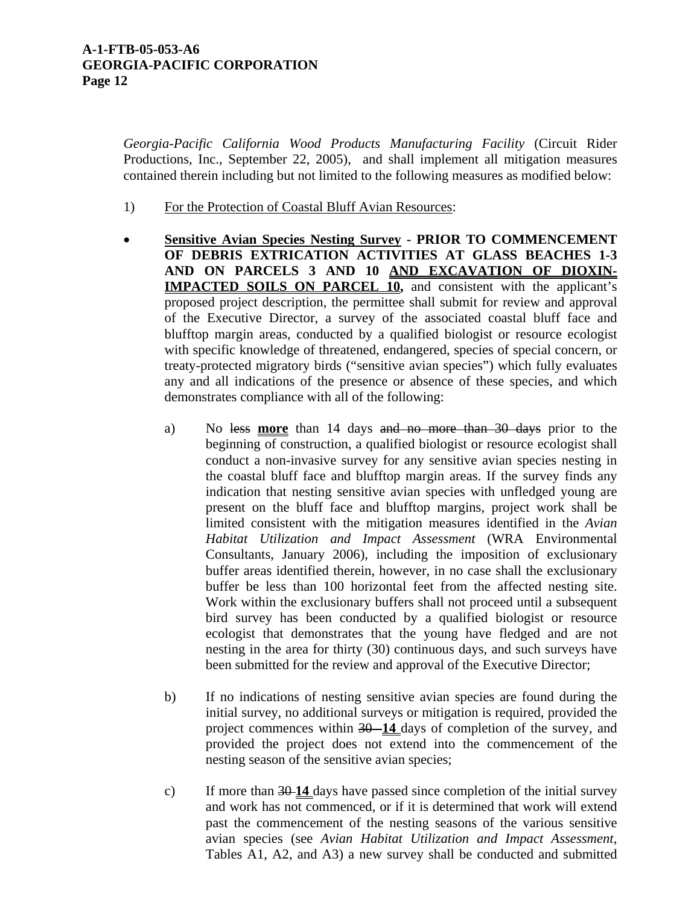*Georgia-Pacific California Wood Products Manufacturing Facility* (Circuit Rider Productions, Inc., September 22, 2005), and shall implement all mitigation measures contained therein including but not limited to the following measures as modified below:

1) For the Protection of Coastal Bluff Avian Resources:

- **Sensitive Avian Species Nesting Survey - PRIOR TO COMMENCEMENT OF DEBRIS EXTRICATION ACTIVITIES AT GLASS BEACHES 1-3 AND ON PARCELS 3 AND 10 AND EXCAVATION OF DIOXIN-IMPACTED SOILS ON PARCEL 10,** and consistent with the applicant's proposed project description, the permittee shall submit for review and approval of the Executive Director, a survey of the associated coastal bluff face and blufftop margin areas, conducted by a qualified biologist or resource ecologist with specific knowledge of threatened, endangered, species of special concern, or treaty-protected migratory birds ("sensitive avian species") which fully evaluates any and all indications of the presence or absence of these species, and which demonstrates compliance with all of the following:

    a) No ~~less~~ **more** than 14 days ~~and no more than 30 days~~ prior to the beginning of construction, a qualified biologist or resource ecologist shall conduct a non-invasive survey for any sensitive avian species nesting in the coastal bluff face and blufftop margin areas. If the survey finds any indication that nesting sensitive avian species with unfledged young are present on the bluff face and blufftop margins, project work shall be limited consistent with the mitigation measures identified in the *Avian Habitat Utilization and Impact Assessment* (WRA Environmental Consultants, January 2006), including the imposition of exclusionary buffer areas identified therein, however, in no case shall the exclusionary buffer be less than 100 horizontal feet from the affected nesting site. Work within the exclusionary buffers shall not proceed until a subsequent bird survey has been conducted by a qualified biologist or resource ecologist that demonstrates that the young have fledged and are not nesting in the area for thirty (30) continuous days, and such surveys have been submitted for the review and approval of the Executive Director;

    b) If no indications of nesting sensitive avian species are found during the initial survey, no additional surveys or mitigation is required, provided the project commences within ~~30~~ **14** days of completion of the survey, and provided the project does not extend into the commencement of the nesting season of the sensitive avian species;

    c) If more than ~~30~~ **14** days have passed since completion of the initial survey and work has not commenced, or if it is determined that work will extend past the commencement of the nesting seasons of the various sensitive avian species (see *Avian Habitat Utilization and Impact Assessment*, Tables A1, A2, and A3) a new survey shall be conducted and submitted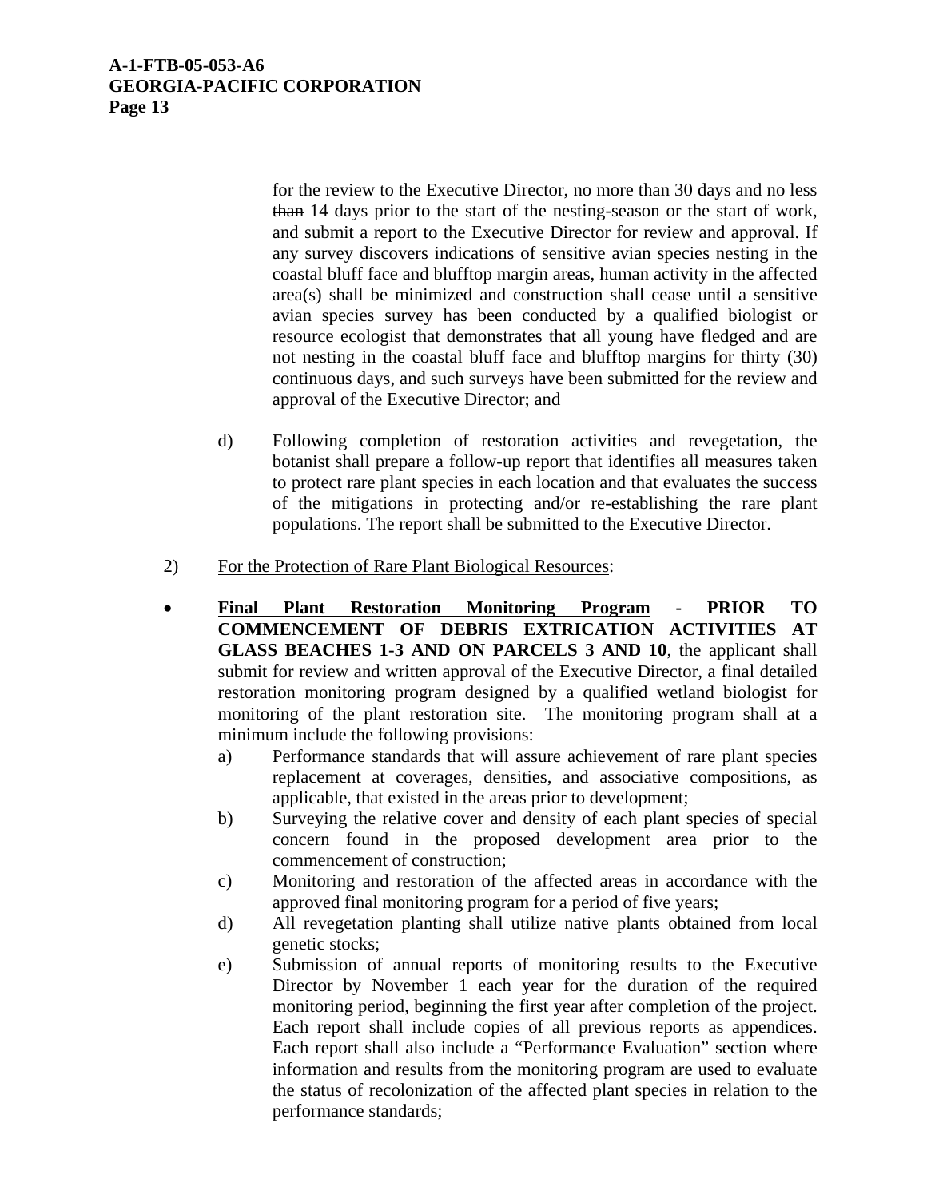for the review to the Executive Director, no more than ~~30 days and no less than~~ 14 days prior to the start of the nesting-season or the start of work, and submit a report to the Executive Director for review and approval. If any survey discovers indications of sensitive avian species nesting in the coastal bluff face and blufftop margin areas, human activity in the affected area(s) shall be minimized and construction shall cease until a sensitive avian species survey has been conducted by a qualified biologist or resource ecologist that demonstrates that all young have fledged and are not nesting in the coastal bluff face and blufftop margins for thirty (30) continuous days, and such surveys have been submitted for the review and approval of the Executive Director; and

d) Following completion of restoration activities and revegetation, the botanist shall prepare a follow-up report that identifies all measures taken to protect rare plant species in each location and that evaluates the success of the mitigations in protecting and/or re-establishing the rare plant populations. The report shall be submitted to the Executive Director.

2) <u>For the Protection of Rare Plant Biological Resources</u>:

- **<u>Final Plant Restoration Monitoring Program</u> - PRIOR TO COMMENCEMENT OF DEBRIS EXTRICATION ACTIVITIES AT GLASS BEACHES 1-3 AND ON PARCELS 3 AND 10**, the applicant shall submit for review and written approval of the Executive Director, a final detailed restoration monitoring program designed by a qualified wetland biologist for monitoring of the plant restoration site. The monitoring program shall at a minimum include the following provisions:
    a) Performance standards that will assure achievement of rare plant species replacement at coverages, densities, and associative compositions, as applicable, that existed in the areas prior to development;
    b) Surveying the relative cover and density of each plant species of special concern found in the proposed development area prior to the commencement of construction;
    c) Monitoring and restoration of the affected areas in accordance with the approved final monitoring program for a period of five years;
    d) All revegetation planting shall utilize native plants obtained from local genetic stocks;
    e) Submission of annual reports of monitoring results to the Executive Director by November 1 each year for the duration of the required monitoring period, beginning the first year after completion of the project. Each report shall include copies of all previous reports as appendices. Each report shall also include a "Performance Evaluation" section where information and results from the monitoring program are used to evaluate the status of recolonization of the affected plant species in relation to the performance standards;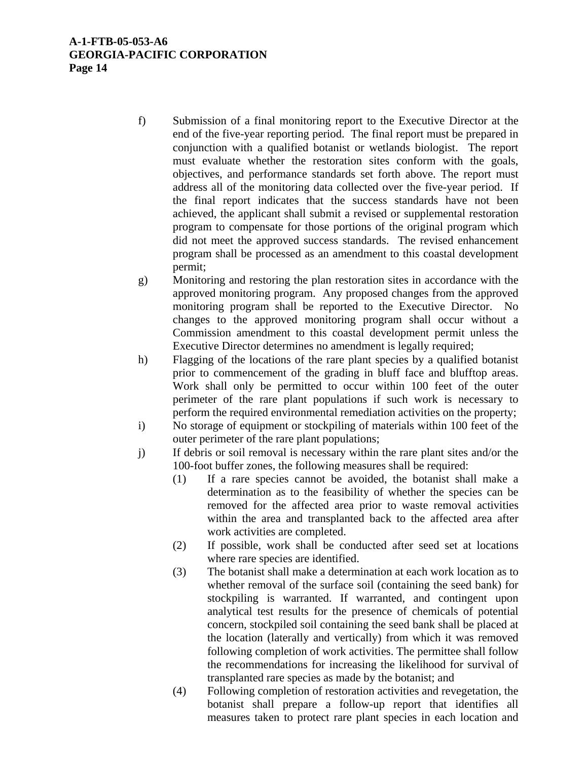f) Submission of a final monitoring report to the Executive Director at the end of the five-year reporting period. The final report must be prepared in conjunction with a qualified botanist or wetlands biologist. The report must evaluate whether the restoration sites conform with the goals, objectives, and performance standards set forth above. The report must address all of the monitoring data collected over the five-year period. If the final report indicates that the success standards have not been achieved, the applicant shall submit a revised or supplemental restoration program to compensate for those portions of the original program which did not meet the approved success standards. The revised enhancement program shall be processed as an amendment to this coastal development permit;

g) Monitoring and restoring the plan restoration sites in accordance with the approved monitoring program. Any proposed changes from the approved monitoring program shall be reported to the Executive Director. No changes to the approved monitoring program shall occur without a Commission amendment to this coastal development permit unless the Executive Director determines no amendment is legally required;

h) Flagging of the locations of the rare plant species by a qualified botanist prior to commencement of the grading in bluff face and blufftop areas. Work shall only be permitted to occur within 100 feet of the outer perimeter of the rare plant populations if such work is necessary to perform the required environmental remediation activities on the property;

i) No storage of equipment or stockpiling of materials within 100 feet of the outer perimeter of the rare plant populations;

j) If debris or soil removal is necessary within the rare plant sites and/or the 100-foot buffer zones, the following measures shall be required:

   (1) If a rare species cannot be avoided, the botanist shall make a determination as to the feasibility of whether the species can be removed for the affected area prior to waste removal activities within the area and transplanted back to the affected area after work activities are completed.

   (2) If possible, work shall be conducted after seed set at locations where rare species are identified.

   (3) The botanist shall make a determination at each work location as to whether removal of the surface soil (containing the seed bank) for stockpiling is warranted. If warranted, and contingent upon analytical test results for the presence of chemicals of potential concern, stockpiled soil containing the seed bank shall be placed at the location (laterally and vertically) from which it was removed following completion of work activities. The permittee shall follow the recommendations for increasing the likelihood for survival of transplanted rare species as made by the botanist; and

   (4) Following completion of restoration activities and revegetation, the botanist shall prepare a follow-up report that identifies all measures taken to protect rare plant species in each location and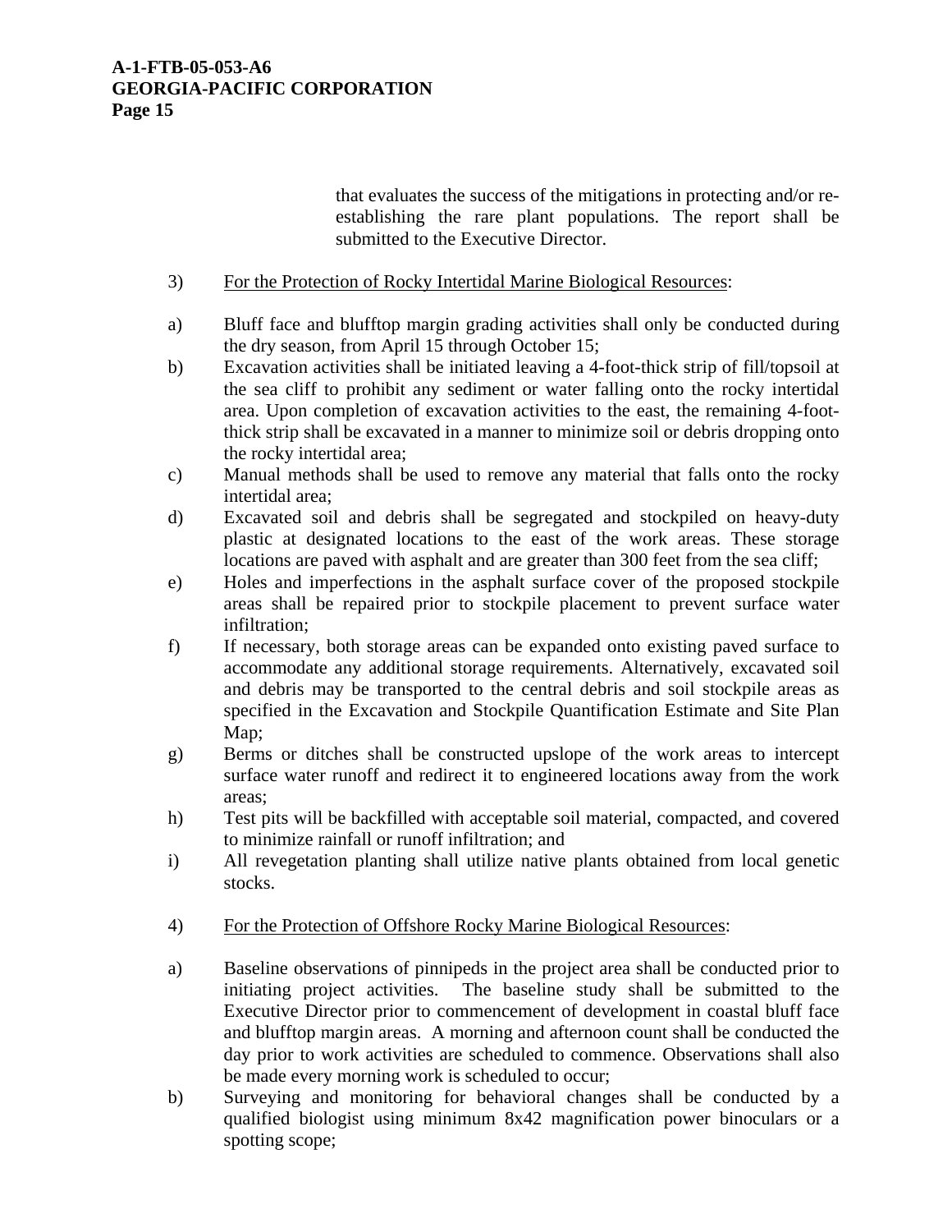that evaluates the success of the mitigations in protecting and/or re-establishing the rare plant populations. The report shall be submitted to the Executive Director.

3) <u>For the Protection of Rocky Intertidal Marine Biological Resources</u>:

a) Bluff face and blufftop margin grading activities shall only be conducted during the dry season, from April 15 through October 15;

b) Excavation activities shall be initiated leaving a 4-foot-thick strip of fill/topsoil at the sea cliff to prohibit any sediment or water falling onto the rocky intertidal area. Upon completion of excavation activities to the east, the remaining 4-foot-thick strip shall be excavated in a manner to minimize soil or debris dropping onto the rocky intertidal area;

c) Manual methods shall be used to remove any material that falls onto the rocky intertidal area;

d) Excavated soil and debris shall be segregated and stockpiled on heavy-duty plastic at designated locations to the east of the work areas. These storage locations are paved with asphalt and are greater than 300 feet from the sea cliff;

e) Holes and imperfections in the asphalt surface cover of the proposed stockpile areas shall be repaired prior to stockpile placement to prevent surface water infiltration;

f) If necessary, both storage areas can be expanded onto existing paved surface to accommodate any additional storage requirements. Alternatively, excavated soil and debris may be transported to the central debris and soil stockpile areas as specified in the Excavation and Stockpile Quantification Estimate and Site Plan Map;

g) Berms or ditches shall be constructed upslope of the work areas to intercept surface water runoff and redirect it to engineered locations away from the work areas;

h) Test pits will be backfilled with acceptable soil material, compacted, and covered to minimize rainfall or runoff infiltration; and

i) All revegetation planting shall utilize native plants obtained from local genetic stocks.

4) <u>For the Protection of Offshore Rocky Marine Biological Resources</u>:

a) Baseline observations of pinnipeds in the project area shall be conducted prior to initiating project activities. The baseline study shall be submitted to the Executive Director prior to commencement of development in coastal bluff face and blufftop margin areas. A morning and afternoon count shall be conducted the day prior to work activities are scheduled to commence. Observations shall also be made every morning work is scheduled to occur;

b) Surveying and monitoring for behavioral changes shall be conducted by a qualified biologist using minimum 8x42 magnification power binoculars or a spotting scope;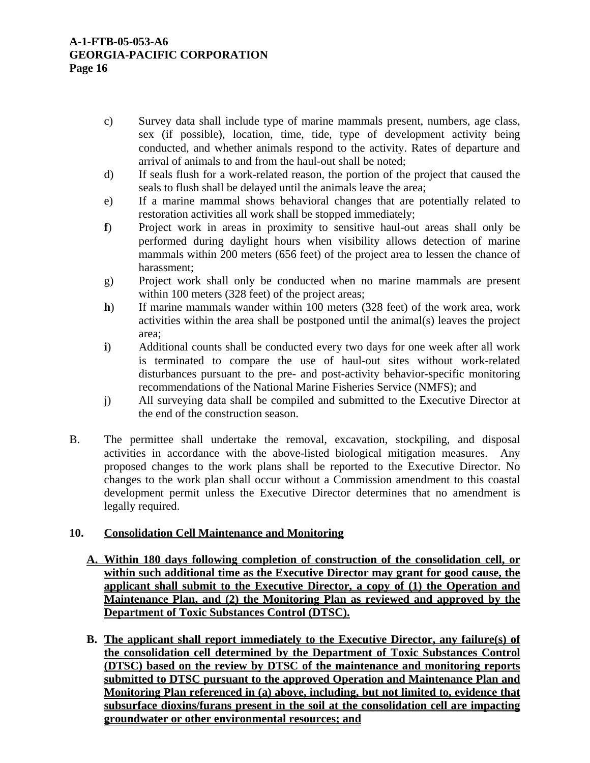c) Survey data shall include type of marine mammals present, numbers, age class, sex (if possible), location, time, tide, type of development activity being conducted, and whether animals respond to the activity. Rates of departure and arrival of animals to and from the haul-out shall be noted;

d) If seals flush for a work-related reason, the portion of the project that caused the seals to flush shall be delayed until the animals leave the area;

e) If a marine mammal shows behavioral changes that are potentially related to restoration activities all work shall be stopped immediately;

**f**) Project work in areas in proximity to sensitive haul-out areas shall only be performed during daylight hours when visibility allows detection of marine mammals within 200 meters (656 feet) of the project area to lessen the chance of harassment;

g) Project work shall only be conducted when no marine mammals are present within 100 meters (328 feet) of the project areas;

**h**) If marine mammals wander within 100 meters (328 feet) of the work area, work activities within the area shall be postponed until the animal(s) leaves the project area;

**i**) Additional counts shall be conducted every two days for one week after all work is terminated to compare the use of haul-out sites without work-related disturbances pursuant to the pre- and post-activity behavior-specific monitoring recommendations of the National Marine Fisheries Service (NMFS); and

j) All surveying data shall be compiled and submitted to the Executive Director at the end of the construction season.

B. The permittee shall undertake the removal, excavation, stockpiling, and disposal activities in accordance with the above-listed biological mitigation measures. Any proposed changes to the work plans shall be reported to the Executive Director. No changes to the work plan shall occur without a Commission amendment to this coastal development permit unless the Executive Director determines that no amendment is legally required.

**10. <u>Consolidation Cell Maintenance and Monitoring</u>**

**A. <u>Within 180 days following completion of construction of the consolidation cell, or within such additional time as the Executive Director may grant for good cause, the applicant shall submit to the Executive Director, a copy of (1) the Operation and Maintenance Plan, and (2) the Monitoring Plan as reviewed and approved by the Department of Toxic Substances Control (DTSC).</u>**

**B. <u>The applicant shall report immediately to the Executive Director, any failure(s) of the consolidation cell determined by the Department of Toxic Substances Control (DTSC) based on the review by DTSC of the maintenance and monitoring reports submitted to DTSC pursuant to the approved Operation and Maintenance Plan and Monitoring Plan referenced in (a) above, including, but not limited to, evidence that subsurface dioxins/furans present in the soil at the consolidation cell are impacting groundwater or other environmental resources; and</u>**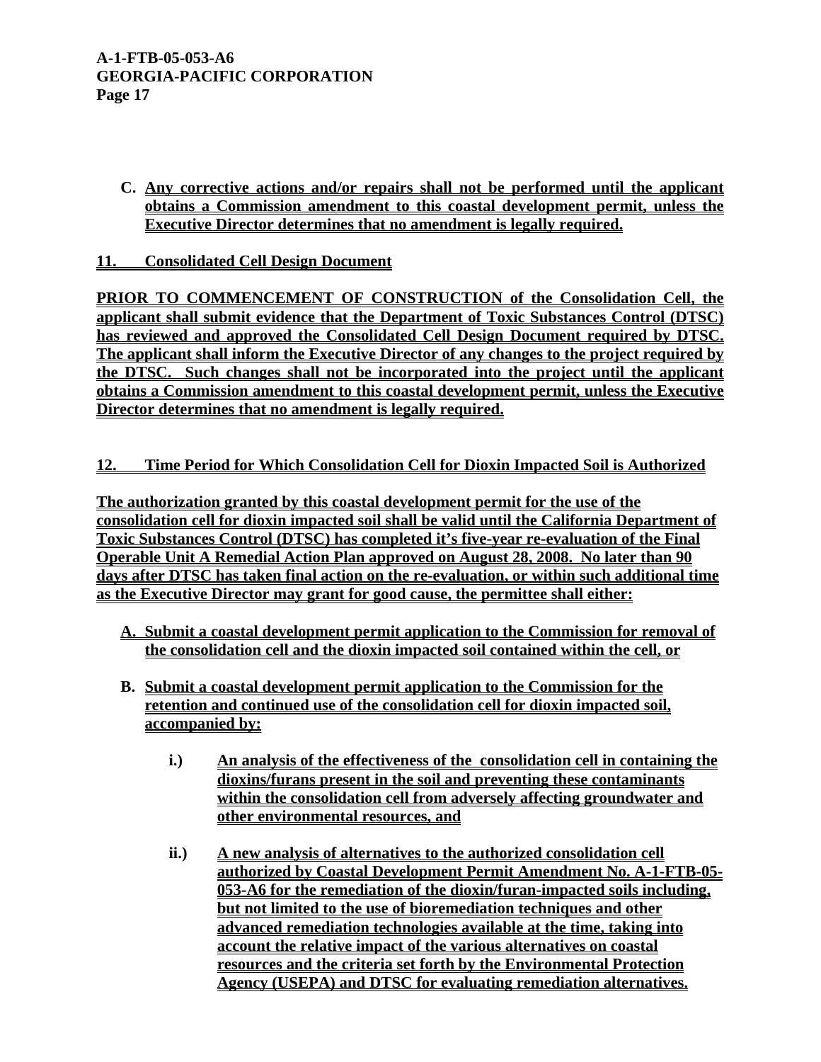C. **Any corrective actions and/or repairs shall not be performed until the applicant obtains a Commission amendment to this coastal development permit, unless the Executive Director determines that no amendment is legally required.**

**11. Consolidated Cell Design Document**

**PRIOR TO COMMENCEMENT OF CONSTRUCTION of the Consolidation Cell, the applicant shall submit evidence that the Department of Toxic Substances Control (DTSC) has reviewed and approved the Consolidated Cell Design Document required by DTSC. The applicant shall inform the Executive Director of any changes to the project required by the DTSC. Such changes shall not be incorporated into the project until the applicant obtains a Commission amendment to this coastal development permit, unless the Executive Director determines that no amendment is legally required.**

**12. Time Period for Which Consolidation Cell for Dioxin Impacted Soil is Authorized**

**The authorization granted by this coastal development permit for the use of the consolidation cell for dioxin impacted soil shall be valid until the California Department of Toxic Substances Control (DTSC) has completed it's five-year re-evaluation of the Final Operable Unit A Remedial Action Plan approved on August 28, 2008. No later than 90 days after DTSC has taken final action on the re-evaluation, or within such additional time as the Executive Director may grant for good cause, the permittee shall either:**

A. **Submit a coastal development permit application to the Commission for removal of the consolidation cell and the dioxin impacted soil contained within the cell, or**

B. **Submit a coastal development permit application to the Commission for the retention and continued use of the consolidation cell for dioxin impacted soil, accompanied by:**

   i.) **An analysis of the effectiveness of the consolidation cell in containing the dioxins/furans present in the soil and preventing these contaminants within the consolidation cell from adversely affecting groundwater and other environmental resources, and**

   ii.) **A new analysis of alternatives to the authorized consolidation cell authorized by Coastal Development Permit Amendment No. A-1-FTB-05-053-A6 for the remediation of the dioxin/furan-impacted soils including, but not limited to the use of bioremediation techniques and other advanced remediation technologies available at the time, taking into account the relative impact of the various alternatives on coastal resources and the criteria set forth by the Environmental Protection Agency (USEPA) and DTSC for evaluating remediation alternatives.**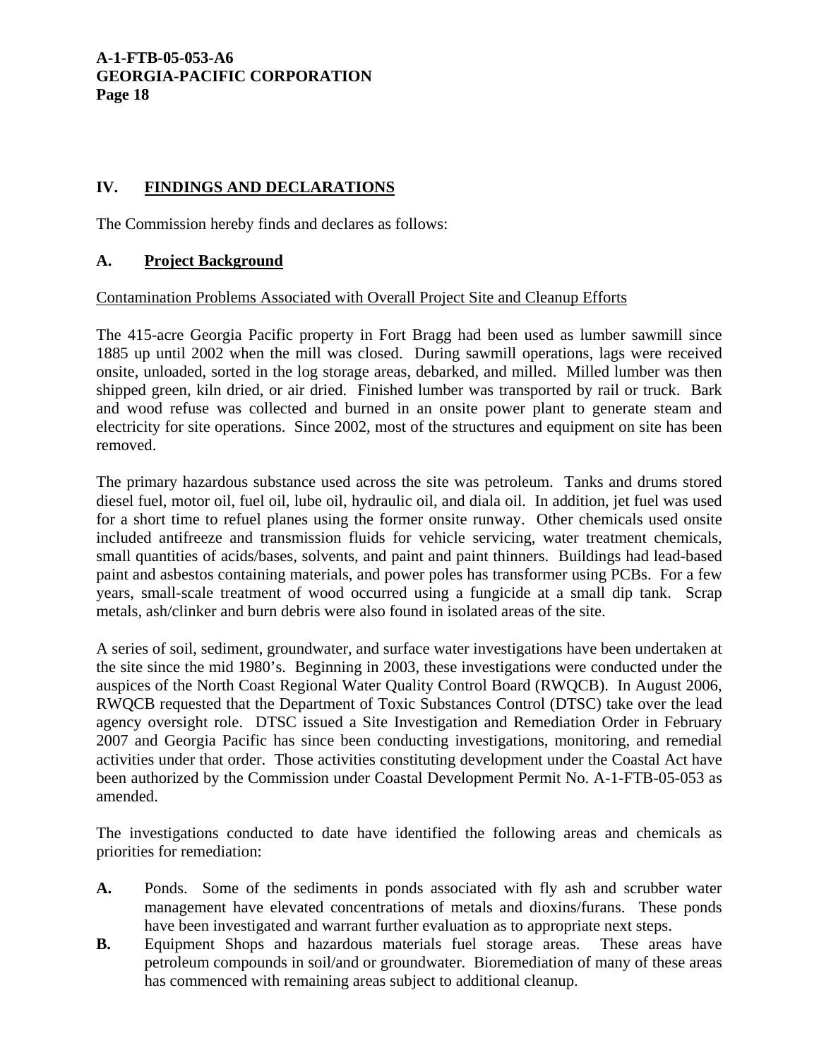## IV. FINDINGS AND DECLARATIONS

The Commission hereby finds and declares as follows:

### A. Project Background

Contamination Problems Associated with Overall Project Site and Cleanup Efforts

The 415-acre Georgia Pacific property in Fort Bragg had been used as lumber sawmill since 1885 up until 2002 when the mill was closed. During sawmill operations, lags were received onsite, unloaded, sorted in the log storage areas, debarked, and milled. Milled lumber was then shipped green, kiln dried, or air dried. Finished lumber was transported by rail or truck. Bark and wood refuse was collected and burned in an onsite power plant to generate steam and electricity for site operations. Since 2002, most of the structures and equipment on site has been removed.

The primary hazardous substance used across the site was petroleum. Tanks and drums stored diesel fuel, motor oil, fuel oil, lube oil, hydraulic oil, and diala oil. In addition, jet fuel was used for a short time to refuel planes using the former onsite runway. Other chemicals used onsite included antifreeze and transmission fluids for vehicle servicing, water treatment chemicals, small quantities of acids/bases, solvents, and paint and paint thinners. Buildings had lead-based paint and asbestos containing materials, and power poles has transformer using PCBs. For a few years, small-scale treatment of wood occurred using a fungicide at a small dip tank. Scrap metals, ash/clinker and burn debris were also found in isolated areas of the site.

A series of soil, sediment, groundwater, and surface water investigations have been undertaken at the site since the mid 1980's. Beginning in 2003, these investigations were conducted under the auspices of the North Coast Regional Water Quality Control Board (RWQCB). In August 2006, RWQCB requested that the Department of Toxic Substances Control (DTSC) take over the lead agency oversight role. DTSC issued a Site Investigation and Remediation Order in February 2007 and Georgia Pacific has since been conducting investigations, monitoring, and remedial activities under that order. Those activities constituting development under the Coastal Act have been authorized by the Commission under Coastal Development Permit No. A-1-FTB-05-053 as amended.

The investigations conducted to date have identified the following areas and chemicals as priorities for remediation:

**A.** Ponds. Some of the sediments in ponds associated with fly ash and scrubber water management have elevated concentrations of metals and dioxins/furans. These ponds have been investigated and warrant further evaluation as to appropriate next steps.

**B.** Equipment Shops and hazardous materials fuel storage areas. These areas have petroleum compounds in soil/and or groundwater. Bioremediation of many of these areas has commenced with remaining areas subject to additional cleanup.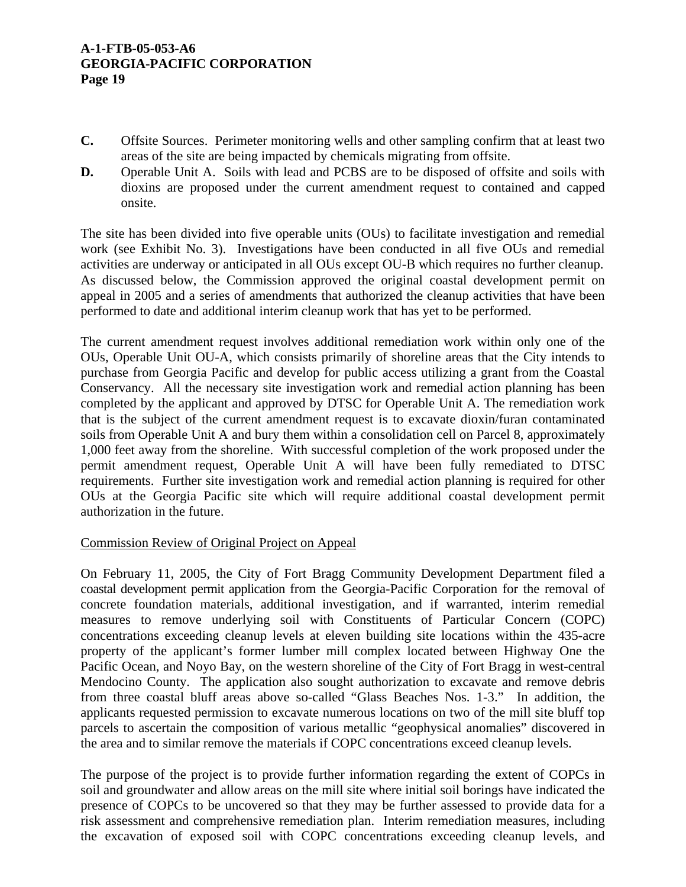**C.** Offsite Sources. Perimeter monitoring wells and other sampling confirm that at least two areas of the site are being impacted by chemicals migrating from offsite.

**D.** Operable Unit A. Soils with lead and PCBS are to be disposed of offsite and soils with dioxins are proposed under the current amendment request to contained and capped onsite.

The site has been divided into five operable units (OUs) to facilitate investigation and remedial work (see Exhibit No. 3). Investigations have been conducted in all five OUs and remedial activities are underway or anticipated in all OUs except OU-B which requires no further cleanup. As discussed below, the Commission approved the original coastal development permit on appeal in 2005 and a series of amendments that authorized the cleanup activities that have been performed to date and additional interim cleanup work that has yet to be performed.

The current amendment request involves additional remediation work within only one of the OUs, Operable Unit OU-A, which consists primarily of shoreline areas that the City intends to purchase from Georgia Pacific and develop for public access utilizing a grant from the Coastal Conservancy. All the necessary site investigation work and remedial action planning has been completed by the applicant and approved by DTSC for Operable Unit A. The remediation work that is the subject of the current amendment request is to excavate dioxin/furan contaminated soils from Operable Unit A and bury them within a consolidation cell on Parcel 8, approximately 1,000 feet away from the shoreline. With successful completion of the work proposed under the permit amendment request, Operable Unit A will have been fully remediated to DTSC requirements. Further site investigation work and remedial action planning is required for other OUs at the Georgia Pacific site which will require additional coastal development permit authorization in the future.

Commission Review of Original Project on Appeal

On February 11, 2005, the City of Fort Bragg Community Development Department filed a coastal development permit application from the Georgia-Pacific Corporation for the removal of concrete foundation materials, additional investigation, and if warranted, interim remedial measures to remove underlying soil with Constituents of Particular Concern (COPC) concentrations exceeding cleanup levels at eleven building site locations within the 435-acre property of the applicant's former lumber mill complex located between Highway One the Pacific Ocean, and Noyo Bay, on the western shoreline of the City of Fort Bragg in west-central Mendocino County. The application also sought authorization to excavate and remove debris from three coastal bluff areas above so-called "Glass Beaches Nos. 1-3." In addition, the applicants requested permission to excavate numerous locations on two of the mill site bluff top parcels to ascertain the composition of various metallic "geophysical anomalies" discovered in the area and to similar remove the materials if COPC concentrations exceed cleanup levels.

The purpose of the project is to provide further information regarding the extent of COPCs in soil and groundwater and allow areas on the mill site where initial soil borings have indicated the presence of COPCs to be uncovered so that they may be further assessed to provide data for a risk assessment and comprehensive remediation plan. Interim remediation measures, including the excavation of exposed soil with COPC concentrations exceeding cleanup levels, and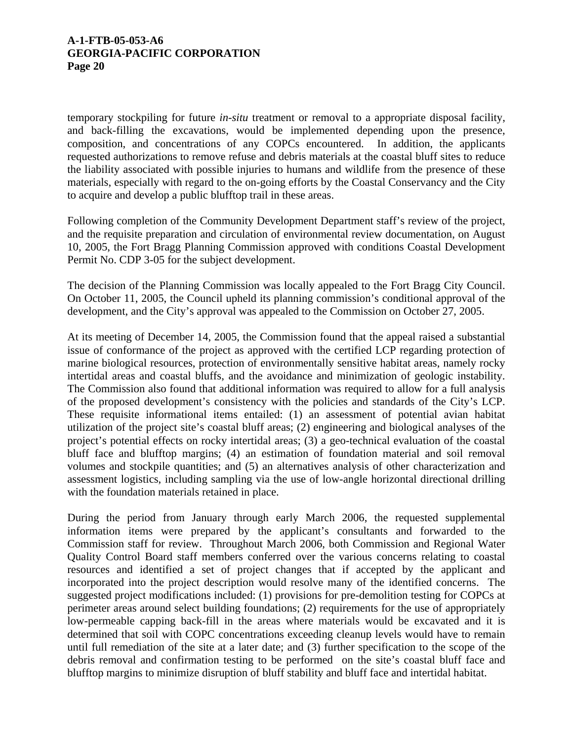temporary stockpiling for future *in-situ* treatment or removal to a appropriate disposal facility, and back-filling the excavations, would be implemented depending upon the presence, composition, and concentrations of any COPCs encountered. In addition, the applicants requested authorizations to remove refuse and debris materials at the coastal bluff sites to reduce the liability associated with possible injuries to humans and wildlife from the presence of these materials, especially with regard to the on-going efforts by the Coastal Conservancy and the City to acquire and develop a public blufftop trail in these areas.

Following completion of the Community Development Department staff's review of the project, and the requisite preparation and circulation of environmental review documentation, on August 10, 2005, the Fort Bragg Planning Commission approved with conditions Coastal Development Permit No. CDP 3-05 for the subject development.

The decision of the Planning Commission was locally appealed to the Fort Bragg City Council. On October 11, 2005, the Council upheld its planning commission's conditional approval of the development, and the City's approval was appealed to the Commission on October 27, 2005.

At its meeting of December 14, 2005, the Commission found that the appeal raised a substantial issue of conformance of the project as approved with the certified LCP regarding protection of marine biological resources, protection of environmentally sensitive habitat areas, namely rocky intertidal areas and coastal bluffs, and the avoidance and minimization of geologic instability. The Commission also found that additional information was required to allow for a full analysis of the proposed development's consistency with the policies and standards of the City's LCP. These requisite informational items entailed: (1) an assessment of potential avian habitat utilization of the project site's coastal bluff areas; (2) engineering and biological analyses of the project's potential effects on rocky intertidal areas; (3) a geo-technical evaluation of the coastal bluff face and blufftop margins; (4) an estimation of foundation material and soil removal volumes and stockpile quantities; and (5) an alternatives analysis of other characterization and assessment logistics, including sampling via the use of low-angle horizontal directional drilling with the foundation materials retained in place.

During the period from January through early March 2006, the requested supplemental information items were prepared by the applicant's consultants and forwarded to the Commission staff for review. Throughout March 2006, both Commission and Regional Water Quality Control Board staff members conferred over the various concerns relating to coastal resources and identified a set of project changes that if accepted by the applicant and incorporated into the project description would resolve many of the identified concerns. The suggested project modifications included: (1) provisions for pre-demolition testing for COPCs at perimeter areas around select building foundations; (2) requirements for the use of appropriately low-permeable capping back-fill in the areas where materials would be excavated and it is determined that soil with COPC concentrations exceeding cleanup levels would have to remain until full remediation of the site at a later date; and (3) further specification to the scope of the debris removal and confirmation testing to be performed on the site's coastal bluff face and blufftop margins to minimize disruption of bluff stability and bluff face and intertidal habitat.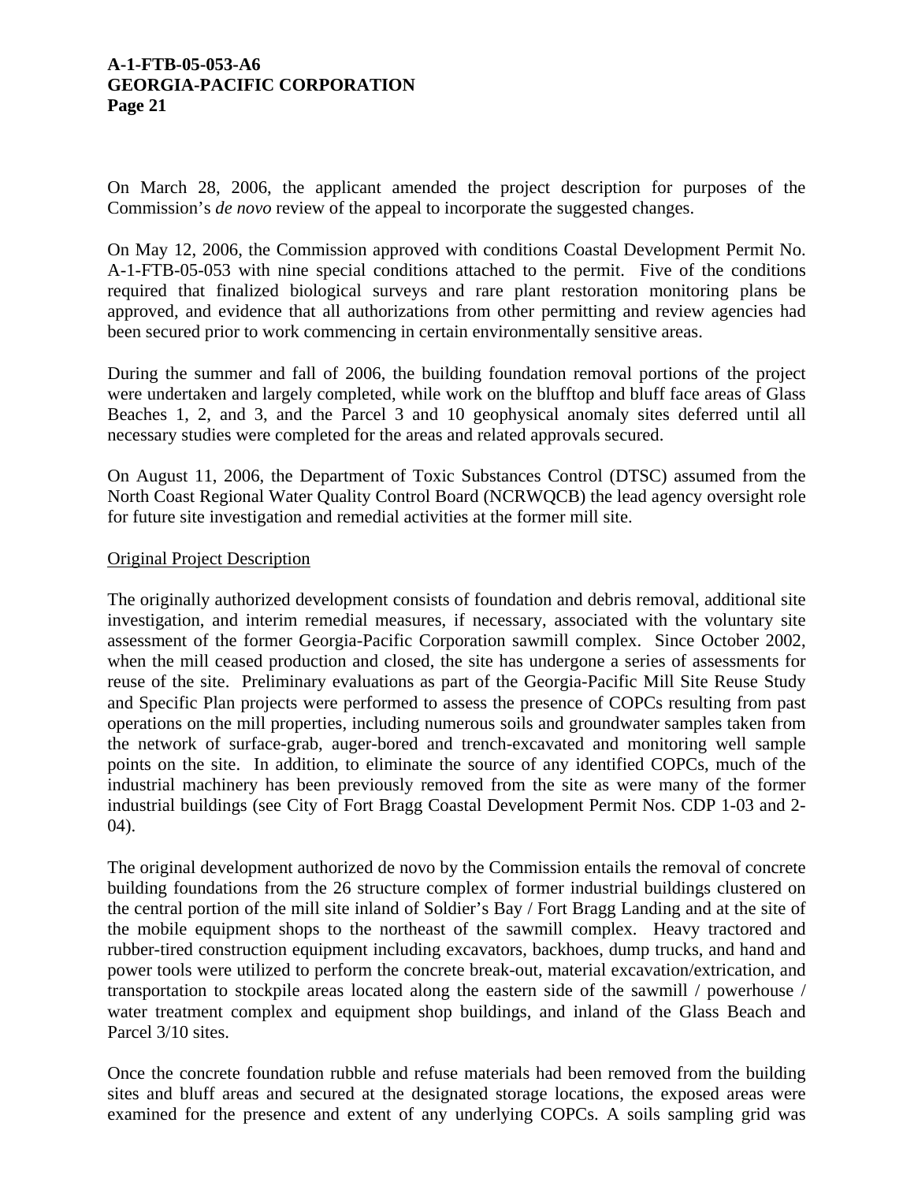On March 28, 2006, the applicant amended the project description for purposes of the Commission's *de novo* review of the appeal to incorporate the suggested changes.

On May 12, 2006, the Commission approved with conditions Coastal Development Permit No. A-1-FTB-05-053 with nine special conditions attached to the permit. Five of the conditions required that finalized biological surveys and rare plant restoration monitoring plans be approved, and evidence that all authorizations from other permitting and review agencies had been secured prior to work commencing in certain environmentally sensitive areas.

During the summer and fall of 2006, the building foundation removal portions of the project were undertaken and largely completed, while work on the blufftop and bluff face areas of Glass Beaches 1, 2, and 3, and the Parcel 3 and 10 geophysical anomaly sites deferred until all necessary studies were completed for the areas and related approvals secured.

On August 11, 2006, the Department of Toxic Substances Control (DTSC) assumed from the North Coast Regional Water Quality Control Board (NCRWQCB) the lead agency oversight role for future site investigation and remedial activities at the former mill site.

<u>Original Project Description</u>

The originally authorized development consists of foundation and debris removal, additional site investigation, and interim remedial measures, if necessary, associated with the voluntary site assessment of the former Georgia-Pacific Corporation sawmill complex. Since October 2002, when the mill ceased production and closed, the site has undergone a series of assessments for reuse of the site. Preliminary evaluations as part of the Georgia-Pacific Mill Site Reuse Study and Specific Plan projects were performed to assess the presence of COPCs resulting from past operations on the mill properties, including numerous soils and groundwater samples taken from the network of surface-grab, auger-bored and trench-excavated and monitoring well sample points on the site. In addition, to eliminate the source of any identified COPCs, much of the industrial machinery has been previously removed from the site as were many of the former industrial buildings (see City of Fort Bragg Coastal Development Permit Nos. CDP 1-03 and 2-04).

The original development authorized de novo by the Commission entails the removal of concrete building foundations from the 26 structure complex of former industrial buildings clustered on the central portion of the mill site inland of Soldier's Bay / Fort Bragg Landing and at the site of the mobile equipment shops to the northeast of the sawmill complex. Heavy tractored and rubber-tired construction equipment including excavators, backhoes, dump trucks, and hand and power tools were utilized to perform the concrete break-out, material excavation/extrication, and transportation to stockpile areas located along the eastern side of the sawmill / powerhouse / water treatment complex and equipment shop buildings, and inland of the Glass Beach and Parcel 3/10 sites.

Once the concrete foundation rubble and refuse materials had been removed from the building sites and bluff areas and secured at the designated storage locations, the exposed areas were examined for the presence and extent of any underlying COPCs. A soils sampling grid was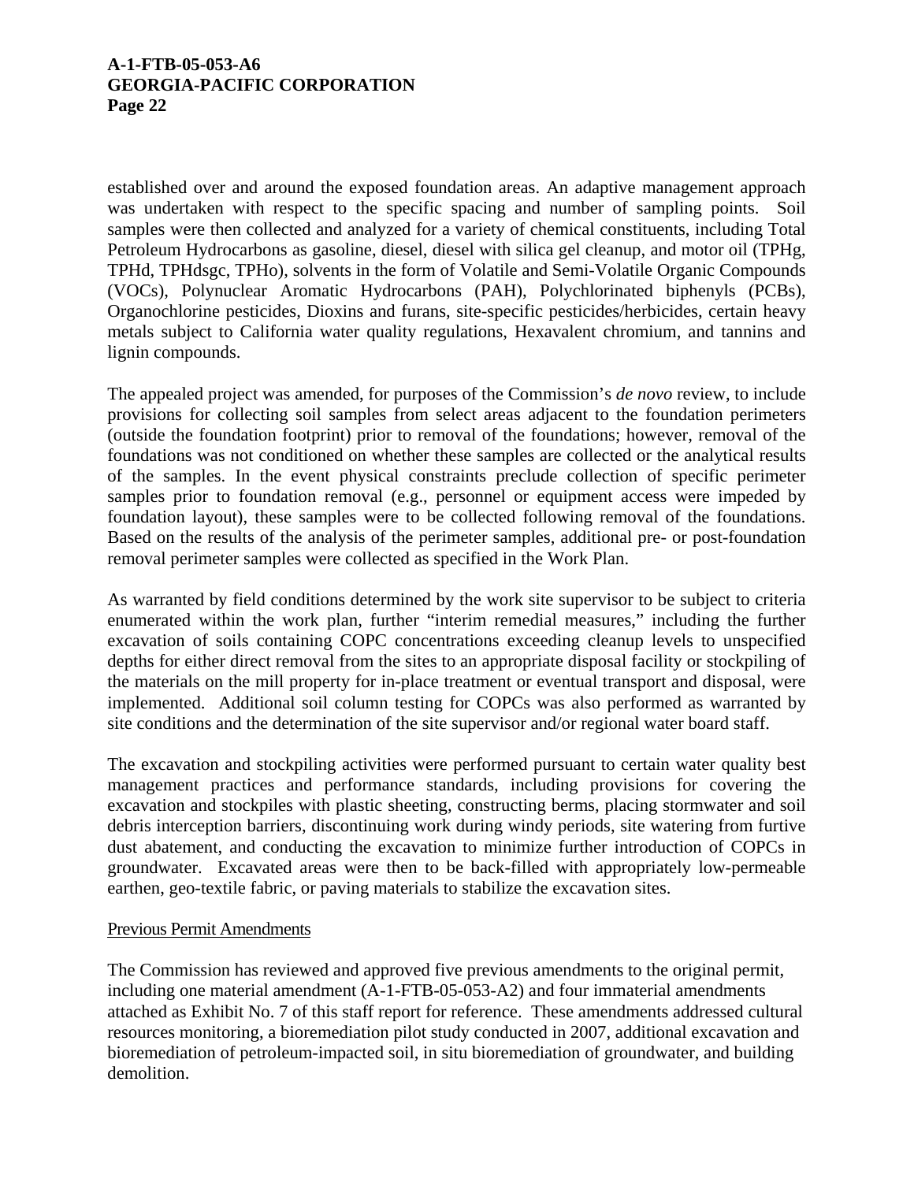established over and around the exposed foundation areas. An adaptive management approach was undertaken with respect to the specific spacing and number of sampling points. Soil samples were then collected and analyzed for a variety of chemical constituents, including Total Petroleum Hydrocarbons as gasoline, diesel, diesel with silica gel cleanup, and motor oil (TPHg, TPHd, TPHdsgc, TPHo), solvents in the form of Volatile and Semi-Volatile Organic Compounds (VOCs), Polynuclear Aromatic Hydrocarbons (PAH), Polychlorinated biphenyls (PCBs), Organochlorine pesticides, Dioxins and furans, site-specific pesticides/herbicides, certain heavy metals subject to California water quality regulations, Hexavalent chromium, and tannins and lignin compounds.

The appealed project was amended, for purposes of the Commission's *de novo* review, to include provisions for collecting soil samples from select areas adjacent to the foundation perimeters (outside the foundation footprint) prior to removal of the foundations; however, removal of the foundations was not conditioned on whether these samples are collected or the analytical results of the samples. In the event physical constraints preclude collection of specific perimeter samples prior to foundation removal (e.g., personnel or equipment access were impeded by foundation layout), these samples were to be collected following removal of the foundations. Based on the results of the analysis of the perimeter samples, additional pre- or post-foundation removal perimeter samples were collected as specified in the Work Plan.

As warranted by field conditions determined by the work site supervisor to be subject to criteria enumerated within the work plan, further "interim remedial measures," including the further excavation of soils containing COPC concentrations exceeding cleanup levels to unspecified depths for either direct removal from the sites to an appropriate disposal facility or stockpiling of the materials on the mill property for in-place treatment or eventual transport and disposal, were implemented. Additional soil column testing for COPCs was also performed as warranted by site conditions and the determination of the site supervisor and/or regional water board staff.

The excavation and stockpiling activities were performed pursuant to certain water quality best management practices and performance standards, including provisions for covering the excavation and stockpiles with plastic sheeting, constructing berms, placing stormwater and soil debris interception barriers, discontinuing work during windy periods, site watering from furtive dust abatement, and conducting the excavation to minimize further introduction of COPCs in groundwater. Excavated areas were then to be back-filled with appropriately low-permeable earthen, geo-textile fabric, or paving materials to stabilize the excavation sites.

Previous Permit Amendments

The Commission has reviewed and approved five previous amendments to the original permit, including one material amendment (A-1-FTB-05-053-A2) and four immaterial amendments attached as Exhibit No. 7 of this staff report for reference. These amendments addressed cultural resources monitoring, a bioremediation pilot study conducted in 2007, additional excavation and bioremediation of petroleum-impacted soil, in situ bioremediation of groundwater, and building demolition.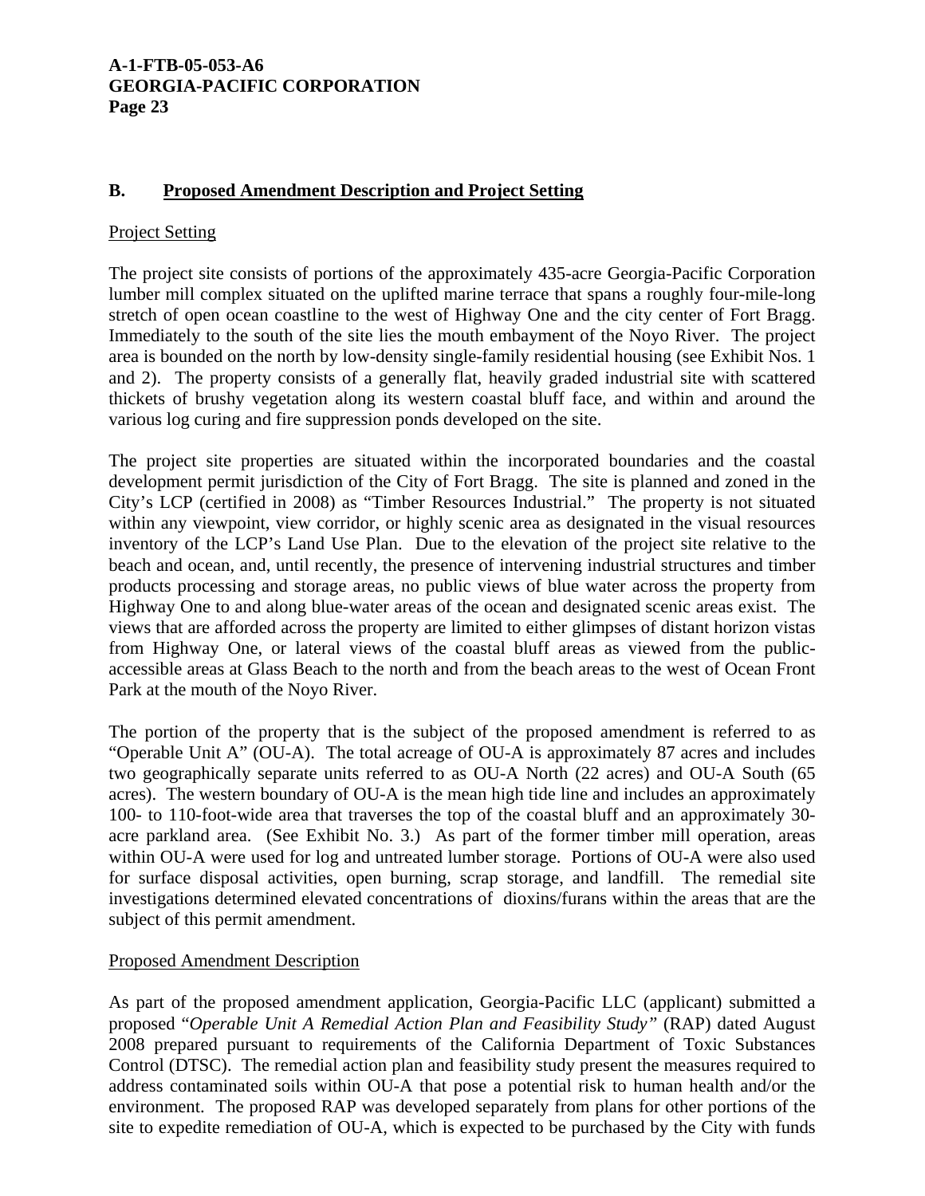## B. Proposed Amendment Description and Project Setting

Project Setting

The project site consists of portions of the approximately 435-acre Georgia-Pacific Corporation lumber mill complex situated on the uplifted marine terrace that spans a roughly four-mile-long stretch of open ocean coastline to the west of Highway One and the city center of Fort Bragg. Immediately to the south of the site lies the mouth embayment of the Noyo River. The project area is bounded on the north by low-density single-family residential housing (see Exhibit Nos. 1 and 2). The property consists of a generally flat, heavily graded industrial site with scattered thickets of brushy vegetation along its western coastal bluff face, and within and around the various log curing and fire suppression ponds developed on the site.

The project site properties are situated within the incorporated boundaries and the coastal development permit jurisdiction of the City of Fort Bragg. The site is planned and zoned in the City's LCP (certified in 2008) as "Timber Resources Industrial." The property is not situated within any viewpoint, view corridor, or highly scenic area as designated in the visual resources inventory of the LCP's Land Use Plan. Due to the elevation of the project site relative to the beach and ocean, and, until recently, the presence of intervening industrial structures and timber products processing and storage areas, no public views of blue water across the property from Highway One to and along blue-water areas of the ocean and designated scenic areas exist. The views that are afforded across the property are limited to either glimpses of distant horizon vistas from Highway One, or lateral views of the coastal bluff areas as viewed from the public-accessible areas at Glass Beach to the north and from the beach areas to the west of Ocean Front Park at the mouth of the Noyo River.

The portion of the property that is the subject of the proposed amendment is referred to as "Operable Unit A" (OU-A). The total acreage of OU-A is approximately 87 acres and includes two geographically separate units referred to as OU-A North (22 acres) and OU-A South (65 acres). The western boundary of OU-A is the mean high tide line and includes an approximately 100- to 110-foot-wide area that traverses the top of the coastal bluff and an approximately 30-acre parkland area. (See Exhibit No. 3.) As part of the former timber mill operation, areas within OU-A were used for log and untreated lumber storage. Portions of OU-A were also used for surface disposal activities, open burning, scrap storage, and landfill. The remedial site investigations determined elevated concentrations of dioxins/furans within the areas that are the subject of this permit amendment.

Proposed Amendment Description

As part of the proposed amendment application, Georgia-Pacific LLC (applicant) submitted a proposed "*Operable Unit A Remedial Action Plan and Feasibility Study"* (RAP) dated August 2008 prepared pursuant to requirements of the California Department of Toxic Substances Control (DTSC). The remedial action plan and feasibility study present the measures required to address contaminated soils within OU-A that pose a potential risk to human health and/or the environment. The proposed RAP was developed separately from plans for other portions of the site to expedite remediation of OU-A, which is expected to be purchased by the City with funds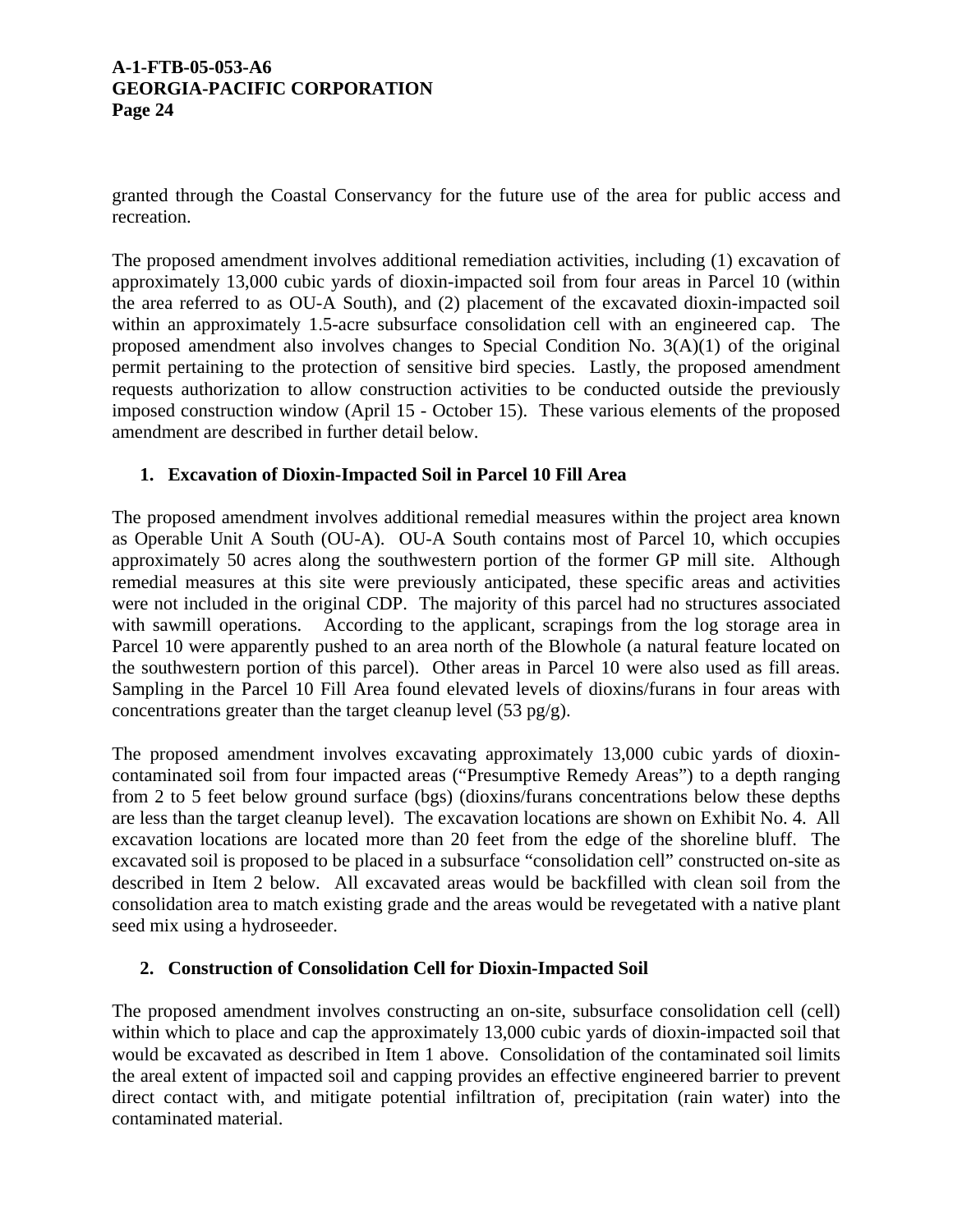granted through the Coastal Conservancy for the future use of the area for public access and recreation.

The proposed amendment involves additional remediation activities, including (1) excavation of approximately 13,000 cubic yards of dioxin-impacted soil from four areas in Parcel 10 (within the area referred to as OU-A South), and (2) placement of the excavated dioxin-impacted soil within an approximately 1.5-acre subsurface consolidation cell with an engineered cap. The proposed amendment also involves changes to Special Condition No. 3(A)(1) of the original permit pertaining to the protection of sensitive bird species. Lastly, the proposed amendment requests authorization to allow construction activities to be conducted outside the previously imposed construction window (April 15 - October 15). These various elements of the proposed amendment are described in further detail below.

**1. Excavation of Dioxin-Impacted Soil in Parcel 10 Fill Area**

The proposed amendment involves additional remedial measures within the project area known as Operable Unit A South (OU-A). OU-A South contains most of Parcel 10, which occupies approximately 50 acres along the southwestern portion of the former GP mill site. Although remedial measures at this site were previously anticipated, these specific areas and activities were not included in the original CDP. The majority of this parcel had no structures associated with sawmill operations. According to the applicant, scrapings from the log storage area in Parcel 10 were apparently pushed to an area north of the Blowhole (a natural feature located on the southwestern portion of this parcel). Other areas in Parcel 10 were also used as fill areas. Sampling in the Parcel 10 Fill Area found elevated levels of dioxins/furans in four areas with concentrations greater than the target cleanup level (53 pg/g).

The proposed amendment involves excavating approximately 13,000 cubic yards of dioxin-contaminated soil from four impacted areas ("Presumptive Remedy Areas") to a depth ranging from 2 to 5 feet below ground surface (bgs) (dioxins/furans concentrations below these depths are less than the target cleanup level). The excavation locations are shown on Exhibit No. 4. All excavation locations are located more than 20 feet from the edge of the shoreline bluff. The excavated soil is proposed to be placed in a subsurface "consolidation cell" constructed on-site as described in Item 2 below. All excavated areas would be backfilled with clean soil from the consolidation area to match existing grade and the areas would be revegetated with a native plant seed mix using a hydroseeder.

**2. Construction of Consolidation Cell for Dioxin-Impacted Soil**

The proposed amendment involves constructing an on-site, subsurface consolidation cell (cell) within which to place and cap the approximately 13,000 cubic yards of dioxin-impacted soil that would be excavated as described in Item 1 above. Consolidation of the contaminated soil limits the areal extent of impacted soil and capping provides an effective engineered barrier to prevent direct contact with, and mitigate potential infiltration of, precipitation (rain water) into the contaminated material.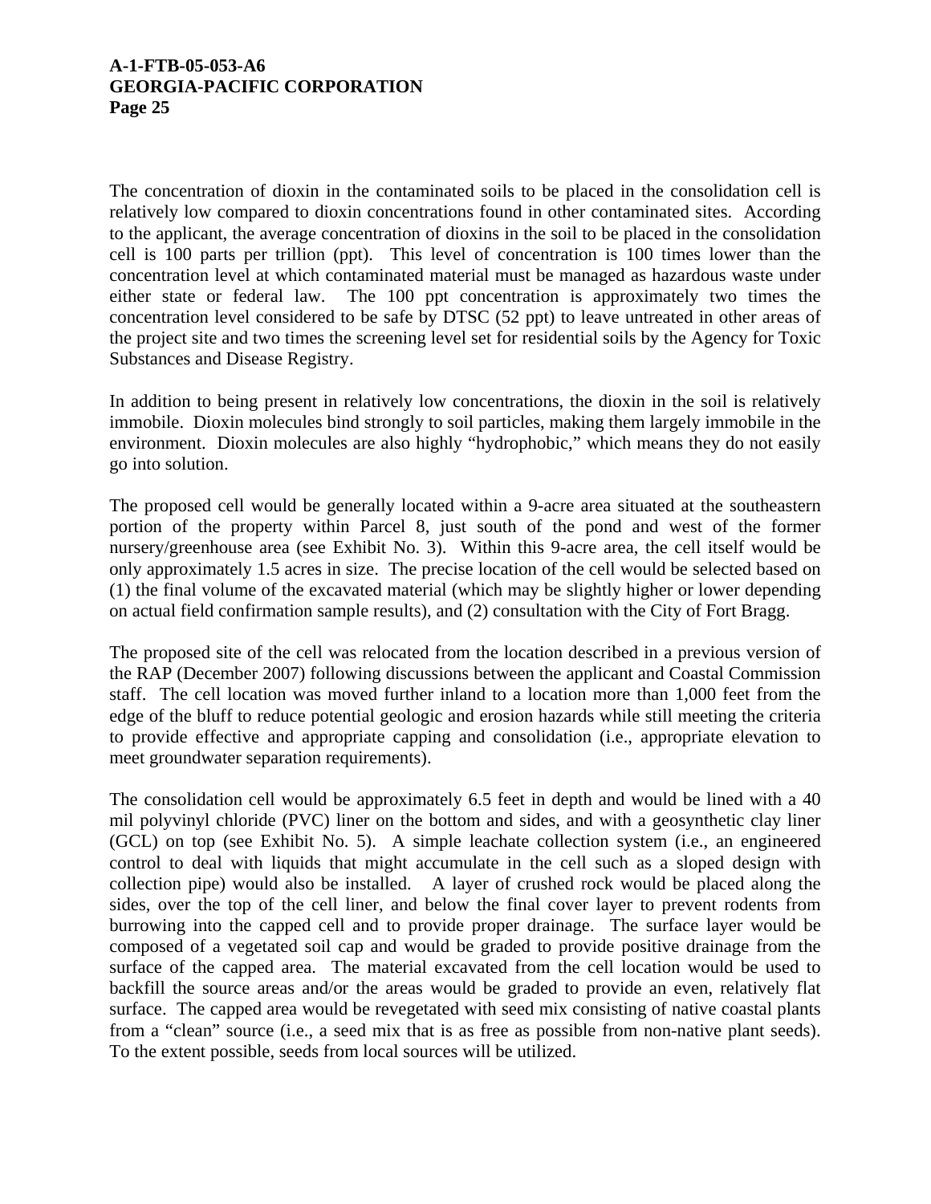The concentration of dioxin in the contaminated soils to be placed in the consolidation cell is relatively low compared to dioxin concentrations found in other contaminated sites. According to the applicant, the average concentration of dioxins in the soil to be placed in the consolidation cell is 100 parts per trillion (ppt). This level of concentration is 100 times lower than the concentration level at which contaminated material must be managed as hazardous waste under either state or federal law. The 100 ppt concentration is approximately two times the concentration level considered to be safe by DTSC (52 ppt) to leave untreated in other areas of the project site and two times the screening level set for residential soils by the Agency for Toxic Substances and Disease Registry.

In addition to being present in relatively low concentrations, the dioxin in the soil is relatively immobile. Dioxin molecules bind strongly to soil particles, making them largely immobile in the environment. Dioxin molecules are also highly "hydrophobic," which means they do not easily go into solution.

The proposed cell would be generally located within a 9-acre area situated at the southeastern portion of the property within Parcel 8, just south of the pond and west of the former nursery/greenhouse area (see Exhibit No. 3). Within this 9-acre area, the cell itself would be only approximately 1.5 acres in size. The precise location of the cell would be selected based on (1) the final volume of the excavated material (which may be slightly higher or lower depending on actual field confirmation sample results), and (2) consultation with the City of Fort Bragg.

The proposed site of the cell was relocated from the location described in a previous version of the RAP (December 2007) following discussions between the applicant and Coastal Commission staff. The cell location was moved further inland to a location more than 1,000 feet from the edge of the bluff to reduce potential geologic and erosion hazards while still meeting the criteria to provide effective and appropriate capping and consolidation (i.e., appropriate elevation to meet groundwater separation requirements).

The consolidation cell would be approximately 6.5 feet in depth and would be lined with a 40 mil polyvinyl chloride (PVC) liner on the bottom and sides, and with a geosynthetic clay liner (GCL) on top (see Exhibit No. 5). A simple leachate collection system (i.e., an engineered control to deal with liquids that might accumulate in the cell such as a sloped design with collection pipe) would also be installed. A layer of crushed rock would be placed along the sides, over the top of the cell liner, and below the final cover layer to prevent rodents from burrowing into the capped cell and to provide proper drainage. The surface layer would be composed of a vegetated soil cap and would be graded to provide positive drainage from the surface of the capped area. The material excavated from the cell location would be used to backfill the source areas and/or the areas would be graded to provide an even, relatively flat surface. The capped area would be revegetated with seed mix consisting of native coastal plants from a "clean" source (i.e., a seed mix that is as free as possible from non-native plant seeds). To the extent possible, seeds from local sources will be utilized.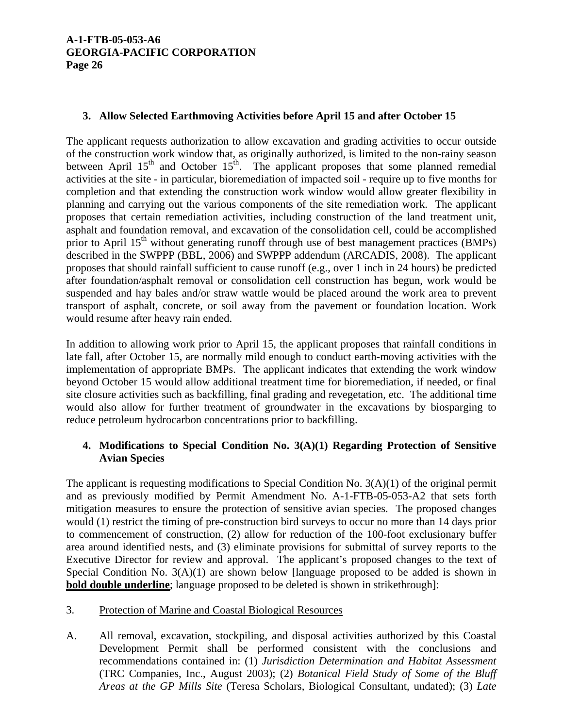### 3. Allow Selected Earthmoving Activities before April 15 and after October 15

The applicant requests authorization to allow excavation and grading activities to occur outside of the construction work window that, as originally authorized, is limited to the non-rainy season between April 15th and October 15th. The applicant proposes that some planned remedial activities at the site - in particular, bioremediation of impacted soil - require up to five months for completion and that extending the construction work window would allow greater flexibility in planning and carrying out the various components of the site remediation work. The applicant proposes that certain remediation activities, including construction of the land treatment unit, asphalt and foundation removal, and excavation of the consolidation cell, could be accomplished prior to April 15th without generating runoff through use of best management practices (BMPs) described in the SWPPP (BBL, 2006) and SWPPP addendum (ARCADIS, 2008). The applicant proposes that should rainfall sufficient to cause runoff (e.g., over 1 inch in 24 hours) be predicted after foundation/asphalt removal or consolidation cell construction has begun, work would be suspended and hay bales and/or straw wattle would be placed around the work area to prevent transport of asphalt, concrete, or soil away from the pavement or foundation location. Work would resume after heavy rain ended.

In addition to allowing work prior to April 15, the applicant proposes that rainfall conditions in late fall, after October 15, are normally mild enough to conduct earth-moving activities with the implementation of appropriate BMPs. The applicant indicates that extending the work window beyond October 15 would allow additional treatment time for bioremediation, if needed, or final site closure activities such as backfilling, final grading and revegetation, etc. The additional time would also allow for further treatment of groundwater in the excavations by biosparging to reduce petroleum hydrocarbon concentrations prior to backfilling.

### 4. Modifications to Special Condition No. 3(A)(1) Regarding Protection of Sensitive Avian Species

The applicant is requesting modifications to Special Condition No. 3(A)(1) of the original permit and as previously modified by Permit Amendment No. A-1-FTB-05-053-A2 that sets forth mitigation measures to ensure the protection of sensitive avian species. The proposed changes would (1) restrict the timing of pre-construction bird surveys to occur no more than 14 days prior to commencement of construction, (2) allow for reduction of the 100-foot exclusionary buffer area around identified nests, and (3) eliminate provisions for submittal of survey reports to the Executive Director for review and approval. The applicant's proposed changes to the text of Special Condition No. 3(A)(1) are shown below [language proposed to be added is shown in **<u>bold double underline</u>**; language proposed to be deleted is shown in ~~strikethrough~~]:

3. <u>Protection of Marine and Coastal Biological Resources</u>

A. All removal, excavation, stockpiling, and disposal activities authorized by this Coastal Development Permit shall be performed consistent with the conclusions and recommendations contained in: (1) *Jurisdiction Determination and Habitat Assessment* (TRC Companies, Inc., August 2003); (2) *Botanical Field Study of Some of the Bluff Areas at the GP Mills Site* (Teresa Scholars, Biological Consultant, undated); (3) *Late*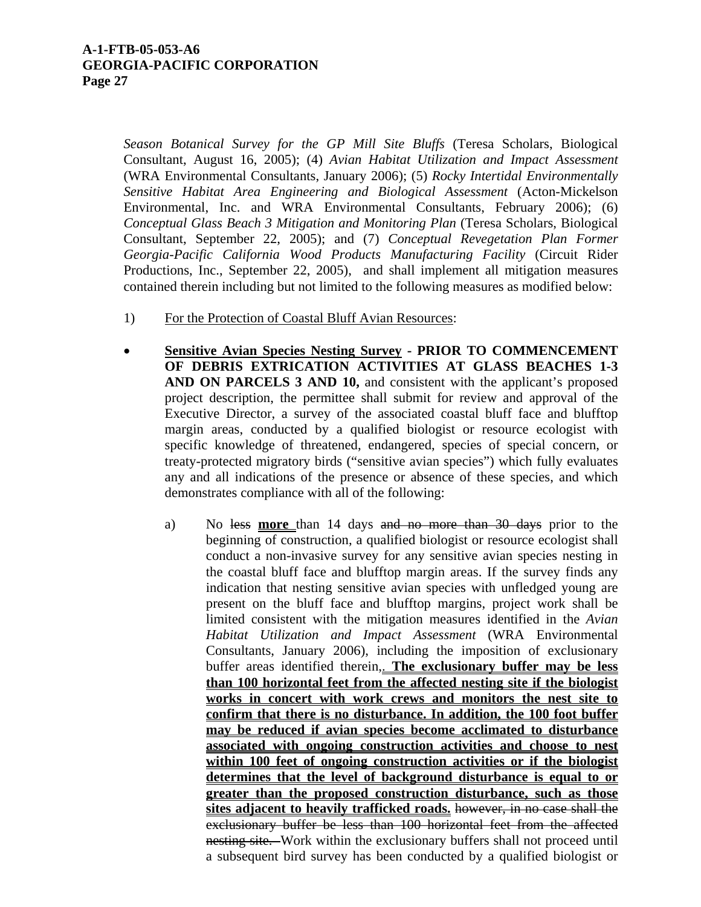*Season Botanical Survey for the GP Mill Site Bluffs* (Teresa Scholars, Biological Consultant, August 16, 2005); (4) *Avian Habitat Utilization and Impact Assessment* (WRA Environmental Consultants, January 2006); (5) *Rocky Intertidal Environmentally Sensitive Habitat Area Engineering and Biological Assessment* (Acton-Mickelson Environmental, Inc. and WRA Environmental Consultants, February 2006); (6) *Conceptual Glass Beach 3 Mitigation and Monitoring Plan* (Teresa Scholars, Biological Consultant, September 22, 2005); and (7) *Conceptual Revegetation Plan Former Georgia-Pacific California Wood Products Manufacturing Facility* (Circuit Rider Productions, Inc., September 22, 2005), and shall implement all mitigation measures contained therein including but not limited to the following measures as modified below:

1) <u>For the Protection of Coastal Bluff Avian Resources</u>:

- **<u>Sensitive Avian Species Nesting Survey</u> - PRIOR TO COMMENCEMENT OF DEBRIS EXTRICATION ACTIVITIES AT GLASS BEACHES 1-3 AND ON PARCELS 3 AND 10,** and consistent with the applicant's proposed project description, the permittee shall submit for review and approval of the Executive Director, a survey of the associated coastal bluff face and blufftop margin areas, conducted by a qualified biologist or resource ecologist with specific knowledge of threatened, endangered, species of special concern, or treaty-protected migratory birds ("sensitive avian species") which fully evaluates any and all indications of the presence or absence of these species, and which demonstrates compliance with all of the following:

  a) No ~~less~~ **<u>more</u>** than 14 days ~~and no more than 30 days~~ prior to the beginning of construction, a qualified biologist or resource ecologist shall conduct a non-invasive survey for any sensitive avian species nesting in the coastal bluff face and blufftop margin areas. If the survey finds any indication that nesting sensitive avian species with unfledged young are present on the bluff face and blufftop margins, project work shall be limited consistent with the mitigation measures identified in the *Avian Habitat Utilization and Impact Assessment* (WRA Environmental Consultants, January 2006), including the imposition of exclusionary buffer areas identified therein~~,~~**<u>. The exclusionary buffer may be less than 100 horizontal feet from the affected nesting site if the biologist works in concert with work crews and monitors the nest site to confirm that there is no disturbance. In addition, the 100 foot buffer may be reduced if avian species become acclimated to disturbance associated with ongoing construction activities and choose to nest within 100 feet of ongoing construction activities or if the biologist determines that the level of background disturbance is equal to or greater than the proposed construction disturbance, such as those sites adjacent to heavily trafficked roads.</u>** ~~however, in no case shall the exclusionary buffer be less than 100 horizontal feet from the affected nesting site.~~ Work within the exclusionary buffers shall not proceed until a subsequent bird survey has been conducted by a qualified biologist or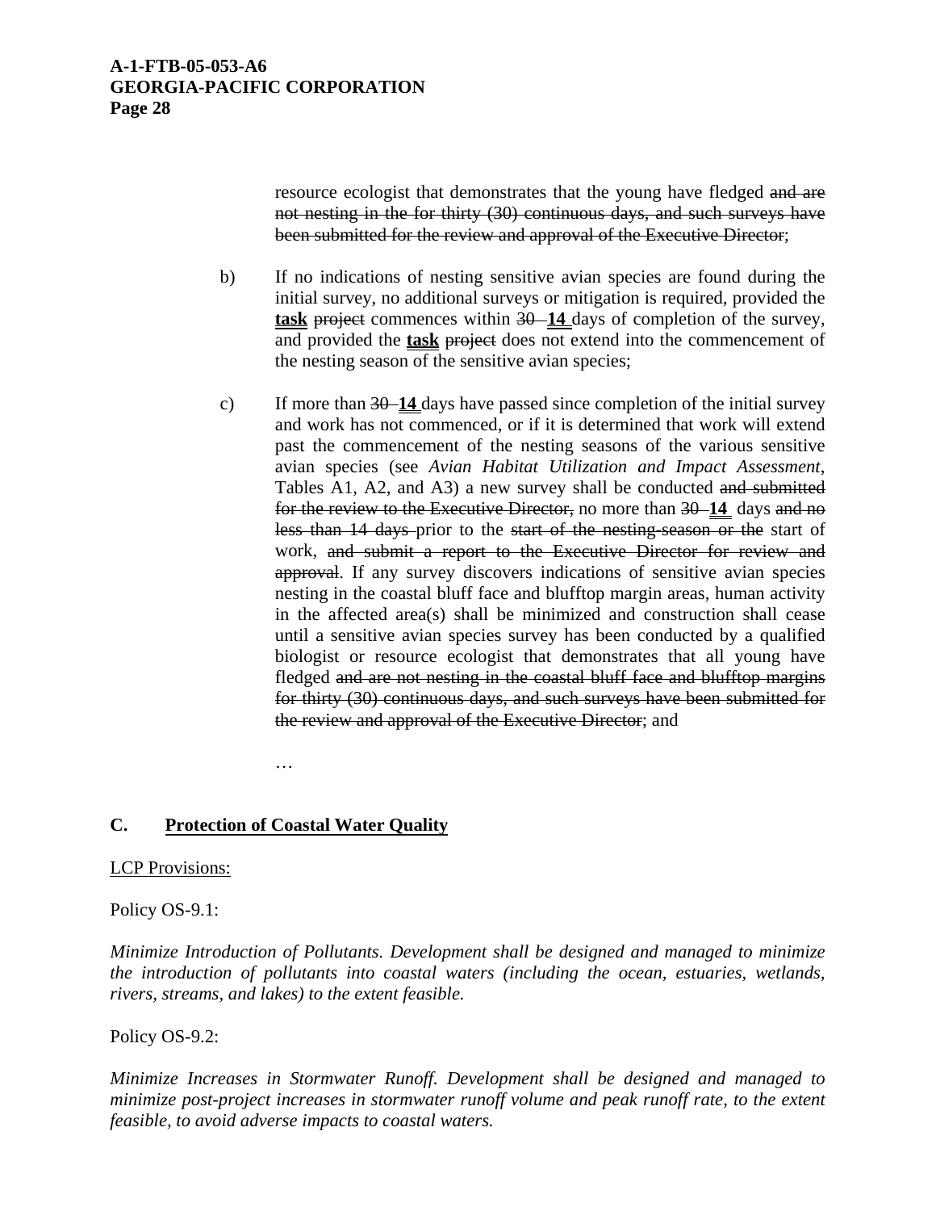resource ecologist that demonstrates that the young have fledged ~~and are not nesting in the for thirty (30) continuous days, and such surveys have been submitted for the review and approval of the Executive Director~~;

b) If no indications of nesting sensitive avian species are found during the initial survey, no additional surveys or mitigation is required, provided the **<u>task</u>** ~~project~~ commences within ~~30~~ **<u>14</u>** days of completion of the survey, and provided the **<u>task</u>** ~~project~~ does not extend into the commencement of the nesting season of the sensitive avian species;

c) If more than ~~30~~ **<u>14</u>** days have passed since completion of the initial survey and work has not commenced, or if it is determined that work will extend past the commencement of the nesting seasons of the various sensitive avian species (see *Avian Habitat Utilization and Impact Assessment*, Tables A1, A2, and A3) a new survey shall be conducted ~~and submitted for the review to the Executive Director,~~ no more than ~~30~~ **<u>14</u>** days ~~and no less than 14 days~~ prior to the ~~start of the nesting-season or the~~ start of work, ~~and submit a report to the Executive Director for review and approval~~. If any survey discovers indications of sensitive avian species nesting in the coastal bluff face and blufftop margin areas, human activity in the affected area(s) shall be minimized and construction shall cease until a sensitive avian species survey has been conducted by a qualified biologist or resource ecologist that demonstrates that all young have fledged ~~and are not nesting in the coastal bluff face and blufftop margins for thirty (30) continuous days, and such surveys have been submitted for the review and approval of the Executive Director~~; and

…

## C. <u>Protection of Coastal Water Quality</u>

<u>LCP Provisions:</u>

Policy OS-9.1:

*Minimize Introduction of Pollutants. Development shall be designed and managed to minimize the introduction of pollutants into coastal waters (including the ocean, estuaries, wetlands, rivers, streams, and lakes) to the extent feasible.*

Policy OS-9.2:

*Minimize Increases in Stormwater Runoff. Development shall be designed and managed to minimize post-project increases in stormwater runoff volume and peak runoff rate, to the extent feasible, to avoid adverse impacts to coastal waters.*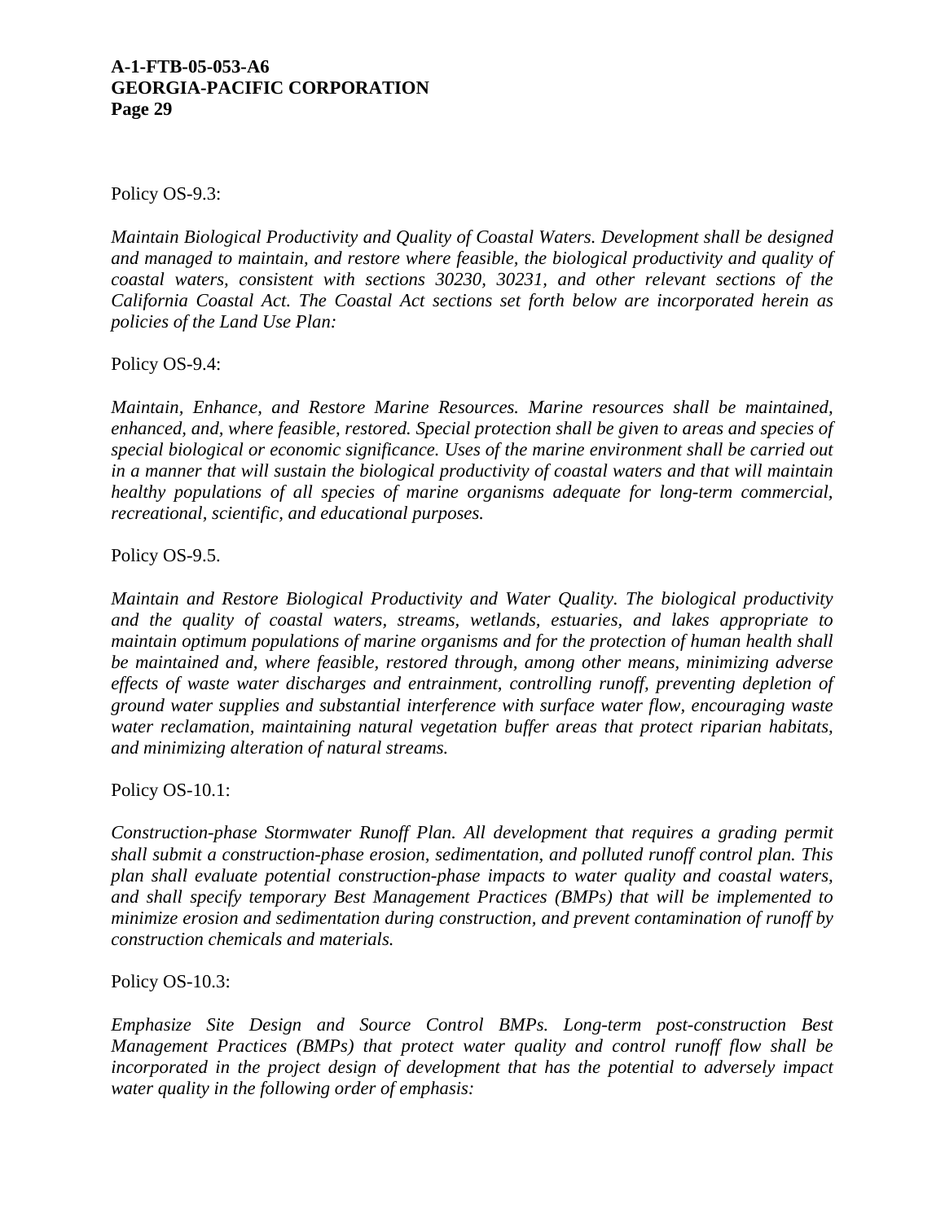Policy OS-9.3:

*Maintain Biological Productivity and Quality of Coastal Waters. Development shall be designed and managed to maintain, and restore where feasible, the biological productivity and quality of coastal waters, consistent with sections 30230, 30231, and other relevant sections of the California Coastal Act. The Coastal Act sections set forth below are incorporated herein as policies of the Land Use Plan:*

Policy OS-9.4:

*Maintain, Enhance, and Restore Marine Resources. Marine resources shall be maintained, enhanced, and, where feasible, restored. Special protection shall be given to areas and species of special biological or economic significance. Uses of the marine environment shall be carried out in a manner that will sustain the biological productivity of coastal waters and that will maintain healthy populations of all species of marine organisms adequate for long-term commercial, recreational, scientific, and educational purposes.*

Policy OS-9.5.

*Maintain and Restore Biological Productivity and Water Quality. The biological productivity and the quality of coastal waters, streams, wetlands, estuaries, and lakes appropriate to maintain optimum populations of marine organisms and for the protection of human health shall be maintained and, where feasible, restored through, among other means, minimizing adverse effects of waste water discharges and entrainment, controlling runoff, preventing depletion of ground water supplies and substantial interference with surface water flow, encouraging waste water reclamation, maintaining natural vegetation buffer areas that protect riparian habitats, and minimizing alteration of natural streams.*

Policy OS-10.1:

*Construction-phase Stormwater Runoff Plan. All development that requires a grading permit shall submit a construction-phase erosion, sedimentation, and polluted runoff control plan. This plan shall evaluate potential construction-phase impacts to water quality and coastal waters, and shall specify temporary Best Management Practices (BMPs) that will be implemented to minimize erosion and sedimentation during construction, and prevent contamination of runoff by construction chemicals and materials.*

Policy OS-10.3:

*Emphasize Site Design and Source Control BMPs. Long-term post-construction Best Management Practices (BMPs) that protect water quality and control runoff flow shall be incorporated in the project design of development that has the potential to adversely impact water quality in the following order of emphasis:*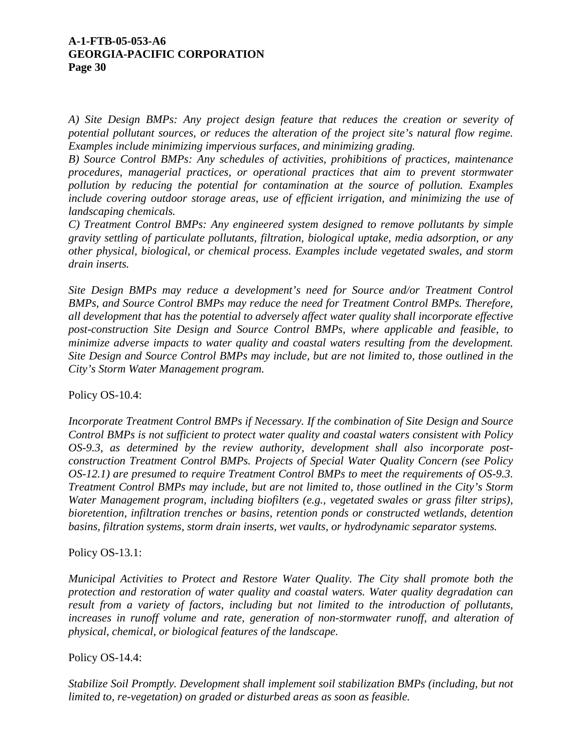*A) Site Design BMPs: Any project design feature that reduces the creation or severity of potential pollutant sources, or reduces the alteration of the project site's natural flow regime. Examples include minimizing impervious surfaces, and minimizing grading.*
*B) Source Control BMPs: Any schedules of activities, prohibitions of practices, maintenance procedures, managerial practices, or operational practices that aim to prevent stormwater pollution by reducing the potential for contamination at the source of pollution. Examples include covering outdoor storage areas, use of efficient irrigation, and minimizing the use of landscaping chemicals.*
*C) Treatment Control BMPs: Any engineered system designed to remove pollutants by simple gravity settling of particulate pollutants, filtration, biological uptake, media adsorption, or any other physical, biological, or chemical process. Examples include vegetated swales, and storm drain inserts.*

*Site Design BMPs may reduce a development's need for Source and/or Treatment Control BMPs, and Source Control BMPs may reduce the need for Treatment Control BMPs. Therefore, all development that has the potential to adversely affect water quality shall incorporate effective post-construction Site Design and Source Control BMPs, where applicable and feasible, to minimize adverse impacts to water quality and coastal waters resulting from the development. Site Design and Source Control BMPs may include, but are not limited to, those outlined in the City's Storm Water Management program.*

Policy OS-10.4:

*Incorporate Treatment Control BMPs if Necessary. If the combination of Site Design and Source Control BMPs is not sufficient to protect water quality and coastal waters consistent with Policy OS-9.3, as determined by the review authority, development shall also incorporate post-construction Treatment Control BMPs. Projects of Special Water Quality Concern (see Policy OS-12.1) are presumed to require Treatment Control BMPs to meet the requirements of OS-9.3. Treatment Control BMPs may include, but are not limited to, those outlined in the City's Storm Water Management program, including biofilters (e.g., vegetated swales or grass filter strips), bioretention, infiltration trenches or basins, retention ponds or constructed wetlands, detention basins, filtration systems, storm drain inserts, wet vaults, or hydrodynamic separator systems.*

Policy OS-13.1:

*Municipal Activities to Protect and Restore Water Quality. The City shall promote both the protection and restoration of water quality and coastal waters. Water quality degradation can result from a variety of factors, including but not limited to the introduction of pollutants, increases in runoff volume and rate, generation of non-stormwater runoff, and alteration of physical, chemical, or biological features of the landscape.*

Policy OS-14.4:

*Stabilize Soil Promptly. Development shall implement soil stabilization BMPs (including, but not limited to, re-vegetation) on graded or disturbed areas as soon as feasible.*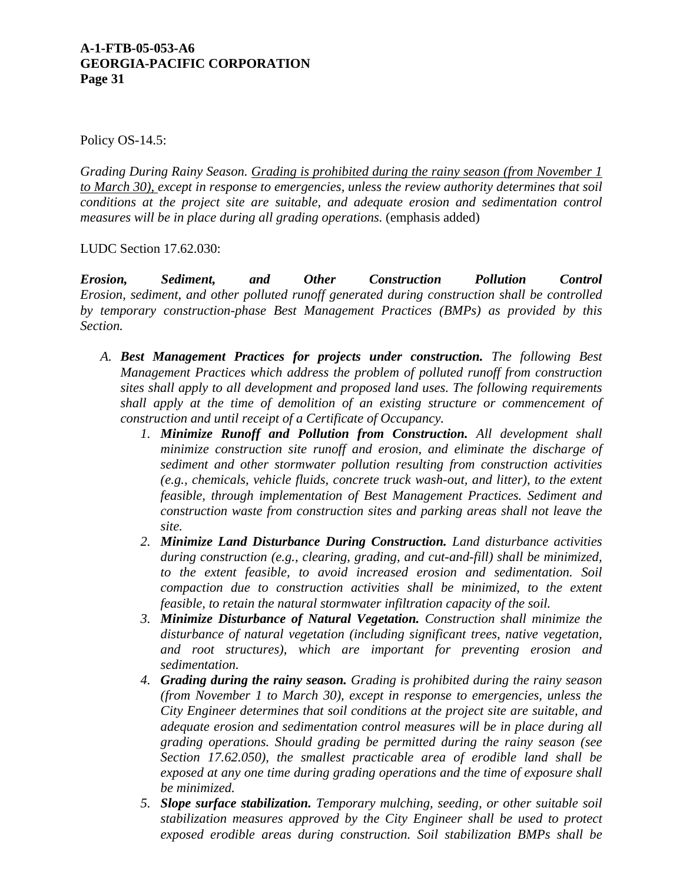Policy OS-14.5:

*Grading During Rainy Season.* <u>*Grading is prohibited during the rainy season (from November 1 to March 30),*</u> *except in response to emergencies, unless the review authority determines that soil conditions at the project site are suitable, and adequate erosion and sedimentation control measures will be in place during all grading operations.* (emphasis added)

LUDC Section 17.62.030:

***Erosion, Sediment, and Other Construction Pollution Control***
*Erosion, sediment, and other polluted runoff generated during construction shall be controlled by temporary construction-phase Best Management Practices (BMPs) as provided by this Section.*

A. ***Best Management Practices for projects under construction.*** *The following Best Management Practices which address the problem of polluted runoff from construction sites shall apply to all development and proposed land uses. The following requirements shall apply at the time of demolition of an existing structure or commencement of construction and until receipt of a Certificate of Occupancy.*
   1. ***Minimize Runoff and Pollution from Construction.*** *All development shall minimize construction site runoff and erosion, and eliminate the discharge of sediment and other stormwater pollution resulting from construction activities (e.g., chemicals, vehicle fluids, concrete truck wash-out, and litter), to the extent feasible, through implementation of Best Management Practices. Sediment and construction waste from construction sites and parking areas shall not leave the site.*
   2. ***Minimize Land Disturbance During Construction.*** *Land disturbance activities during construction (e.g., clearing, grading, and cut-and-fill) shall be minimized, to the extent feasible, to avoid increased erosion and sedimentation. Soil compaction due to construction activities shall be minimized, to the extent feasible, to retain the natural stormwater infiltration capacity of the soil.*
   3. ***Minimize Disturbance of Natural Vegetation.*** *Construction shall minimize the disturbance of natural vegetation (including significant trees, native vegetation, and root structures), which are important for preventing erosion and sedimentation.*
   4. ***Grading during the rainy season.*** *Grading is prohibited during the rainy season (from November 1 to March 30), except in response to emergencies, unless the City Engineer determines that soil conditions at the project site are suitable, and adequate erosion and sedimentation control measures will be in place during all grading operations. Should grading be permitted during the rainy season (see Section 17.62.050), the smallest practicable area of erodible land shall be exposed at any one time during grading operations and the time of exposure shall be minimized.*
   5. ***Slope surface stabilization.*** *Temporary mulching, seeding, or other suitable soil stabilization measures approved by the City Engineer shall be used to protect exposed erodible areas during construction. Soil stabilization BMPs shall be*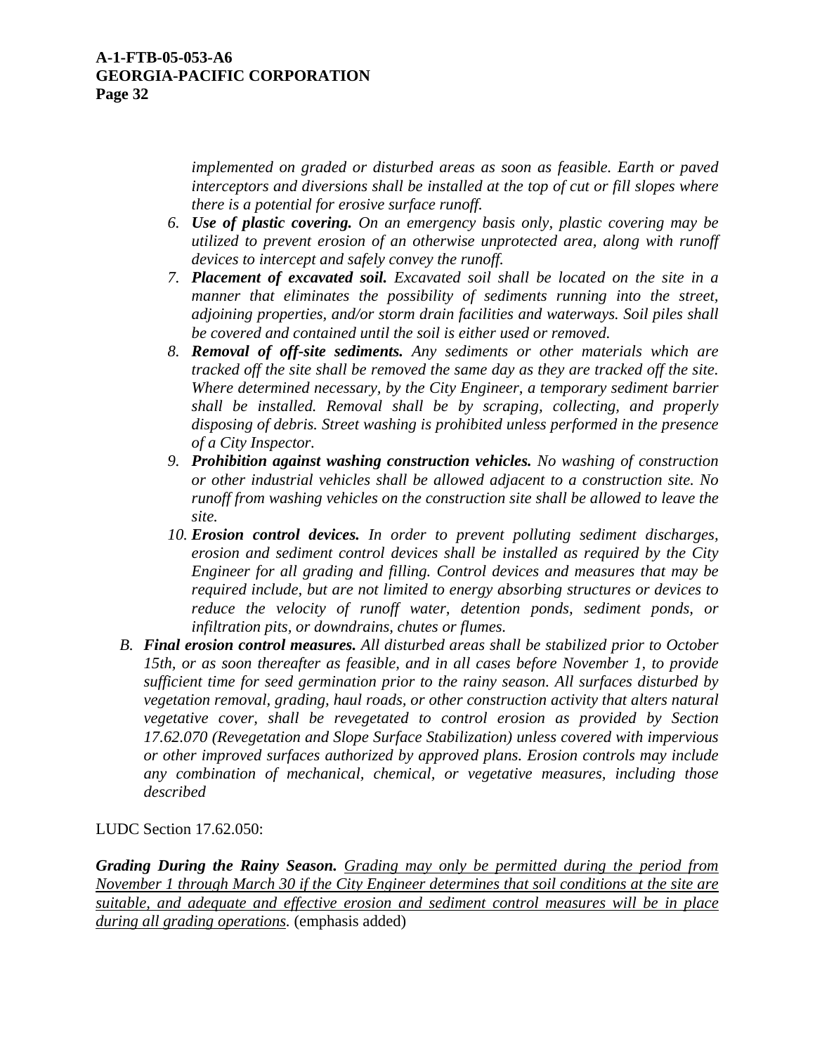*implemented on graded or disturbed areas as soon as feasible. Earth or paved interceptors and diversions shall be installed at the top of cut or fill slopes where there is a potential for erosive surface runoff.*

6. ***Use of plastic covering.*** *On an emergency basis only, plastic covering may be utilized to prevent erosion of an otherwise unprotected area, along with runoff devices to intercept and safely convey the runoff.*
7. ***Placement of excavated soil.*** *Excavated soil shall be located on the site in a manner that eliminates the possibility of sediments running into the street, adjoining properties, and/or storm drain facilities and waterways. Soil piles shall be covered and contained until the soil is either used or removed.*
8. ***Removal of off-site sediments.*** *Any sediments or other materials which are tracked off the site shall be removed the same day as they are tracked off the site. Where determined necessary, by the City Engineer, a temporary sediment barrier shall be installed. Removal shall be by scraping, collecting, and properly disposing of debris. Street washing is prohibited unless performed in the presence of a City Inspector.*
9. ***Prohibition against washing construction vehicles.*** *No washing of construction or other industrial vehicles shall be allowed adjacent to a construction site. No runoff from washing vehicles on the construction site shall be allowed to leave the site.*
10. ***Erosion control devices.*** *In order to prevent polluting sediment discharges, erosion and sediment control devices shall be installed as required by the City Engineer for all grading and filling. Control devices and measures that may be required include, but are not limited to energy absorbing structures or devices to reduce the velocity of runoff water, detention ponds, sediment ponds, or infiltration pits, or downdrains, chutes or flumes.*

B. ***Final erosion control measures.*** *All disturbed areas shall be stabilized prior to October 15th, or as soon thereafter as feasible, and in all cases before November 1, to provide sufficient time for seed germination prior to the rainy season. All surfaces disturbed by vegetation removal, grading, haul roads, or other construction activity that alters natural vegetative cover, shall be revegetated to control erosion as provided by Section 17.62.070 (Revegetation and Slope Surface Stabilization) unless covered with impervious or other improved surfaces authorized by approved plans. Erosion controls may include any combination of mechanical, chemical, or vegetative measures, including those described*

LUDC Section 17.62.050:

***Grading During the Rainy Season.*** *<u>Grading may only be permitted during the period from November 1 through March 30 if the City Engineer determines that soil conditions at the site are suitable, and adequate and effective erosion and sediment control measures will be in place during all grading operations</u>.* (emphasis added)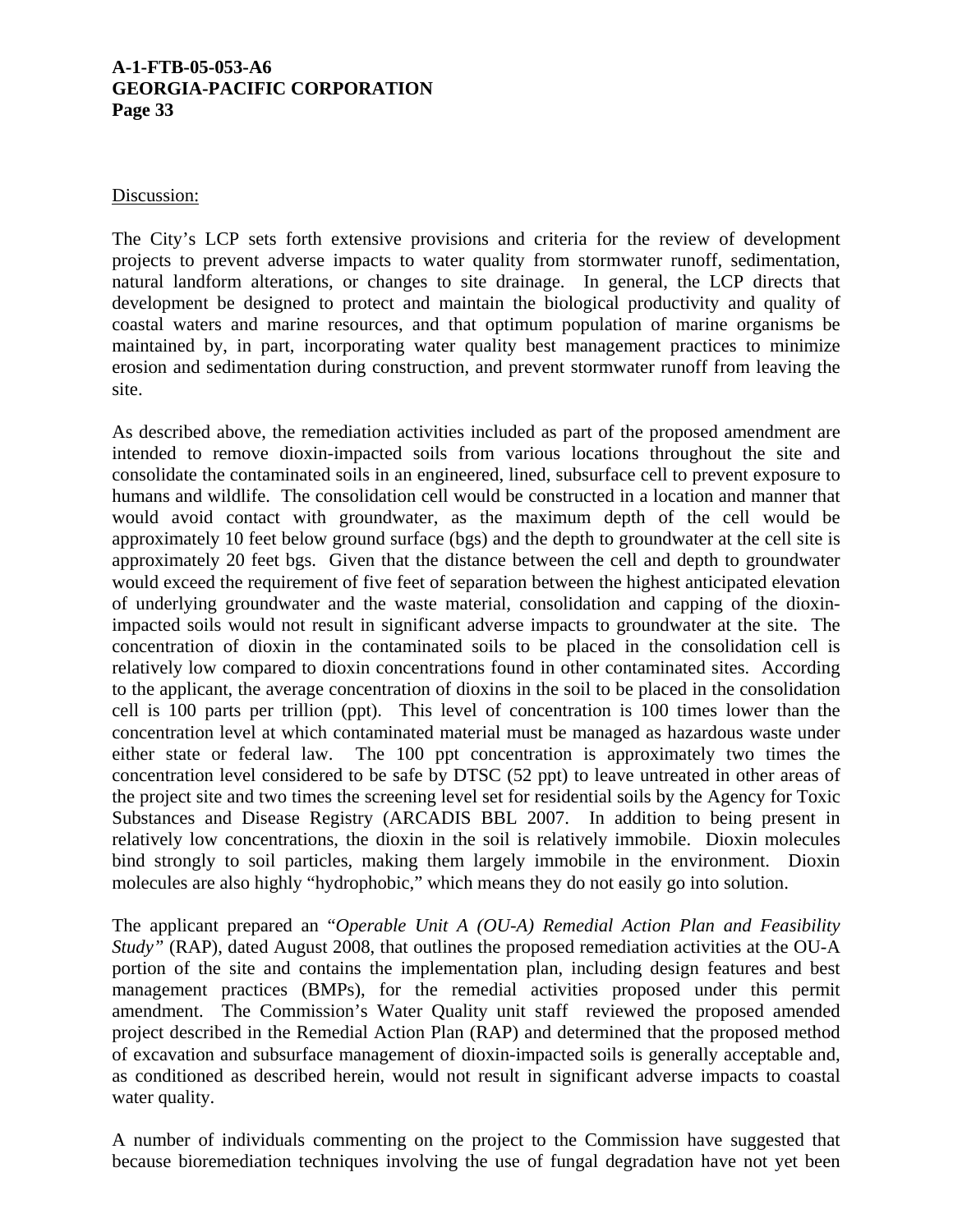Discussion:

The City's LCP sets forth extensive provisions and criteria for the review of development projects to prevent adverse impacts to water quality from stormwater runoff, sedimentation, natural landform alterations, or changes to site drainage. In general, the LCP directs that development be designed to protect and maintain the biological productivity and quality of coastal waters and marine resources, and that optimum population of marine organisms be maintained by, in part, incorporating water quality best management practices to minimize erosion and sedimentation during construction, and prevent stormwater runoff from leaving the site.

As described above, the remediation activities included as part of the proposed amendment are intended to remove dioxin-impacted soils from various locations throughout the site and consolidate the contaminated soils in an engineered, lined, subsurface cell to prevent exposure to humans and wildlife. The consolidation cell would be constructed in a location and manner that would avoid contact with groundwater, as the maximum depth of the cell would be approximately 10 feet below ground surface (bgs) and the depth to groundwater at the cell site is approximately 20 feet bgs. Given that the distance between the cell and depth to groundwater would exceed the requirement of five feet of separation between the highest anticipated elevation of underlying groundwater and the waste material, consolidation and capping of the dioxin-impacted soils would not result in significant adverse impacts to groundwater at the site. The concentration of dioxin in the contaminated soils to be placed in the consolidation cell is relatively low compared to dioxin concentrations found in other contaminated sites. According to the applicant, the average concentration of dioxins in the soil to be placed in the consolidation cell is 100 parts per trillion (ppt). This level of concentration is 100 times lower than the concentration level at which contaminated material must be managed as hazardous waste under either state or federal law. The 100 ppt concentration is approximately two times the concentration level considered to be safe by DTSC (52 ppt) to leave untreated in other areas of the project site and two times the screening level set for residential soils by the Agency for Toxic Substances and Disease Registry (ARCADIS BBL 2007. In addition to being present in relatively low concentrations, the dioxin in the soil is relatively immobile. Dioxin molecules bind strongly to soil particles, making them largely immobile in the environment. Dioxin molecules are also highly "hydrophobic," which means they do not easily go into solution.

The applicant prepared an "*Operable Unit A (OU-A) Remedial Action Plan and Feasibility Study"* (RAP), dated August 2008, that outlines the proposed remediation activities at the OU-A portion of the site and contains the implementation plan, including design features and best management practices (BMPs), for the remedial activities proposed under this permit amendment. The Commission's Water Quality unit staff reviewed the proposed amended project described in the Remedial Action Plan (RAP) and determined that the proposed method of excavation and subsurface management of dioxin-impacted soils is generally acceptable and, as conditioned as described herein, would not result in significant adverse impacts to coastal water quality.

A number of individuals commenting on the project to the Commission have suggested that because bioremediation techniques involving the use of fungal degradation have not yet been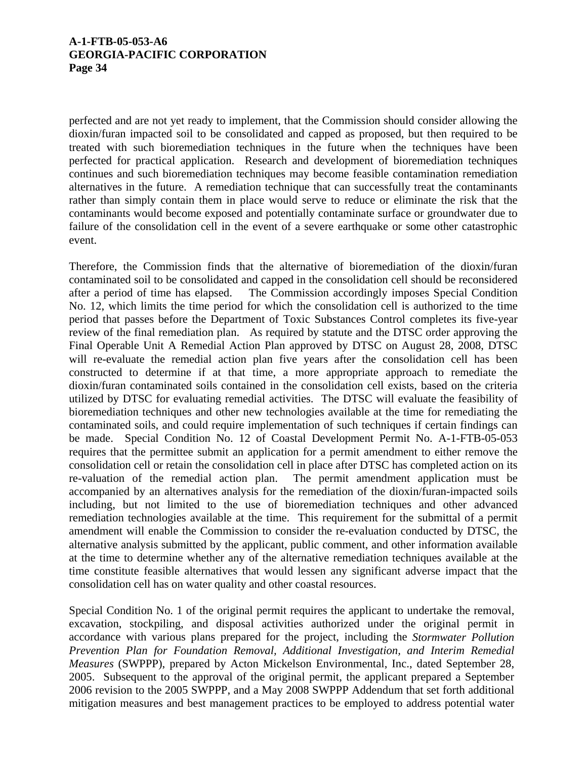perfected and are not yet ready to implement, that the Commission should consider allowing the dioxin/furan impacted soil to be consolidated and capped as proposed, but then required to be treated with such bioremediation techniques in the future when the techniques have been perfected for practical application. Research and development of bioremediation techniques continues and such bioremediation techniques may become feasible contamination remediation alternatives in the future. A remediation technique that can successfully treat the contaminants rather than simply contain them in place would serve to reduce or eliminate the risk that the contaminants would become exposed and potentially contaminate surface or groundwater due to failure of the consolidation cell in the event of a severe earthquake or some other catastrophic event.

Therefore, the Commission finds that the alternative of bioremediation of the dioxin/furan contaminated soil to be consolidated and capped in the consolidation cell should be reconsidered after a period of time has elapsed. The Commission accordingly imposes Special Condition No. 12, which limits the time period for which the consolidation cell is authorized to the time period that passes before the Department of Toxic Substances Control completes its five-year review of the final remediation plan. As required by statute and the DTSC order approving the Final Operable Unit A Remedial Action Plan approved by DTSC on August 28, 2008, DTSC will re-evaluate the remedial action plan five years after the consolidation cell has been constructed to determine if at that time, a more appropriate approach to remediate the dioxin/furan contaminated soils contained in the consolidation cell exists, based on the criteria utilized by DTSC for evaluating remedial activities. The DTSC will evaluate the feasibility of bioremediation techniques and other new technologies available at the time for remediating the contaminated soils, and could require implementation of such techniques if certain findings can be made. Special Condition No. 12 of Coastal Development Permit No. A-1-FTB-05-053 requires that the permittee submit an application for a permit amendment to either remove the consolidation cell or retain the consolidation cell in place after DTSC has completed action on its re-valuation of the remedial action plan. The permit amendment application must be accompanied by an alternatives analysis for the remediation of the dioxin/furan-impacted soils including, but not limited to the use of bioremediation techniques and other advanced remediation technologies available at the time. This requirement for the submittal of a permit amendment will enable the Commission to consider the re-evaluation conducted by DTSC, the alternative analysis submitted by the applicant, public comment, and other information available at the time to determine whether any of the alternative remediation techniques available at the time constitute feasible alternatives that would lessen any significant adverse impact that the consolidation cell has on water quality and other coastal resources.

Special Condition No. 1 of the original permit requires the applicant to undertake the removal, excavation, stockpiling, and disposal activities authorized under the original permit in accordance with various plans prepared for the project, including the *Stormwater Pollution Prevention Plan for Foundation Removal, Additional Investigation, and Interim Remedial Measures* (SWPPP), prepared by Acton Mickelson Environmental, Inc., dated September 28, 2005. Subsequent to the approval of the original permit, the applicant prepared a September 2006 revision to the 2005 SWPPP, and a May 2008 SWPPP Addendum that set forth additional mitigation measures and best management practices to be employed to address potential water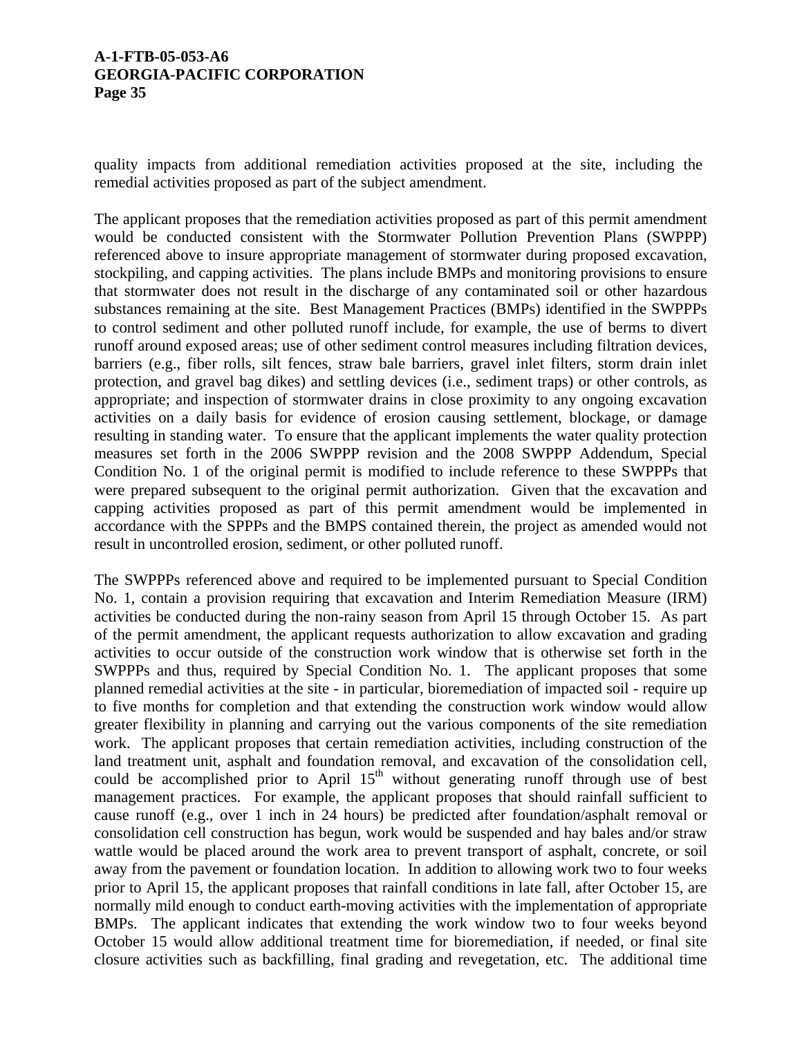quality impacts from additional remediation activities proposed at the site, including the remedial activities proposed as part of the subject amendment.

The applicant proposes that the remediation activities proposed as part of this permit amendment would be conducted consistent with the Stormwater Pollution Prevention Plans (SWPPP) referenced above to insure appropriate management of stormwater during proposed excavation, stockpiling, and capping activities. The plans include BMPs and monitoring provisions to ensure that stormwater does not result in the discharge of any contaminated soil or other hazardous substances remaining at the site. Best Management Practices (BMPs) identified in the SWPPPs to control sediment and other polluted runoff include, for example, the use of berms to divert runoff around exposed areas; use of other sediment control measures including filtration devices, barriers (e.g., fiber rolls, silt fences, straw bale barriers, gravel inlet filters, storm drain inlet protection, and gravel bag dikes) and settling devices (i.e., sediment traps) or other controls, as appropriate; and inspection of stormwater drains in close proximity to any ongoing excavation activities on a daily basis for evidence of erosion causing settlement, blockage, or damage resulting in standing water. To ensure that the applicant implements the water quality protection measures set forth in the 2006 SWPPP revision and the 2008 SWPPP Addendum, Special Condition No. 1 of the original permit is modified to include reference to these SWPPPs that were prepared subsequent to the original permit authorization. Given that the excavation and capping activities proposed as part of this permit amendment would be implemented in accordance with the SPPPs and the BMPS contained therein, the project as amended would not result in uncontrolled erosion, sediment, or other polluted runoff.

The SWPPPs referenced above and required to be implemented pursuant to Special Condition No. 1, contain a provision requiring that excavation and Interim Remediation Measure (IRM) activities be conducted during the non-rainy season from April 15 through October 15. As part of the permit amendment, the applicant requests authorization to allow excavation and grading activities to occur outside of the construction work window that is otherwise set forth in the SWPPPs and thus, required by Special Condition No. 1. The applicant proposes that some planned remedial activities at the site - in particular, bioremediation of impacted soil - require up to five months for completion and that extending the construction work window would allow greater flexibility in planning and carrying out the various components of the site remediation work. The applicant proposes that certain remediation activities, including construction of the land treatment unit, asphalt and foundation removal, and excavation of the consolidation cell, could be accomplished prior to April 15th without generating runoff through use of best management practices. For example, the applicant proposes that should rainfall sufficient to cause runoff (e.g., over 1 inch in 24 hours) be predicted after foundation/asphalt removal or consolidation cell construction has begun, work would be suspended and hay bales and/or straw wattle would be placed around the work area to prevent transport of asphalt, concrete, or soil away from the pavement or foundation location. In addition to allowing work two to four weeks prior to April 15, the applicant proposes that rainfall conditions in late fall, after October 15, are normally mild enough to conduct earth-moving activities with the implementation of appropriate BMPs. The applicant indicates that extending the work window two to four weeks beyond October 15 would allow additional treatment time for bioremediation, if needed, or final site closure activities such as backfilling, final grading and revegetation, etc. The additional time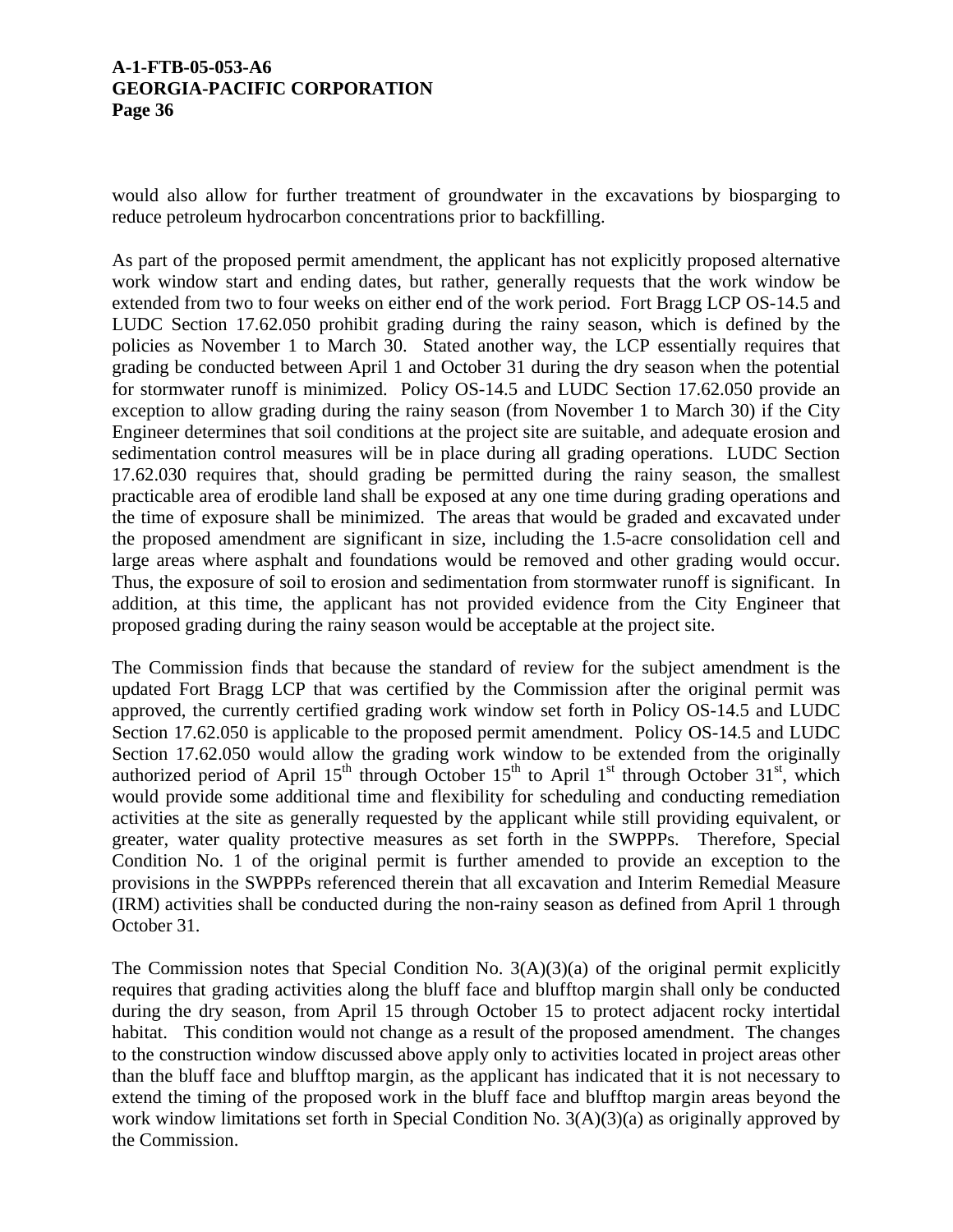would also allow for further treatment of groundwater in the excavations by biosparging to reduce petroleum hydrocarbon concentrations prior to backfilling.

As part of the proposed permit amendment, the applicant has not explicitly proposed alternative work window start and ending dates, but rather, generally requests that the work window be extended from two to four weeks on either end of the work period. Fort Bragg LCP OS-14.5 and LUDC Section 17.62.050 prohibit grading during the rainy season, which is defined by the policies as November 1 to March 30. Stated another way, the LCP essentially requires that grading be conducted between April 1 and October 31 during the dry season when the potential for stormwater runoff is minimized. Policy OS-14.5 and LUDC Section 17.62.050 provide an exception to allow grading during the rainy season (from November 1 to March 30) if the City Engineer determines that soil conditions at the project site are suitable, and adequate erosion and sedimentation control measures will be in place during all grading operations. LUDC Section 17.62.030 requires that, should grading be permitted during the rainy season, the smallest practicable area of erodible land shall be exposed at any one time during grading operations and the time of exposure shall be minimized. The areas that would be graded and excavated under the proposed amendment are significant in size, including the 1.5-acre consolidation cell and large areas where asphalt and foundations would be removed and other grading would occur. Thus, the exposure of soil to erosion and sedimentation from stormwater runoff is significant. In addition, at this time, the applicant has not provided evidence from the City Engineer that proposed grading during the rainy season would be acceptable at the project site.

The Commission finds that because the standard of review for the subject amendment is the updated Fort Bragg LCP that was certified by the Commission after the original permit was approved, the currently certified grading work window set forth in Policy OS-14.5 and LUDC Section 17.62.050 is applicable to the proposed permit amendment. Policy OS-14.5 and LUDC Section 17.62.050 would allow the grading work window to be extended from the originally authorized period of April 15th through October 15th to April 1st through October 31st, which would provide some additional time and flexibility for scheduling and conducting remediation activities at the site as generally requested by the applicant while still providing equivalent, or greater, water quality protective measures as set forth in the SWPPPs. Therefore, Special Condition No. 1 of the original permit is further amended to provide an exception to the provisions in the SWPPPs referenced therein that all excavation and Interim Remedial Measure (IRM) activities shall be conducted during the non-rainy season as defined from April 1 through October 31.

The Commission notes that Special Condition No. 3(A)(3)(a) of the original permit explicitly requires that grading activities along the bluff face and blufftop margin shall only be conducted during the dry season, from April 15 through October 15 to protect adjacent rocky intertidal habitat. This condition would not change as a result of the proposed amendment. The changes to the construction window discussed above apply only to activities located in project areas other than the bluff face and blufftop margin, as the applicant has indicated that it is not necessary to extend the timing of the proposed work in the bluff face and blufftop margin areas beyond the work window limitations set forth in Special Condition No. 3(A)(3)(a) as originally approved by the Commission.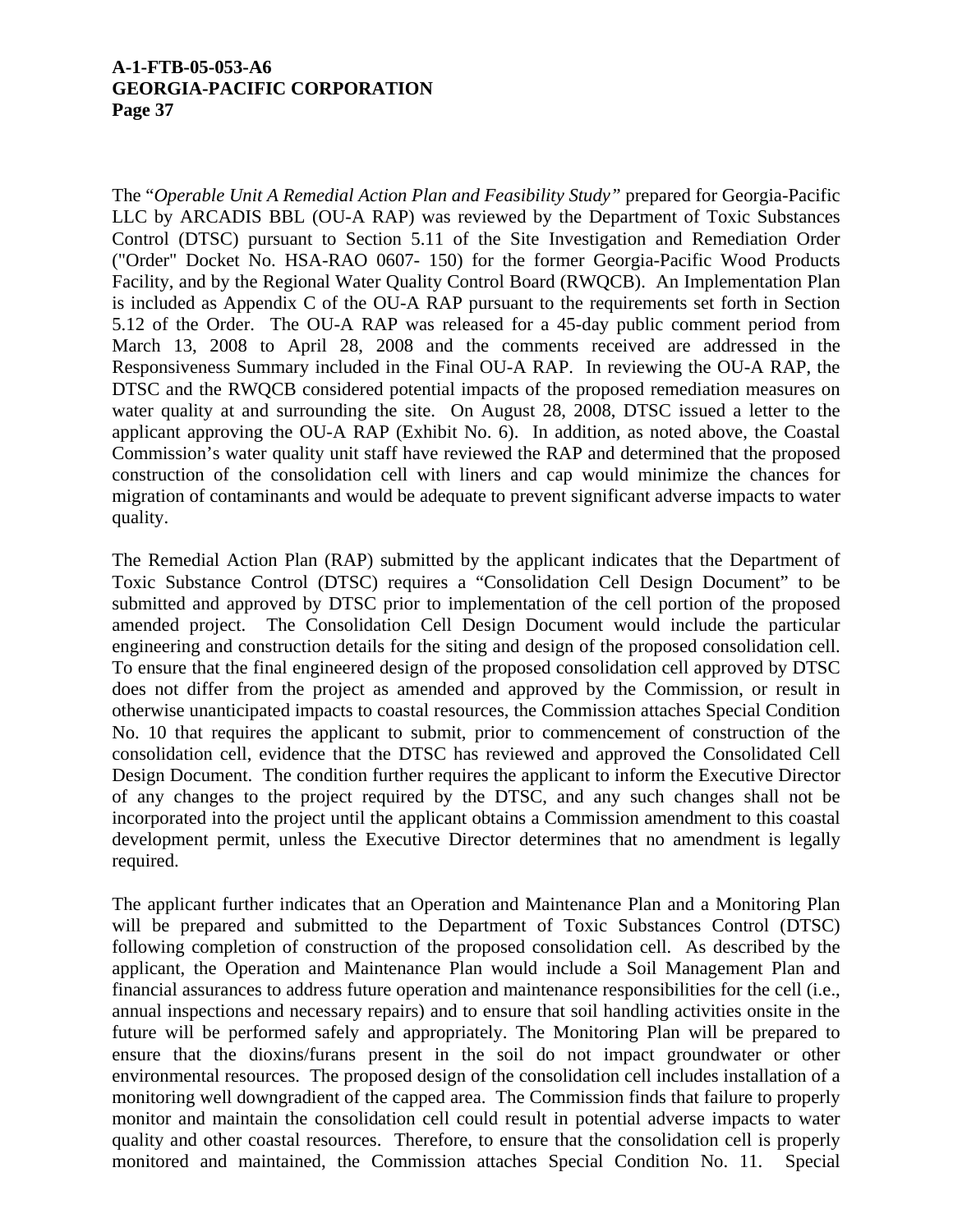The "*Operable Unit A Remedial Action Plan and Feasibility Study"* prepared for Georgia-Pacific LLC by ARCADIS BBL (OU-A RAP) was reviewed by the Department of Toxic Substances Control (DTSC) pursuant to Section 5.11 of the Site Investigation and Remediation Order ("Order" Docket No. HSA-RAO 0607- 150) for the former Georgia-Pacific Wood Products Facility, and by the Regional Water Quality Control Board (RWQCB). An Implementation Plan is included as Appendix C of the OU-A RAP pursuant to the requirements set forth in Section 5.12 of the Order. The OU-A RAP was released for a 45-day public comment period from March 13, 2008 to April 28, 2008 and the comments received are addressed in the Responsiveness Summary included in the Final OU-A RAP. In reviewing the OU-A RAP, the DTSC and the RWQCB considered potential impacts of the proposed remediation measures on water quality at and surrounding the site. On August 28, 2008, DTSC issued a letter to the applicant approving the OU-A RAP (Exhibit No. 6). In addition, as noted above, the Coastal Commission's water quality unit staff have reviewed the RAP and determined that the proposed construction of the consolidation cell with liners and cap would minimize the chances for migration of contaminants and would be adequate to prevent significant adverse impacts to water quality.

The Remedial Action Plan (RAP) submitted by the applicant indicates that the Department of Toxic Substance Control (DTSC) requires a "Consolidation Cell Design Document" to be submitted and approved by DTSC prior to implementation of the cell portion of the proposed amended project. The Consolidation Cell Design Document would include the particular engineering and construction details for the siting and design of the proposed consolidation cell. To ensure that the final engineered design of the proposed consolidation cell approved by DTSC does not differ from the project as amended and approved by the Commission, or result in otherwise unanticipated impacts to coastal resources, the Commission attaches Special Condition No. 10 that requires the applicant to submit, prior to commencement of construction of the consolidation cell, evidence that the DTSC has reviewed and approved the Consolidated Cell Design Document. The condition further requires the applicant to inform the Executive Director of any changes to the project required by the DTSC, and any such changes shall not be incorporated into the project until the applicant obtains a Commission amendment to this coastal development permit, unless the Executive Director determines that no amendment is legally required.

The applicant further indicates that an Operation and Maintenance Plan and a Monitoring Plan will be prepared and submitted to the Department of Toxic Substances Control (DTSC) following completion of construction of the proposed consolidation cell. As described by the applicant, the Operation and Maintenance Plan would include a Soil Management Plan and financial assurances to address future operation and maintenance responsibilities for the cell (i.e., annual inspections and necessary repairs) and to ensure that soil handling activities onsite in the future will be performed safely and appropriately. The Monitoring Plan will be prepared to ensure that the dioxins/furans present in the soil do not impact groundwater or other environmental resources. The proposed design of the consolidation cell includes installation of a monitoring well downgradient of the capped area. The Commission finds that failure to properly monitor and maintain the consolidation cell could result in potential adverse impacts to water quality and other coastal resources. Therefore, to ensure that the consolidation cell is properly monitored and maintained, the Commission attaches Special Condition No. 11. Special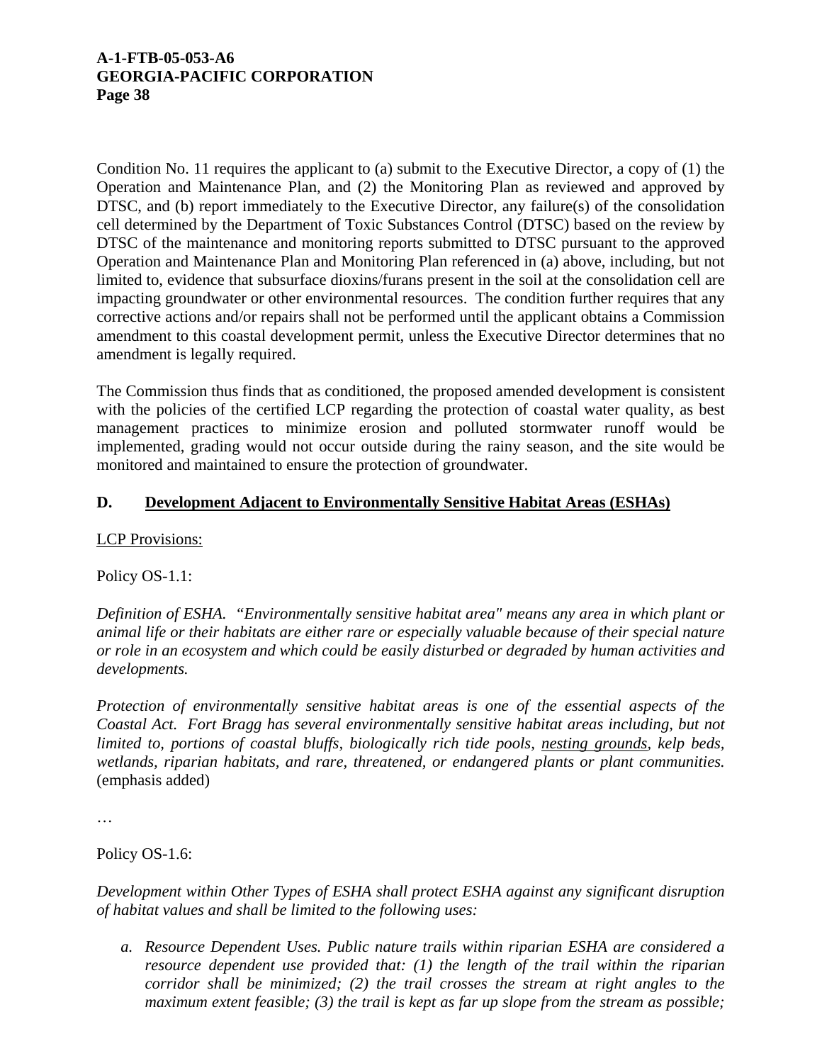Condition No. 11 requires the applicant to (a) submit to the Executive Director, a copy of (1) the Operation and Maintenance Plan, and (2) the Monitoring Plan as reviewed and approved by DTSC, and (b) report immediately to the Executive Director, any failure(s) of the consolidation cell determined by the Department of Toxic Substances Control (DTSC) based on the review by DTSC of the maintenance and monitoring reports submitted to DTSC pursuant to the approved Operation and Maintenance Plan and Monitoring Plan referenced in (a) above, including, but not limited to, evidence that subsurface dioxins/furans present in the soil at the consolidation cell are impacting groundwater or other environmental resources. The condition further requires that any corrective actions and/or repairs shall not be performed until the applicant obtains a Commission amendment to this coastal development permit, unless the Executive Director determines that no amendment is legally required.

The Commission thus finds that as conditioned, the proposed amended development is consistent with the policies of the certified LCP regarding the protection of coastal water quality, as best management practices to minimize erosion and polluted stormwater runoff would be implemented, grading would not occur outside during the rainy season, and the site would be monitored and maintained to ensure the protection of groundwater.

## D. Development Adjacent to Environmentally Sensitive Habitat Areas (ESHAs)

LCP Provisions:

Policy OS-1.1:

*Definition of ESHA. "Environmentally sensitive habitat area" means any area in which plant or animal life or their habitats are either rare or especially valuable because of their special nature or role in an ecosystem and which could be easily disturbed or degraded by human activities and developments.*

*Protection of environmentally sensitive habitat areas is one of the essential aspects of the Coastal Act. Fort Bragg has several environmentally sensitive habitat areas including, but not limited to, portions of coastal bluffs, biologically rich tide pools, nesting grounds, kelp beds, wetlands, riparian habitats, and rare, threatened, or endangered plants or plant communities.* (emphasis added)

…

Policy OS-1.6:

*Development within Other Types of ESHA shall protect ESHA against any significant disruption of habitat values and shall be limited to the following uses:*

*a. Resource Dependent Uses. Public nature trails within riparian ESHA are considered a resource dependent use provided that: (1) the length of the trail within the riparian corridor shall be minimized; (2) the trail crosses the stream at right angles to the maximum extent feasible; (3) the trail is kept as far up slope from the stream as possible;*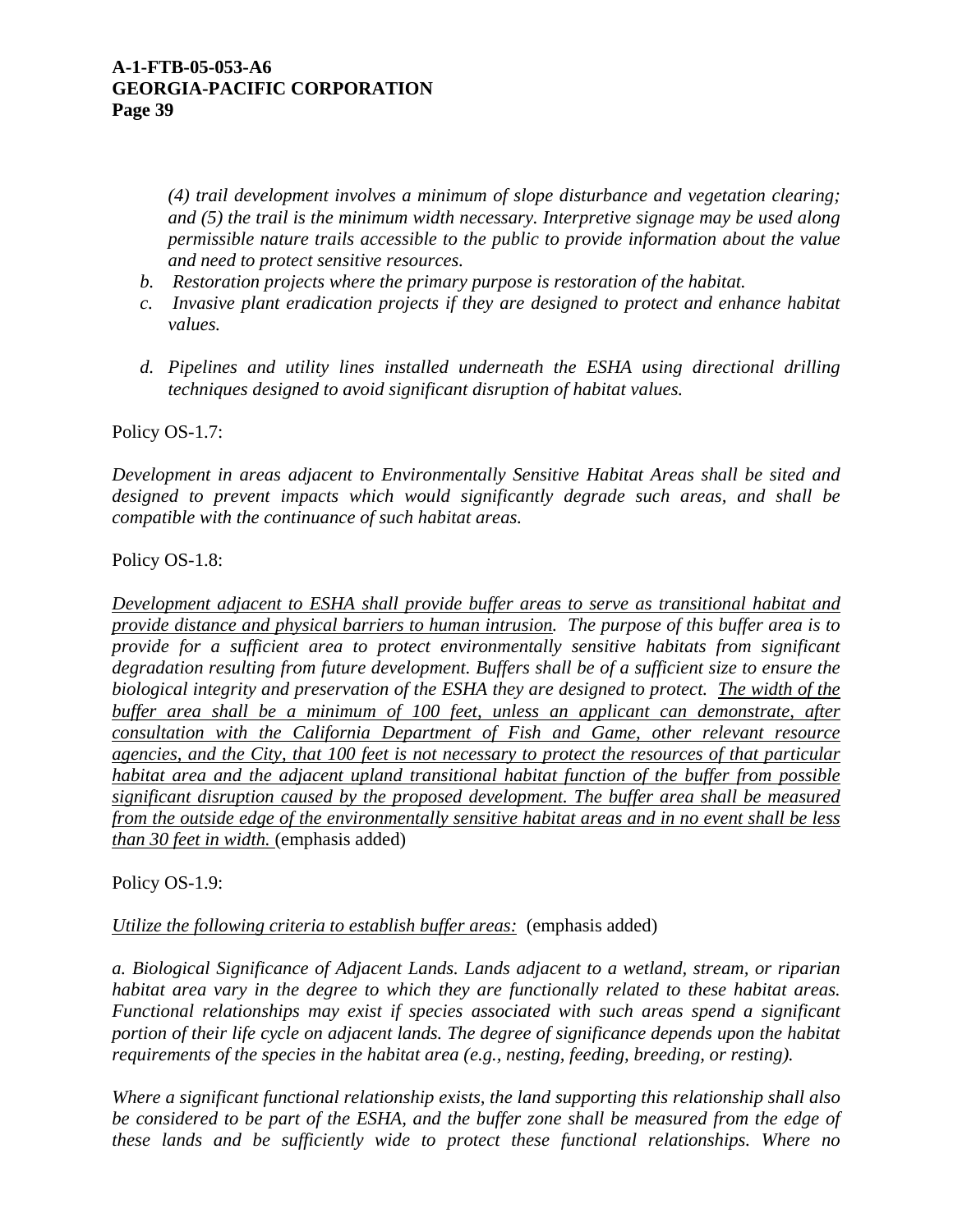*(4) trail development involves a minimum of slope disturbance and vegetation clearing; and (5) the trail is the minimum width necessary. Interpretive signage may be used along permissible nature trails accessible to the public to provide information about the value and need to protect sensitive resources.*

*b. Restoration projects where the primary purpose is restoration of the habitat.*

*c. Invasive plant eradication projects if they are designed to protect and enhance habitat values.*

*d. Pipelines and utility lines installed underneath the ESHA using directional drilling techniques designed to avoid significant disruption of habitat values.*

Policy OS-1.7:

*Development in areas adjacent to Environmentally Sensitive Habitat Areas shall be sited and designed to prevent impacts which would significantly degrade such areas, and shall be compatible with the continuance of such habitat areas.*

Policy OS-1.8:

<u>*Development adjacent to ESHA shall provide buffer areas to serve as transitional habitat and provide distance and physical barriers to human intrusion.*</u> *The purpose of this buffer area is to provide for a sufficient area to protect environmentally sensitive habitats from significant degradation resulting from future development. Buffers shall be of a sufficient size to ensure the biological integrity and preservation of the ESHA they are designed to protect.* <u>*The width of the buffer area shall be a minimum of 100 feet, unless an applicant can demonstrate, after consultation with the California Department of Fish and Game, other relevant resource agencies, and the City, that 100 feet is not necessary to protect the resources of that particular habitat area and the adjacent upland transitional habitat function of the buffer from possible significant disruption caused by the proposed development. The buffer area shall be measured from the outside edge of the environmentally sensitive habitat areas and in no event shall be less than 30 feet in width.*</u> (emphasis added)

Policy OS-1.9:

<u>*Utilize the following criteria to establish buffer areas:*</u> (emphasis added)

*a. Biological Significance of Adjacent Lands. Lands adjacent to a wetland, stream, or riparian habitat area vary in the degree to which they are functionally related to these habitat areas. Functional relationships may exist if species associated with such areas spend a significant portion of their life cycle on adjacent lands. The degree of significance depends upon the habitat requirements of the species in the habitat area (e.g., nesting, feeding, breeding, or resting).*

*Where a significant functional relationship exists, the land supporting this relationship shall also be considered to be part of the ESHA, and the buffer zone shall be measured from the edge of these lands and be sufficiently wide to protect these functional relationships. Where no*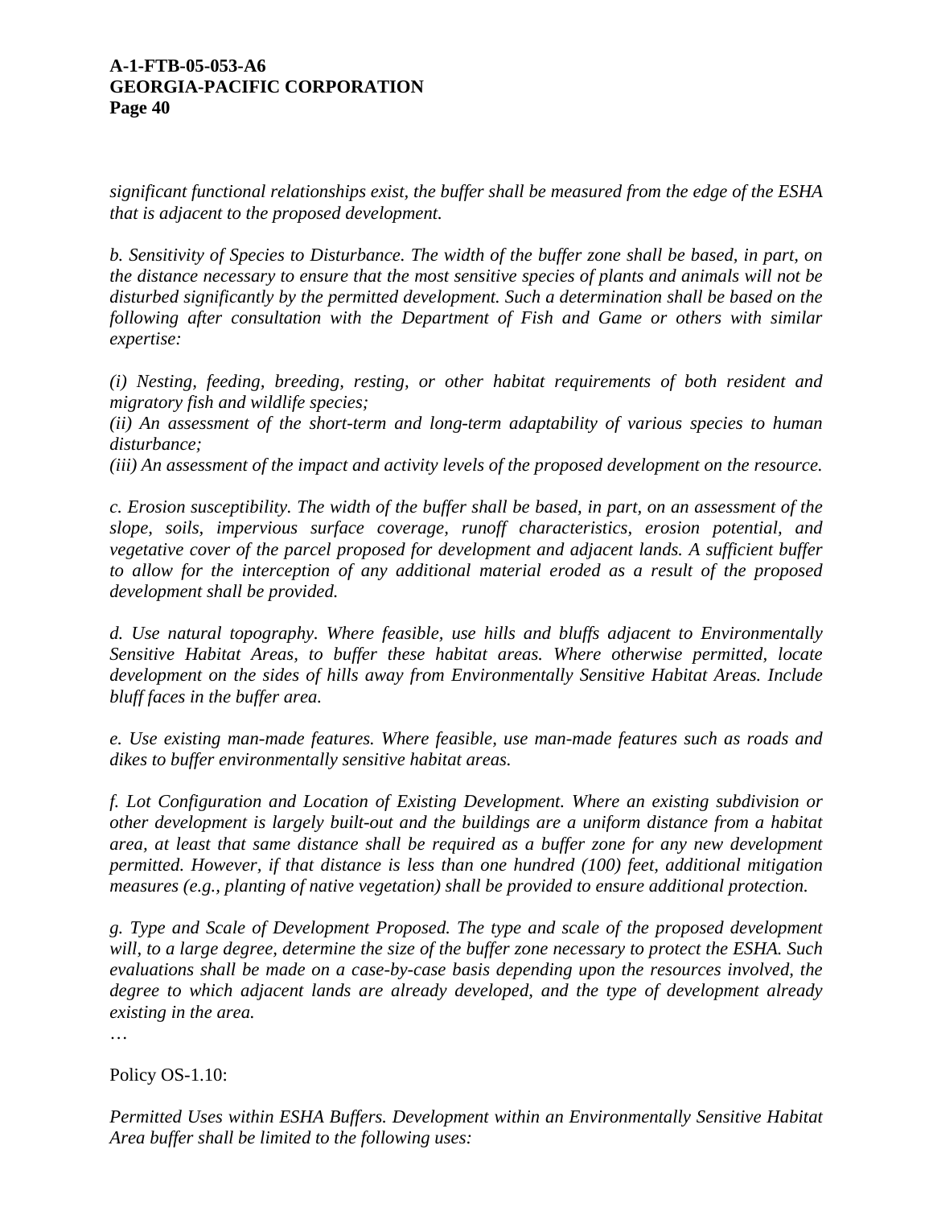*significant functional relationships exist, the buffer shall be measured from the edge of the ESHA that is adjacent to the proposed development.*

*b. Sensitivity of Species to Disturbance. The width of the buffer zone shall be based, in part, on the distance necessary to ensure that the most sensitive species of plants and animals will not be disturbed significantly by the permitted development. Such a determination shall be based on the following after consultation with the Department of Fish and Game or others with similar expertise:*

*(i) Nesting, feeding, breeding, resting, or other habitat requirements of both resident and migratory fish and wildlife species;*
*(ii) An assessment of the short-term and long-term adaptability of various species to human disturbance;*
*(iii) An assessment of the impact and activity levels of the proposed development on the resource.*

*c. Erosion susceptibility. The width of the buffer shall be based, in part, on an assessment of the slope, soils, impervious surface coverage, runoff characteristics, erosion potential, and vegetative cover of the parcel proposed for development and adjacent lands. A sufficient buffer to allow for the interception of any additional material eroded as a result of the proposed development shall be provided.*

*d. Use natural topography. Where feasible, use hills and bluffs adjacent to Environmentally Sensitive Habitat Areas, to buffer these habitat areas. Where otherwise permitted, locate development on the sides of hills away from Environmentally Sensitive Habitat Areas. Include bluff faces in the buffer area.*

*e. Use existing man-made features. Where feasible, use man-made features such as roads and dikes to buffer environmentally sensitive habitat areas.*

*f. Lot Configuration and Location of Existing Development. Where an existing subdivision or other development is largely built-out and the buildings are a uniform distance from a habitat area, at least that same distance shall be required as a buffer zone for any new development permitted. However, if that distance is less than one hundred (100) feet, additional mitigation measures (e.g., planting of native vegetation) shall be provided to ensure additional protection.*

*g. Type and Scale of Development Proposed. The type and scale of the proposed development will, to a large degree, determine the size of the buffer zone necessary to protect the ESHA. Such evaluations shall be made on a case-by-case basis depending upon the resources involved, the degree to which adjacent lands are already developed, and the type of development already existing in the area.*

…

Policy OS-1.10:

*Permitted Uses within ESHA Buffers. Development within an Environmentally Sensitive Habitat Area buffer shall be limited to the following uses:*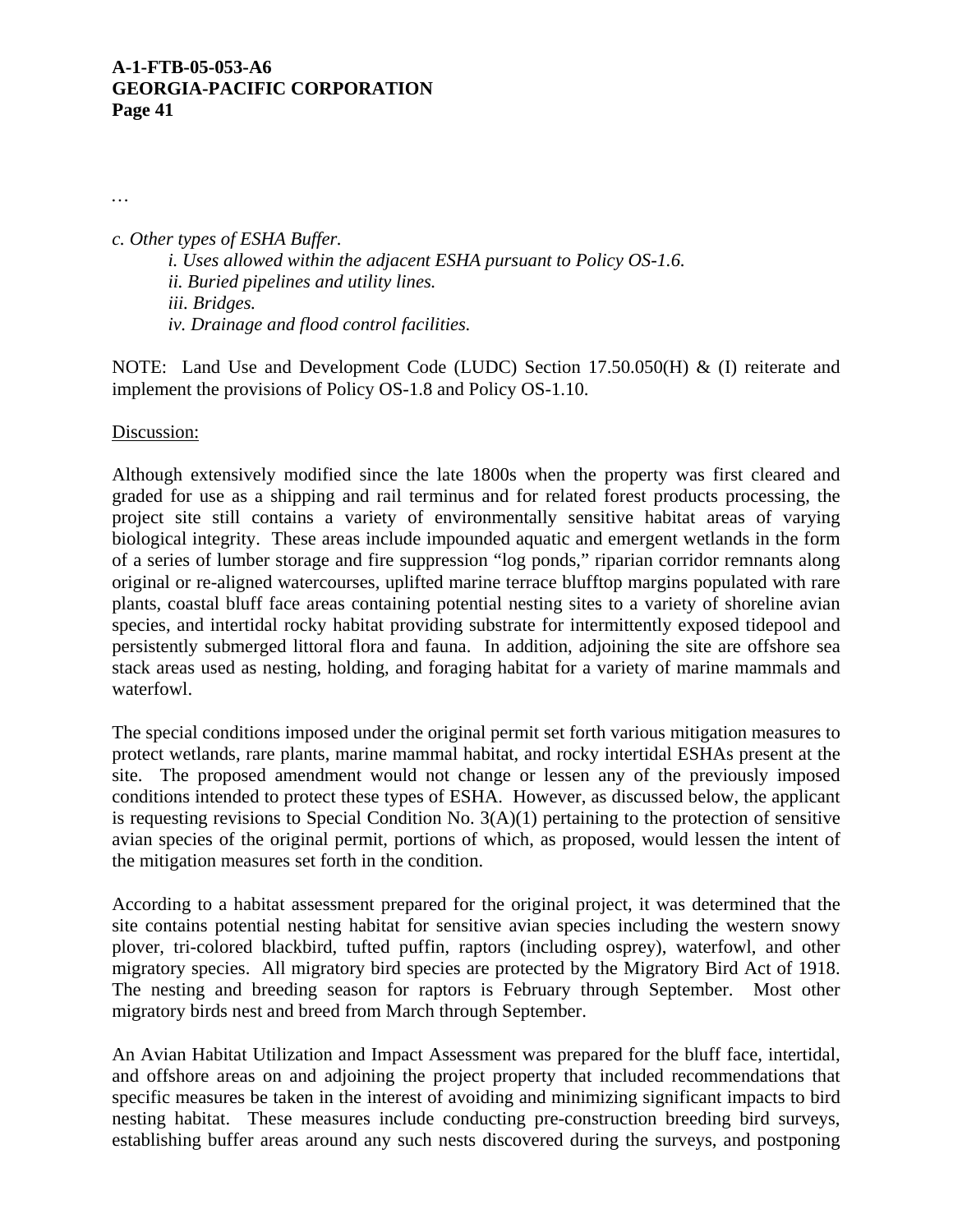…

*c. Other types of ESHA Buffer.*

*i. Uses allowed within the adjacent ESHA pursuant to Policy OS-1.6.*

*ii. Buried pipelines and utility lines.*

*iii. Bridges.*

*iv. Drainage and flood control facilities.*

NOTE: Land Use and Development Code (LUDC) Section 17.50.050(H) & (I) reiterate and implement the provisions of Policy OS-1.8 and Policy OS-1.10.

<u>Discussion:</u>

Although extensively modified since the late 1800s when the property was first cleared and graded for use as a shipping and rail terminus and for related forest products processing, the project site still contains a variety of environmentally sensitive habitat areas of varying biological integrity. These areas include impounded aquatic and emergent wetlands in the form of a series of lumber storage and fire suppression "log ponds," riparian corridor remnants along original or re-aligned watercourses, uplifted marine terrace blufftop margins populated with rare plants, coastal bluff face areas containing potential nesting sites to a variety of shoreline avian species, and intertidal rocky habitat providing substrate for intermittently exposed tidepool and persistently submerged littoral flora and fauna. In addition, adjoining the site are offshore sea stack areas used as nesting, holding, and foraging habitat for a variety of marine mammals and waterfowl.

The special conditions imposed under the original permit set forth various mitigation measures to protect wetlands, rare plants, marine mammal habitat, and rocky intertidal ESHAs present at the site. The proposed amendment would not change or lessen any of the previously imposed conditions intended to protect these types of ESHA. However, as discussed below, the applicant is requesting revisions to Special Condition No. 3(A)(1) pertaining to the protection of sensitive avian species of the original permit, portions of which, as proposed, would lessen the intent of the mitigation measures set forth in the condition.

According to a habitat assessment prepared for the original project, it was determined that the site contains potential nesting habitat for sensitive avian species including the western snowy plover, tri-colored blackbird, tufted puffin, raptors (including osprey), waterfowl, and other migratory species. All migratory bird species are protected by the Migratory Bird Act of 1918. The nesting and breeding season for raptors is February through September. Most other migratory birds nest and breed from March through September.

An Avian Habitat Utilization and Impact Assessment was prepared for the bluff face, intertidal, and offshore areas on and adjoining the project property that included recommendations that specific measures be taken in the interest of avoiding and minimizing significant impacts to bird nesting habitat. These measures include conducting pre-construction breeding bird surveys, establishing buffer areas around any such nests discovered during the surveys, and postponing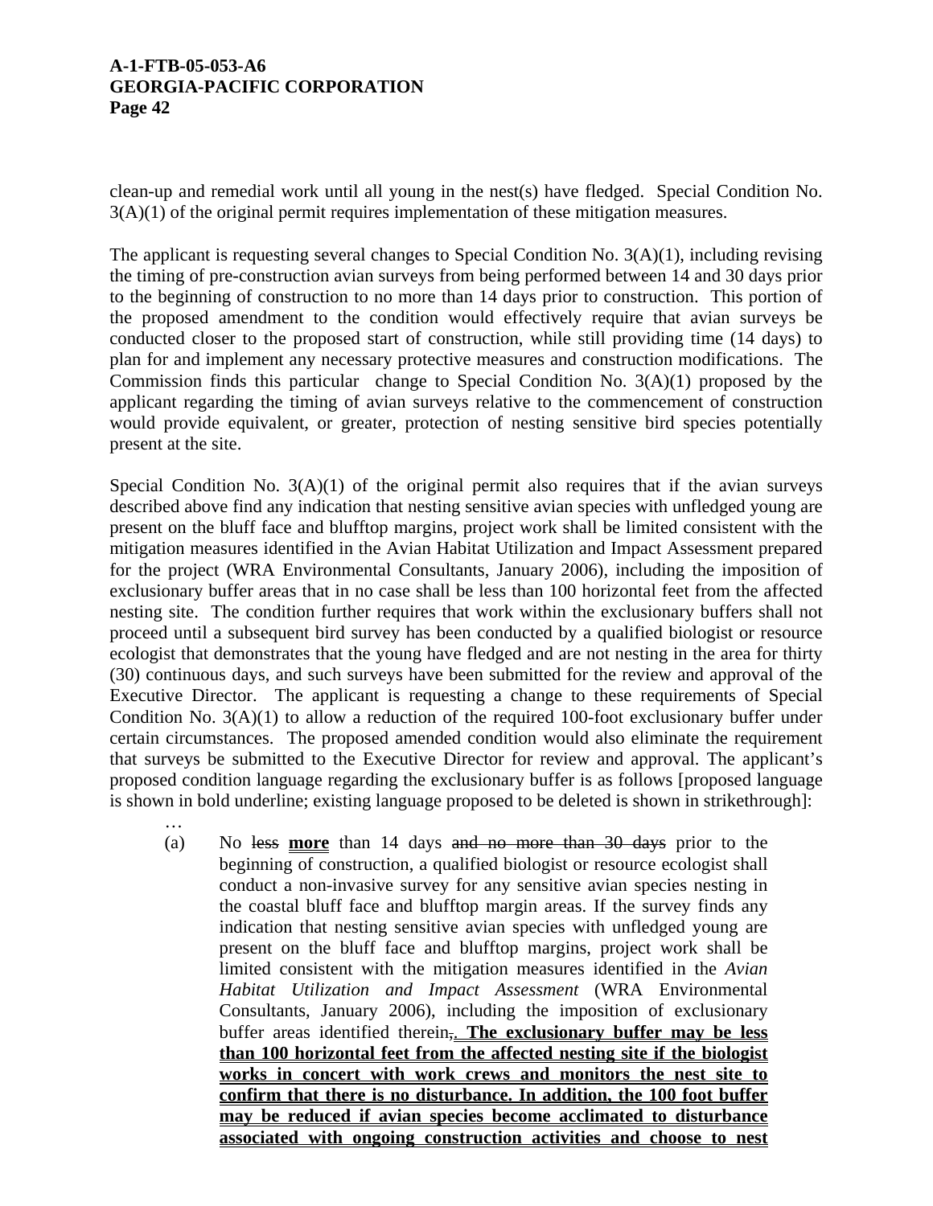clean-up and remedial work until all young in the nest(s) have fledged. Special Condition No. 3(A)(1) of the original permit requires implementation of these mitigation measures.

The applicant is requesting several changes to Special Condition No. 3(A)(1), including revising the timing of pre-construction avian surveys from being performed between 14 and 30 days prior to the beginning of construction to no more than 14 days prior to construction. This portion of the proposed amendment to the condition would effectively require that avian surveys be conducted closer to the proposed start of construction, while still providing time (14 days) to plan for and implement any necessary protective measures and construction modifications. The Commission finds this particular change to Special Condition No. 3(A)(1) proposed by the applicant regarding the timing of avian surveys relative to the commencement of construction would provide equivalent, or greater, protection of nesting sensitive bird species potentially present at the site.

Special Condition No. 3(A)(1) of the original permit also requires that if the avian surveys described above find any indication that nesting sensitive avian species with unfledged young are present on the bluff face and blufftop margins, project work shall be limited consistent with the mitigation measures identified in the Avian Habitat Utilization and Impact Assessment prepared for the project (WRA Environmental Consultants, January 2006), including the imposition of exclusionary buffer areas that in no case shall be less than 100 horizontal feet from the affected nesting site. The condition further requires that work within the exclusionary buffers shall not proceed until a subsequent bird survey has been conducted by a qualified biologist or resource ecologist that demonstrates that the young have fledged and are not nesting in the area for thirty (30) continuous days, and such surveys have been submitted for the review and approval of the Executive Director. The applicant is requesting a change to these requirements of Special Condition No. 3(A)(1) to allow a reduction of the required 100-foot exclusionary buffer under certain circumstances. The proposed amended condition would also eliminate the requirement that surveys be submitted to the Executive Director for review and approval. The applicant's proposed condition language regarding the exclusionary buffer is as follows [proposed language is shown in bold underline; existing language proposed to be deleted is shown in strikethrough]:

…

(a) No ~~less~~ **<u>more</u>** than 14 days ~~and no more than 30 days~~ prior to the beginning of construction, a qualified biologist or resource ecologist shall conduct a non-invasive survey for any sensitive avian species nesting in the coastal bluff face and blufftop margin areas. If the survey finds any indication that nesting sensitive avian species with unfledged young are present on the bluff face and blufftop margins, project work shall be limited consistent with the mitigation measures identified in the *Avian Habitat Utilization and Impact Assessment* (WRA Environmental Consultants, January 2006), including the imposition of exclusionary buffer areas identified therein~~,~~**<u>. The exclusionary buffer may be less than 100 horizontal feet from the affected nesting site if the biologist works in concert with work crews and monitors the nest site to confirm that there is no disturbance. In addition, the 100 foot buffer may be reduced if avian species become acclimated to disturbance associated with ongoing construction activities and choose to nest</u>**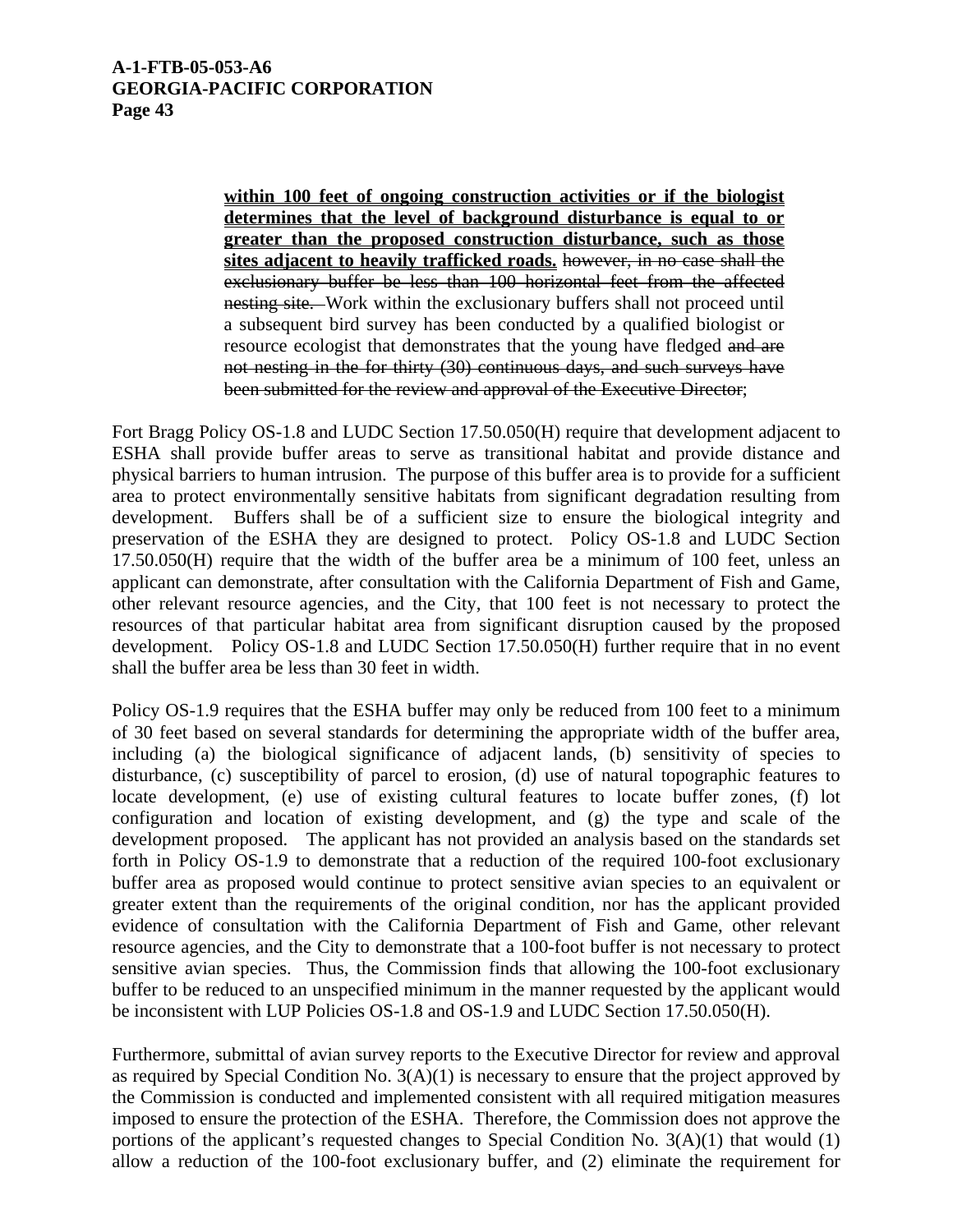> **<u>within 100 feet of ongoing construction activities or if the biologist determines that the level of background disturbance is equal to or greater than the proposed construction disturbance, such as those sites adjacent to heavily trafficked roads.</u>** ~~however, in no case shall the exclusionary buffer be less than 100 horizontal feet from the affected nesting site.~~ Work within the exclusionary buffers shall not proceed until a subsequent bird survey has been conducted by a qualified biologist or resource ecologist that demonstrates that the young have fledged ~~and are not nesting in the for thirty (30) continuous days, and such surveys have been submitted for the review and approval of the Executive Director~~;

Fort Bragg Policy OS-1.8 and LUDC Section 17.50.050(H) require that development adjacent to ESHA shall provide buffer areas to serve as transitional habitat and provide distance and physical barriers to human intrusion. The purpose of this buffer area is to provide for a sufficient area to protect environmentally sensitive habitats from significant degradation resulting from development. Buffers shall be of a sufficient size to ensure the biological integrity and preservation of the ESHA they are designed to protect. Policy OS-1.8 and LUDC Section 17.50.050(H) require that the width of the buffer area be a minimum of 100 feet, unless an applicant can demonstrate, after consultation with the California Department of Fish and Game, other relevant resource agencies, and the City, that 100 feet is not necessary to protect the resources of that particular habitat area from significant disruption caused by the proposed development. Policy OS-1.8 and LUDC Section 17.50.050(H) further require that in no event shall the buffer area be less than 30 feet in width.

Policy OS-1.9 requires that the ESHA buffer may only be reduced from 100 feet to a minimum of 30 feet based on several standards for determining the appropriate width of the buffer area, including (a) the biological significance of adjacent lands, (b) sensitivity of species to disturbance, (c) susceptibility of parcel to erosion, (d) use of natural topographic features to locate development, (e) use of existing cultural features to locate buffer zones, (f) lot configuration and location of existing development, and (g) the type and scale of the development proposed. The applicant has not provided an analysis based on the standards set forth in Policy OS-1.9 to demonstrate that a reduction of the required 100-foot exclusionary buffer area as proposed would continue to protect sensitive avian species to an equivalent or greater extent than the requirements of the original condition, nor has the applicant provided evidence of consultation with the California Department of Fish and Game, other relevant resource agencies, and the City to demonstrate that a 100-foot buffer is not necessary to protect sensitive avian species. Thus, the Commission finds that allowing the 100-foot exclusionary buffer to be reduced to an unspecified minimum in the manner requested by the applicant would be inconsistent with LUP Policies OS-1.8 and OS-1.9 and LUDC Section 17.50.050(H).

Furthermore, submittal of avian survey reports to the Executive Director for review and approval as required by Special Condition No. 3(A)(1) is necessary to ensure that the project approved by the Commission is conducted and implemented consistent with all required mitigation measures imposed to ensure the protection of the ESHA. Therefore, the Commission does not approve the portions of the applicant's requested changes to Special Condition No. 3(A)(1) that would (1) allow a reduction of the 100-foot exclusionary buffer, and (2) eliminate the requirement for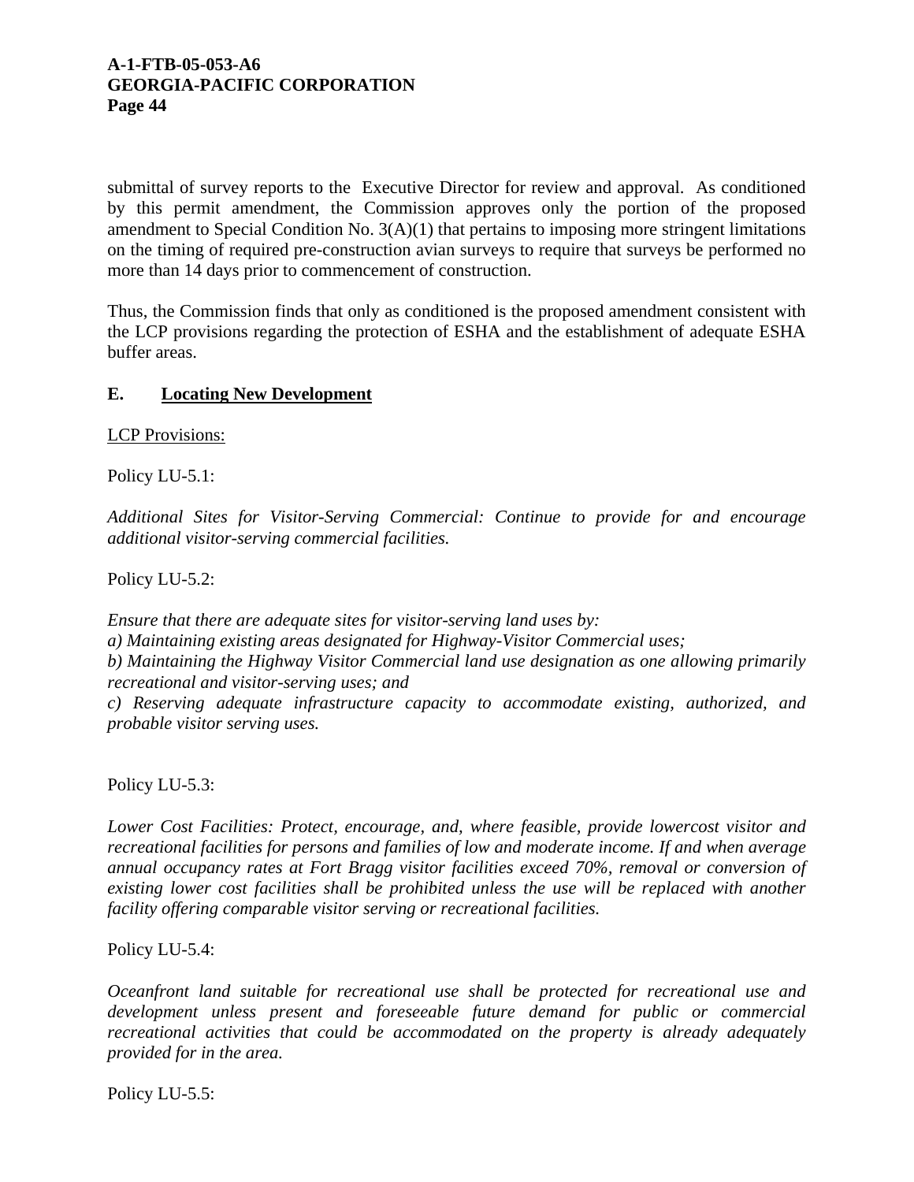submittal of survey reports to the Executive Director for review and approval. As conditioned by this permit amendment, the Commission approves only the portion of the proposed amendment to Special Condition No. 3(A)(1) that pertains to imposing more stringent limitations on the timing of required pre-construction avian surveys to require that surveys be performed no more than 14 days prior to commencement of construction.

Thus, the Commission finds that only as conditioned is the proposed amendment consistent with the LCP provisions regarding the protection of ESHA and the establishment of adequate ESHA buffer areas.

## E. Locating New Development

LCP Provisions:

Policy LU-5.1:

*Additional Sites for Visitor-Serving Commercial: Continue to provide for and encourage additional visitor-serving commercial facilities.*

Policy LU-5.2:

*Ensure that there are adequate sites for visitor-serving land uses by:*
*a) Maintaining existing areas designated for Highway-Visitor Commercial uses;*
*b) Maintaining the Highway Visitor Commercial land use designation as one allowing primarily recreational and visitor-serving uses; and*
*c) Reserving adequate infrastructure capacity to accommodate existing, authorized, and probable visitor serving uses.*

Policy LU-5.3:

*Lower Cost Facilities: Protect, encourage, and, where feasible, provide lowercost visitor and recreational facilities for persons and families of low and moderate income. If and when average annual occupancy rates at Fort Bragg visitor facilities exceed 70%, removal or conversion of existing lower cost facilities shall be prohibited unless the use will be replaced with another facility offering comparable visitor serving or recreational facilities.*

Policy LU-5.4:

*Oceanfront land suitable for recreational use shall be protected for recreational use and development unless present and foreseeable future demand for public or commercial recreational activities that could be accommodated on the property is already adequately provided for in the area.*

Policy LU-5.5: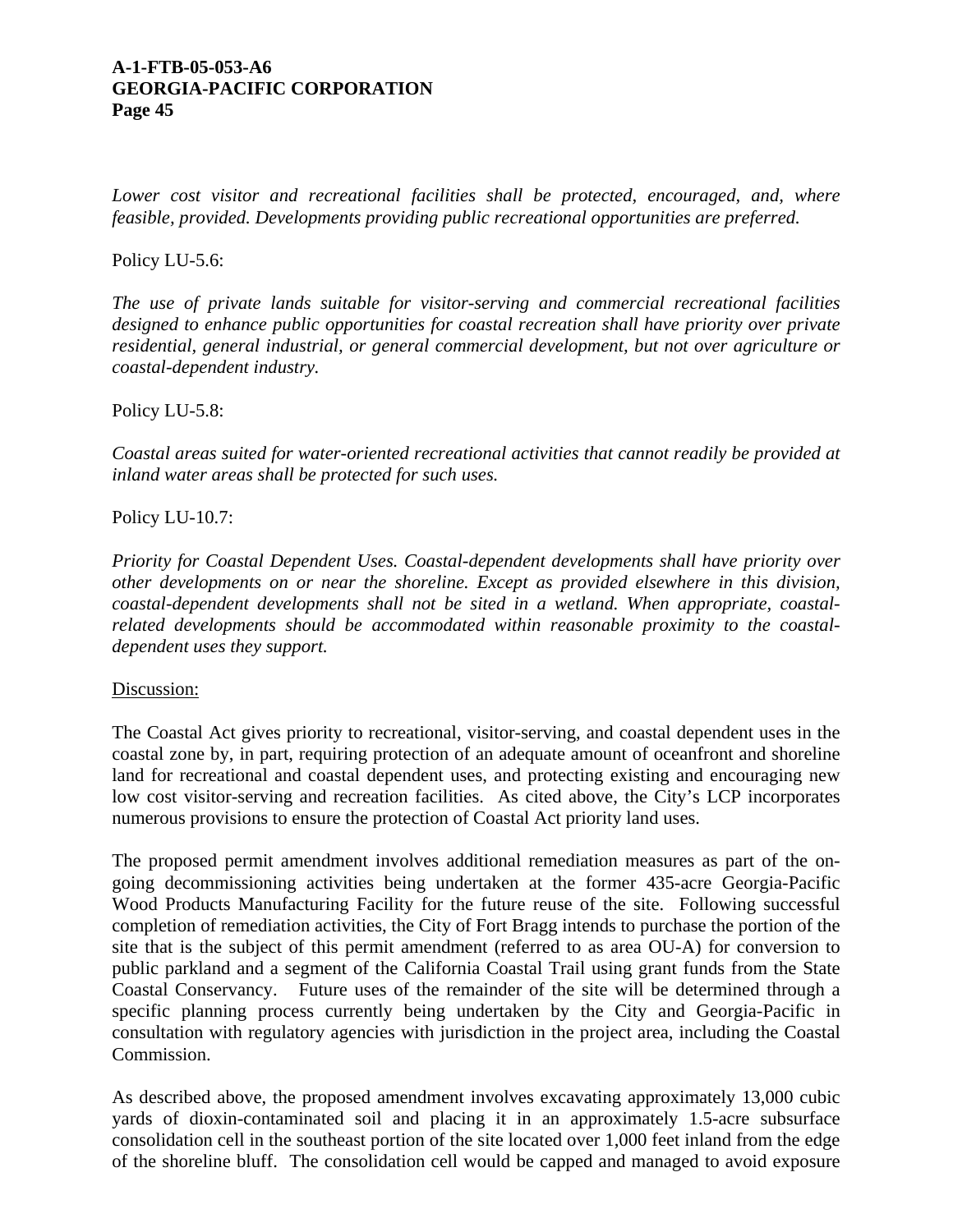*Lower cost visitor and recreational facilities shall be protected, encouraged, and, where feasible, provided. Developments providing public recreational opportunities are preferred.*

Policy LU-5.6:

*The use of private lands suitable for visitor-serving and commercial recreational facilities designed to enhance public opportunities for coastal recreation shall have priority over private residential, general industrial, or general commercial development, but not over agriculture or coastal-dependent industry.*

Policy LU-5.8:

*Coastal areas suited for water-oriented recreational activities that cannot readily be provided at inland water areas shall be protected for such uses.*

Policy LU-10.7:

*Priority for Coastal Dependent Uses. Coastal-dependent developments shall have priority over other developments on or near the shoreline. Except as provided elsewhere in this division, coastal-dependent developments shall not be sited in a wetland. When appropriate, coastal-related developments should be accommodated within reasonable proximity to the coastal-dependent uses they support.*

<u>Discussion:</u>

The Coastal Act gives priority to recreational, visitor-serving, and coastal dependent uses in the coastal zone by, in part, requiring protection of an adequate amount of oceanfront and shoreline land for recreational and coastal dependent uses, and protecting existing and encouraging new low cost visitor-serving and recreation facilities. As cited above, the City's LCP incorporates numerous provisions to ensure the protection of Coastal Act priority land uses.

The proposed permit amendment involves additional remediation measures as part of the on-going decommissioning activities being undertaken at the former 435-acre Georgia-Pacific Wood Products Manufacturing Facility for the future reuse of the site. Following successful completion of remediation activities, the City of Fort Bragg intends to purchase the portion of the site that is the subject of this permit amendment (referred to as area OU-A) for conversion to public parkland and a segment of the California Coastal Trail using grant funds from the State Coastal Conservancy. Future uses of the remainder of the site will be determined through a specific planning process currently being undertaken by the City and Georgia-Pacific in consultation with regulatory agencies with jurisdiction in the project area, including the Coastal Commission.

As described above, the proposed amendment involves excavating approximately 13,000 cubic yards of dioxin-contaminated soil and placing it in an approximately 1.5-acre subsurface consolidation cell in the southeast portion of the site located over 1,000 feet inland from the edge of the shoreline bluff. The consolidation cell would be capped and managed to avoid exposure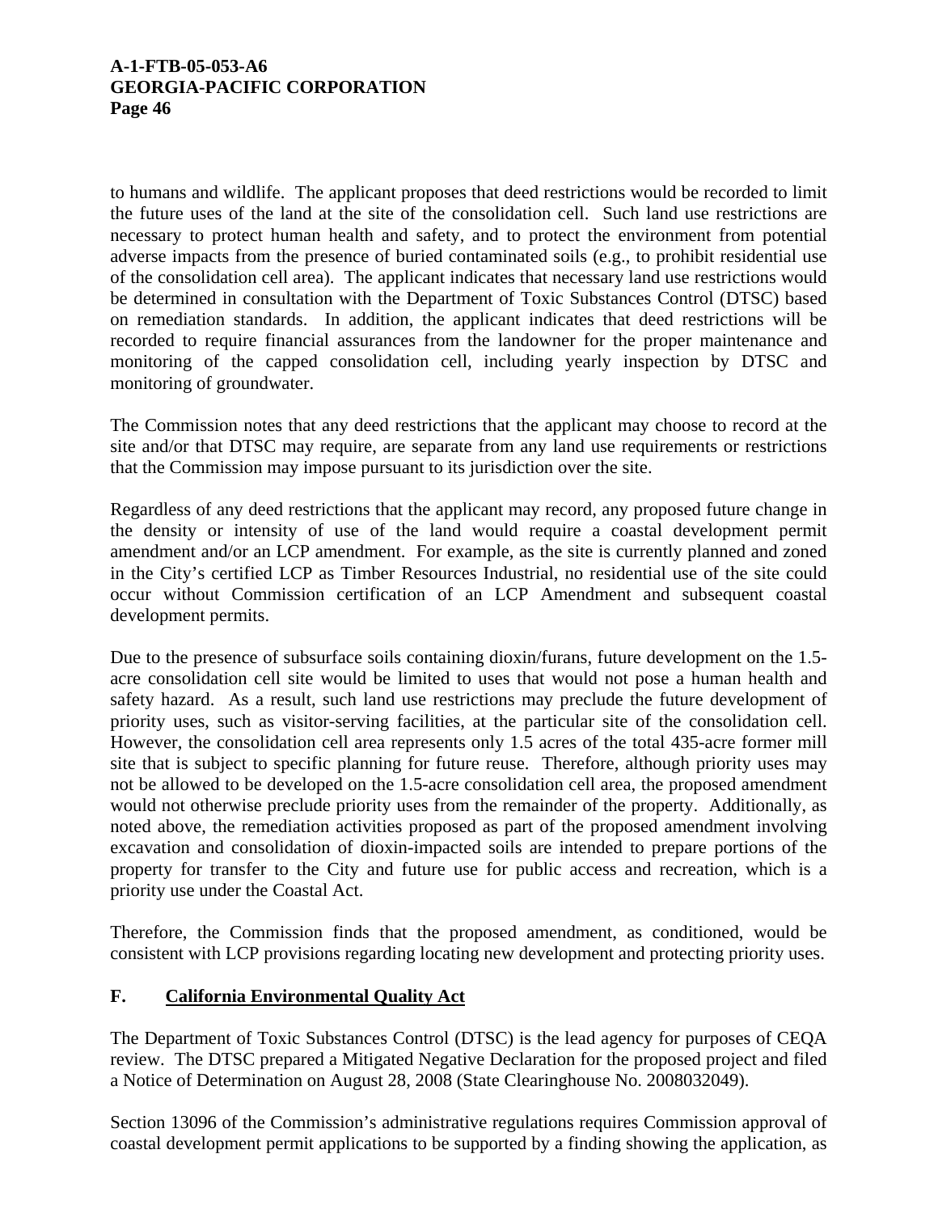to humans and wildlife. The applicant proposes that deed restrictions would be recorded to limit the future uses of the land at the site of the consolidation cell. Such land use restrictions are necessary to protect human health and safety, and to protect the environment from potential adverse impacts from the presence of buried contaminated soils (e.g., to prohibit residential use of the consolidation cell area). The applicant indicates that necessary land use restrictions would be determined in consultation with the Department of Toxic Substances Control (DTSC) based on remediation standards. In addition, the applicant indicates that deed restrictions will be recorded to require financial assurances from the landowner for the proper maintenance and monitoring of the capped consolidation cell, including yearly inspection by DTSC and monitoring of groundwater.

The Commission notes that any deed restrictions that the applicant may choose to record at the site and/or that DTSC may require, are separate from any land use requirements or restrictions that the Commission may impose pursuant to its jurisdiction over the site.

Regardless of any deed restrictions that the applicant may record, any proposed future change in the density or intensity of use of the land would require a coastal development permit amendment and/or an LCP amendment. For example, as the site is currently planned and zoned in the City's certified LCP as Timber Resources Industrial, no residential use of the site could occur without Commission certification of an LCP Amendment and subsequent coastal development permits.

Due to the presence of subsurface soils containing dioxin/furans, future development on the 1.5-acre consolidation cell site would be limited to uses that would not pose a human health and safety hazard. As a result, such land use restrictions may preclude the future development of priority uses, such as visitor-serving facilities, at the particular site of the consolidation cell. However, the consolidation cell area represents only 1.5 acres of the total 435-acre former mill site that is subject to specific planning for future reuse. Therefore, although priority uses may not be allowed to be developed on the 1.5-acre consolidation cell area, the proposed amendment would not otherwise preclude priority uses from the remainder of the property. Additionally, as noted above, the remediation activities proposed as part of the proposed amendment involving excavation and consolidation of dioxin-impacted soils are intended to prepare portions of the property for transfer to the City and future use for public access and recreation, which is a priority use under the Coastal Act.

Therefore, the Commission finds that the proposed amendment, as conditioned, would be consistent with LCP provisions regarding locating new development and protecting priority uses.

## F. California Environmental Quality Act

The Department of Toxic Substances Control (DTSC) is the lead agency for purposes of CEQA review. The DTSC prepared a Mitigated Negative Declaration for the proposed project and filed a Notice of Determination on August 28, 2008 (State Clearinghouse No. 2008032049).

Section 13096 of the Commission's administrative regulations requires Commission approval of coastal development permit applications to be supported by a finding showing the application, as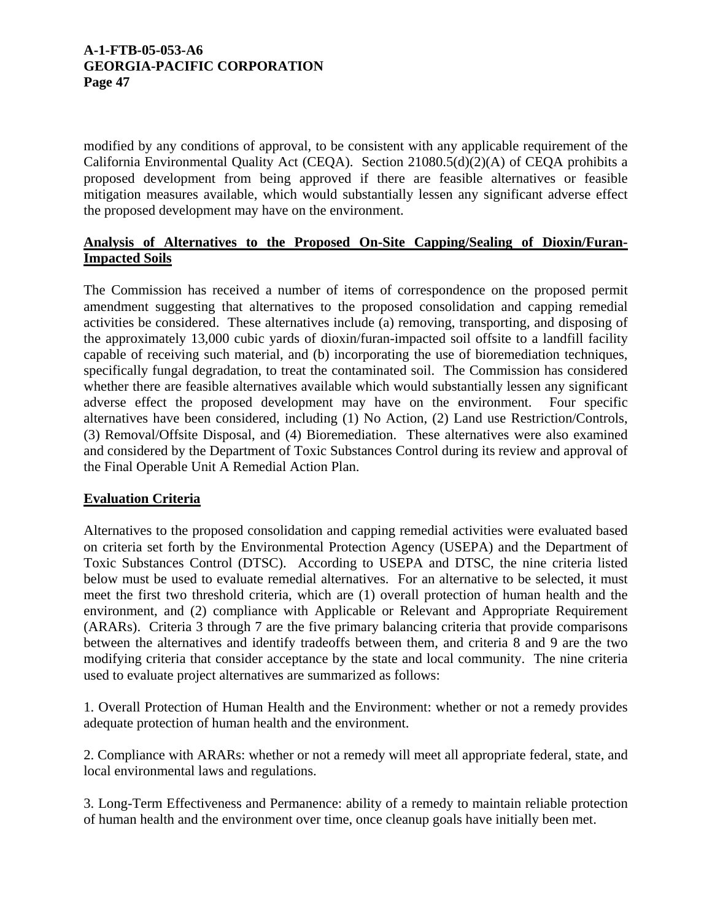modified by any conditions of approval, to be consistent with any applicable requirement of the California Environmental Quality Act (CEQA). Section 21080.5(d)(2)(A) of CEQA prohibits a proposed development from being approved if there are feasible alternatives or feasible mitigation measures available, which would substantially lessen any significant adverse effect the proposed development may have on the environment.

**Analysis of Alternatives to the Proposed On-Site Capping/Sealing of Dioxin/Furan-Impacted Soils**

The Commission has received a number of items of correspondence on the proposed permit amendment suggesting that alternatives to the proposed consolidation and capping remedial activities be considered. These alternatives include (a) removing, transporting, and disposing of the approximately 13,000 cubic yards of dioxin/furan-impacted soil offsite to a landfill facility capable of receiving such material, and (b) incorporating the use of bioremediation techniques, specifically fungal degradation, to treat the contaminated soil. The Commission has considered whether there are feasible alternatives available which would substantially lessen any significant adverse effect the proposed development may have on the environment. Four specific alternatives have been considered, including (1) No Action, (2) Land use Restriction/Controls, (3) Removal/Offsite Disposal, and (4) Bioremediation. These alternatives were also examined and considered by the Department of Toxic Substances Control during its review and approval of the Final Operable Unit A Remedial Action Plan.

**Evaluation Criteria**

Alternatives to the proposed consolidation and capping remedial activities were evaluated based on criteria set forth by the Environmental Protection Agency (USEPA) and the Department of Toxic Substances Control (DTSC). According to USEPA and DTSC, the nine criteria listed below must be used to evaluate remedial alternatives. For an alternative to be selected, it must meet the first two threshold criteria, which are (1) overall protection of human health and the environment, and (2) compliance with Applicable or Relevant and Appropriate Requirement (ARARs). Criteria 3 through 7 are the five primary balancing criteria that provide comparisons between the alternatives and identify tradeoffs between them, and criteria 8 and 9 are the two modifying criteria that consider acceptance by the state and local community. The nine criteria used to evaluate project alternatives are summarized as follows:

1. Overall Protection of Human Health and the Environment: whether or not a remedy provides adequate protection of human health and the environment.

2. Compliance with ARARs: whether or not a remedy will meet all appropriate federal, state, and local environmental laws and regulations.

3. Long-Term Effectiveness and Permanence: ability of a remedy to maintain reliable protection of human health and the environment over time, once cleanup goals have initially been met.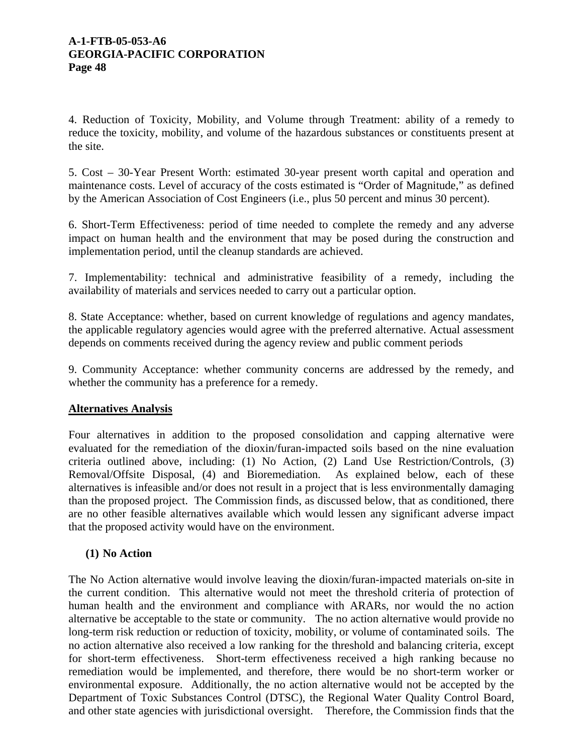4. Reduction of Toxicity, Mobility, and Volume through Treatment: ability of a remedy to reduce the toxicity, mobility, and volume of the hazardous substances or constituents present at the site.

5. Cost – 30-Year Present Worth: estimated 30-year present worth capital and operation and maintenance costs. Level of accuracy of the costs estimated is "Order of Magnitude," as defined by the American Association of Cost Engineers (i.e., plus 50 percent and minus 30 percent).

6. Short-Term Effectiveness: period of time needed to complete the remedy and any adverse impact on human health and the environment that may be posed during the construction and implementation period, until the cleanup standards are achieved.

7. Implementability: technical and administrative feasibility of a remedy, including the availability of materials and services needed to carry out a particular option.

8. State Acceptance: whether, based on current knowledge of regulations and agency mandates, the applicable regulatory agencies would agree with the preferred alternative. Actual assessment depends on comments received during the agency review and public comment periods

9. Community Acceptance: whether community concerns are addressed by the remedy, and whether the community has a preference for a remedy.

**Alternatives Analysis**

Four alternatives in addition to the proposed consolidation and capping alternative were evaluated for the remediation of the dioxin/furan-impacted soils based on the nine evaluation criteria outlined above, including: (1) No Action, (2) Land Use Restriction/Controls, (3) Removal/Offsite Disposal, (4) and Bioremediation. As explained below, each of these alternatives is infeasible and/or does not result in a project that is less environmentally damaging than the proposed project. The Commission finds, as discussed below, that as conditioned, there are no other feasible alternatives available which would lessen any significant adverse impact that the proposed activity would have on the environment.

**(1) No Action**

The No Action alternative would involve leaving the dioxin/furan-impacted materials on-site in the current condition. This alternative would not meet the threshold criteria of protection of human health and the environment and compliance with ARARs, nor would the no action alternative be acceptable to the state or community. The no action alternative would provide no long-term risk reduction or reduction of toxicity, mobility, or volume of contaminated soils. The no action alternative also received a low ranking for the threshold and balancing criteria, except for short-term effectiveness. Short-term effectiveness received a high ranking because no remediation would be implemented, and therefore, there would be no short-term worker or environmental exposure. Additionally, the no action alternative would not be accepted by the Department of Toxic Substances Control (DTSC), the Regional Water Quality Control Board, and other state agencies with jurisdictional oversight. Therefore, the Commission finds that the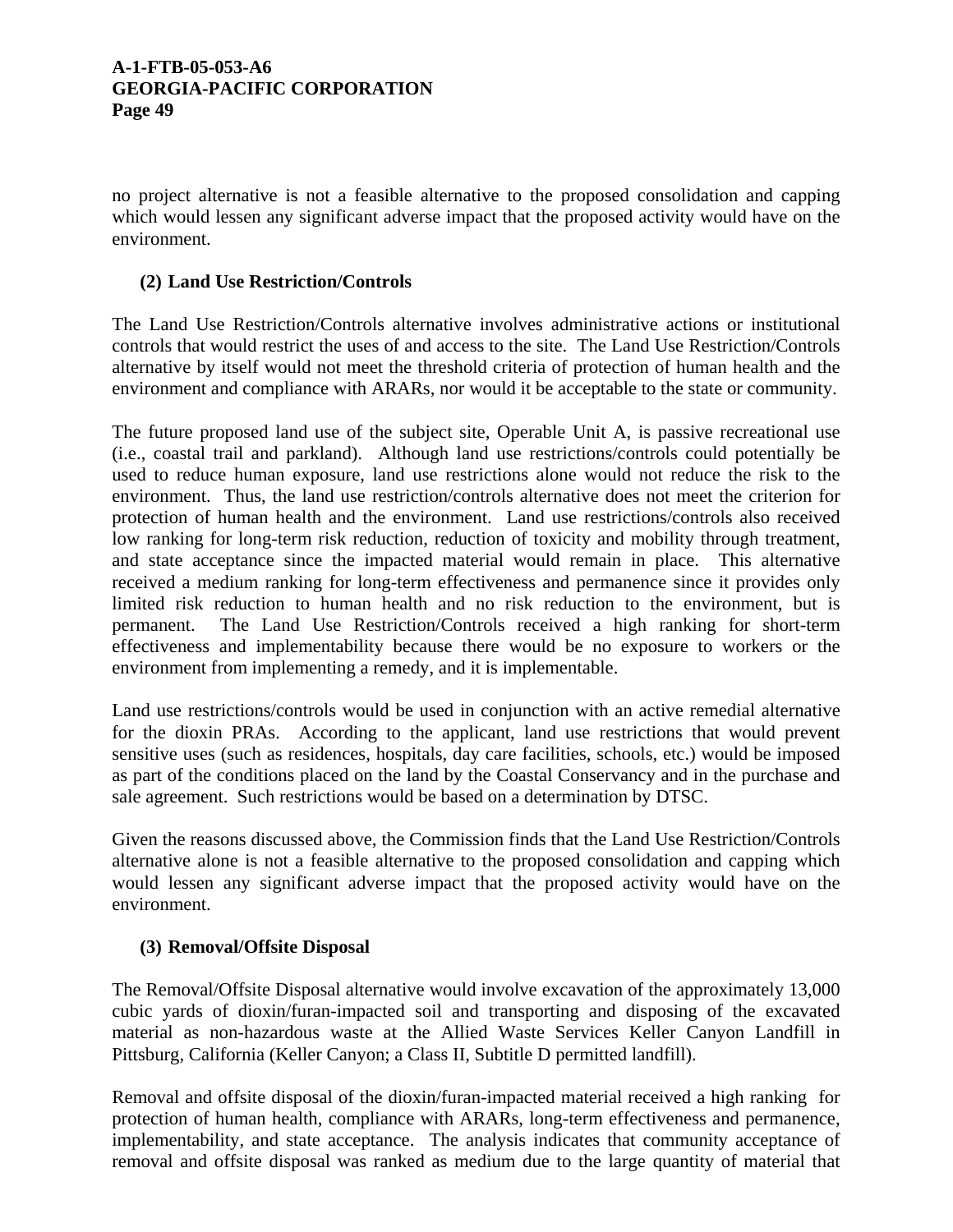no project alternative is not a feasible alternative to the proposed consolidation and capping which would lessen any significant adverse impact that the proposed activity would have on the environment.

**(2) Land Use Restriction/Controls**

The Land Use Restriction/Controls alternative involves administrative actions or institutional controls that would restrict the uses of and access to the site. The Land Use Restriction/Controls alternative by itself would not meet the threshold criteria of protection of human health and the environment and compliance with ARARs, nor would it be acceptable to the state or community.

The future proposed land use of the subject site, Operable Unit A, is passive recreational use (i.e., coastal trail and parkland). Although land use restrictions/controls could potentially be used to reduce human exposure, land use restrictions alone would not reduce the risk to the environment. Thus, the land use restriction/controls alternative does not meet the criterion for protection of human health and the environment. Land use restrictions/controls also received low ranking for long-term risk reduction, reduction of toxicity and mobility through treatment, and state acceptance since the impacted material would remain in place. This alternative received a medium ranking for long-term effectiveness and permanence since it provides only limited risk reduction to human health and no risk reduction to the environment, but is permanent. The Land Use Restriction/Controls received a high ranking for short-term effectiveness and implementability because there would be no exposure to workers or the environment from implementing a remedy, and it is implementable.

Land use restrictions/controls would be used in conjunction with an active remedial alternative for the dioxin PRAs. According to the applicant, land use restrictions that would prevent sensitive uses (such as residences, hospitals, day care facilities, schools, etc.) would be imposed as part of the conditions placed on the land by the Coastal Conservancy and in the purchase and sale agreement. Such restrictions would be based on a determination by DTSC.

Given the reasons discussed above, the Commission finds that the Land Use Restriction/Controls alternative alone is not a feasible alternative to the proposed consolidation and capping which would lessen any significant adverse impact that the proposed activity would have on the environment.

**(3) Removal/Offsite Disposal**

The Removal/Offsite Disposal alternative would involve excavation of the approximately 13,000 cubic yards of dioxin/furan-impacted soil and transporting and disposing of the excavated material as non-hazardous waste at the Allied Waste Services Keller Canyon Landfill in Pittsburg, California (Keller Canyon; a Class II, Subtitle D permitted landfill).

Removal and offsite disposal of the dioxin/furan-impacted material received a high ranking for protection of human health, compliance with ARARs, long-term effectiveness and permanence, implementability, and state acceptance. The analysis indicates that community acceptance of removal and offsite disposal was ranked as medium due to the large quantity of material that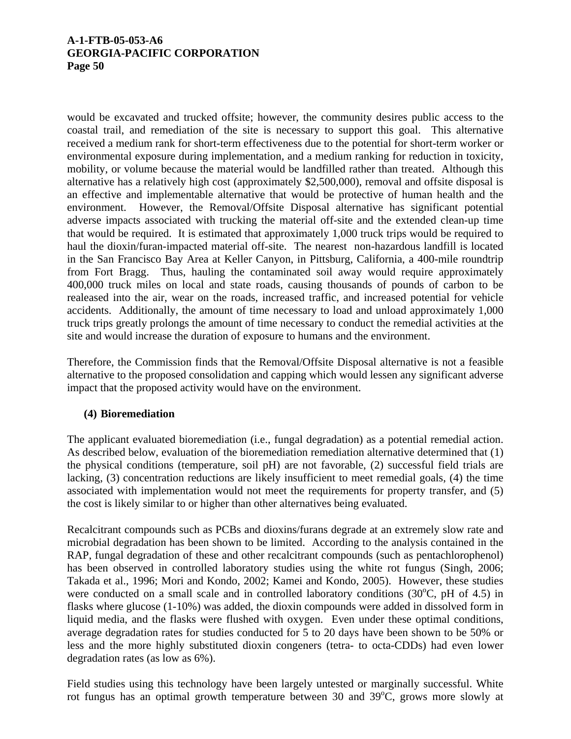would be excavated and trucked offsite; however, the community desires public access to the coastal trail, and remediation of the site is necessary to support this goal. This alternative received a medium rank for short-term effectiveness due to the potential for short-term worker or environmental exposure during implementation, and a medium ranking for reduction in toxicity, mobility, or volume because the material would be landfilled rather than treated. Although this alternative has a relatively high cost (approximately $2,500,000), removal and offsite disposal is an effective and implementable alternative that would be protective of human health and the environment. However, the Removal/Offsite Disposal alternative has significant potential adverse impacts associated with trucking the material off-site and the extended clean-up time that would be required. It is estimated that approximately 1,000 truck trips would be required to haul the dioxin/furan-impacted material off-site. The nearest non-hazardous landfill is located in the San Francisco Bay Area at Keller Canyon, in Pittsburg, California, a 400-mile roundtrip from Fort Bragg. Thus, hauling the contaminated soil away would require approximately 400,000 truck miles on local and state roads, causing thousands of pounds of carbon to be realeased into the air, wear on the roads, increased traffic, and increased potential for vehicle accidents. Additionally, the amount of time necessary to load and unload approximately 1,000 truck trips greatly prolongs the amount of time necessary to conduct the remedial activities at the site and would increase the duration of exposure to humans and the environment.

Therefore, the Commission finds that the Removal/Offsite Disposal alternative is not a feasible alternative to the proposed consolidation and capping which would lessen any significant adverse impact that the proposed activity would have on the environment.

**(4) Bioremediation**

The applicant evaluated bioremediation (i.e., fungal degradation) as a potential remedial action. As described below, evaluation of the bioremediation remediation alternative determined that (1) the physical conditions (temperature, soil pH) are not favorable, (2) successful field trials are lacking, (3) concentration reductions are likely insufficient to meet remedial goals, (4) the time associated with implementation would not meet the requirements for property transfer, and (5) the cost is likely similar to or higher than other alternatives being evaluated.

Recalcitrant compounds such as PCBs and dioxins/furans degrade at an extremely slow rate and microbial degradation has been shown to be limited. According to the analysis contained in the RAP, fungal degradation of these and other recalcitrant compounds (such as pentachlorophenol) has been observed in controlled laboratory studies using the white rot fungus (Singh, 2006; Takada et al., 1996; Mori and Kondo, 2002; Kamei and Kondo, 2005). However, these studies were conducted on a small scale and in controlled laboratory conditions (30$^{o}$C, pH of 4.5) in flasks where glucose (1-10%) was added, the dioxin compounds were added in dissolved form in liquid media, and the flasks were flushed with oxygen. Even under these optimal conditions, average degradation rates for studies conducted for 5 to 20 days have been shown to be 50% or less and the more highly substituted dioxin congeners (tetra- to octa-CDDs) had even lower degradation rates (as low as 6%).

Field studies using this technology have been largely untested or marginally successful. White rot fungus has an optimal growth temperature between 30 and 39$^{o}$C, grows more slowly at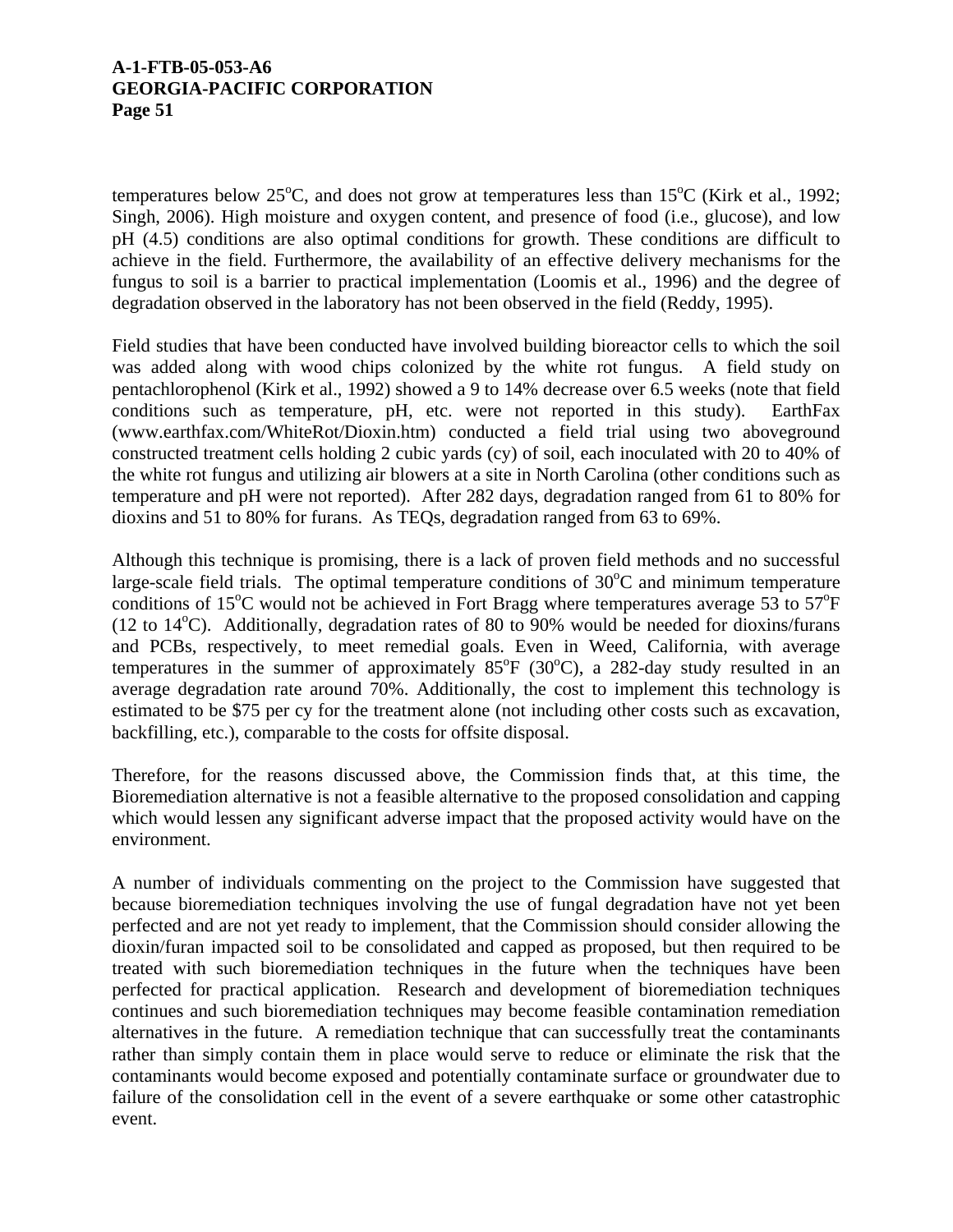temperatures below 25$^{o}$C, and does not grow at temperatures less than 15$^{o}$C (Kirk et al., 1992; Singh, 2006). High moisture and oxygen content, and presence of food (i.e., glucose), and low pH (4.5) conditions are also optimal conditions for growth. These conditions are difficult to achieve in the field. Furthermore, the availability of an effective delivery mechanisms for the fungus to soil is a barrier to practical implementation (Loomis et al., 1996) and the degree of degradation observed in the laboratory has not been observed in the field (Reddy, 1995).

Field studies that have been conducted have involved building bioreactor cells to which the soil was added along with wood chips colonized by the white rot fungus. A field study on pentachlorophenol (Kirk et al., 1992) showed a 9 to 14% decrease over 6.5 weeks (note that field conditions such as temperature, pH, etc. were not reported in this study). EarthFax (www.earthfax.com/WhiteRot/Dioxin.htm) conducted a field trial using two aboveground constructed treatment cells holding 2 cubic yards (cy) of soil, each inoculated with 20 to 40% of the white rot fungus and utilizing air blowers at a site in North Carolina (other conditions such as temperature and pH were not reported). After 282 days, degradation ranged from 61 to 80% for dioxins and 51 to 80% for furans. As TEQs, degradation ranged from 63 to 69%.

Although this technique is promising, there is a lack of proven field methods and no successful large-scale field trials. The optimal temperature conditions of 30$^{o}$C and minimum temperature conditions of 15$^{o}$C would not be achieved in Fort Bragg where temperatures average 53 to 57$^{o}$F (12 to 14$^{o}$C). Additionally, degradation rates of 80 to 90% would be needed for dioxins/furans and PCBs, respectively, to meet remedial goals. Even in Weed, California, with average temperatures in the summer of approximately 85$^{o}$F (30$^{o}$C), a 282-day study resulted in an average degradation rate around 70%. Additionally, the cost to implement this technology is estimated to be $75 per cy for the treatment alone (not including other costs such as excavation, backfilling, etc.), comparable to the costs for offsite disposal.

Therefore, for the reasons discussed above, the Commission finds that, at this time, the Bioremediation alternative is not a feasible alternative to the proposed consolidation and capping which would lessen any significant adverse impact that the proposed activity would have on the environment.

A number of individuals commenting on the project to the Commission have suggested that because bioremediation techniques involving the use of fungal degradation have not yet been perfected and are not yet ready to implement, that the Commission should consider allowing the dioxin/furan impacted soil to be consolidated and capped as proposed, but then required to be treated with such bioremediation techniques in the future when the techniques have been perfected for practical application. Research and development of bioremediation techniques continues and such bioremediation techniques may become feasible contamination remediation alternatives in the future. A remediation technique that can successfully treat the contaminants rather than simply contain them in place would serve to reduce or eliminate the risk that the contaminants would become exposed and potentially contaminate surface or groundwater due to failure of the consolidation cell in the event of a severe earthquake or some other catastrophic event.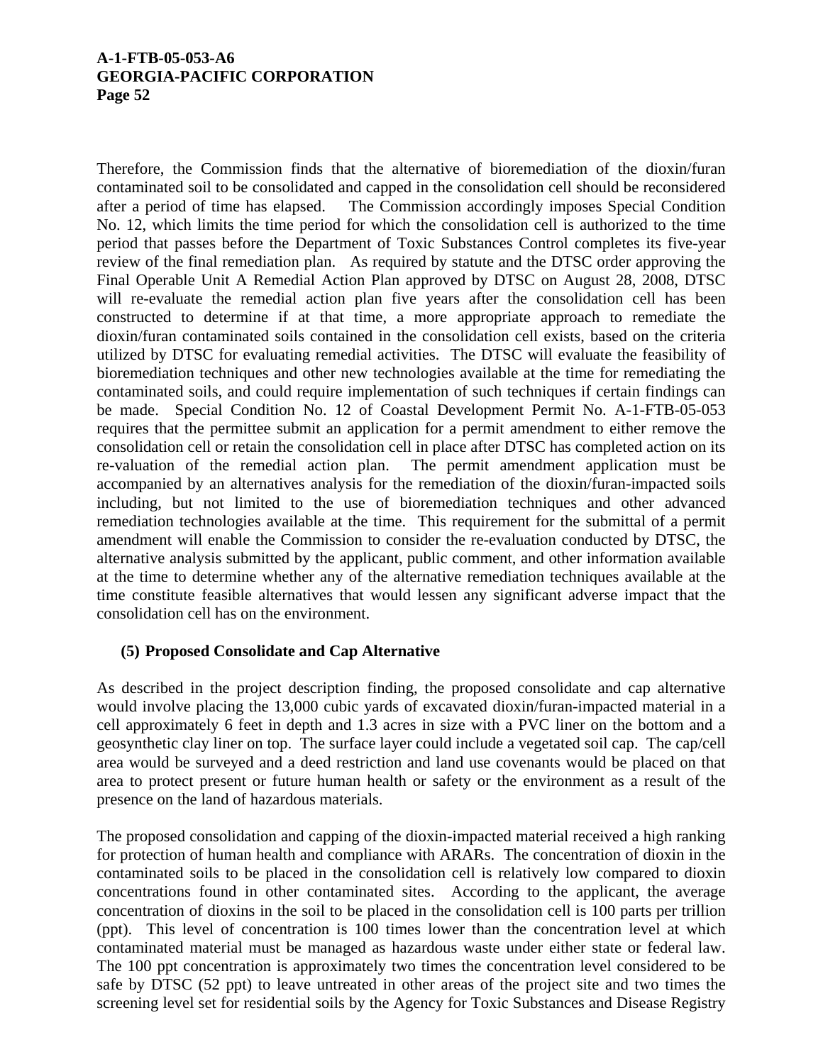Therefore, the Commission finds that the alternative of bioremediation of the dioxin/furan contaminated soil to be consolidated and capped in the consolidation cell should be reconsidered after a period of time has elapsed. The Commission accordingly imposes Special Condition No. 12, which limits the time period for which the consolidation cell is authorized to the time period that passes before the Department of Toxic Substances Control completes its five-year review of the final remediation plan. As required by statute and the DTSC order approving the Final Operable Unit A Remedial Action Plan approved by DTSC on August 28, 2008, DTSC will re-evaluate the remedial action plan five years after the consolidation cell has been constructed to determine if at that time, a more appropriate approach to remediate the dioxin/furan contaminated soils contained in the consolidation cell exists, based on the criteria utilized by DTSC for evaluating remedial activities. The DTSC will evaluate the feasibility of bioremediation techniques and other new technologies available at the time for remediating the contaminated soils, and could require implementation of such techniques if certain findings can be made. Special Condition No. 12 of Coastal Development Permit No. A-1-FTB-05-053 requires that the permittee submit an application for a permit amendment to either remove the consolidation cell or retain the consolidation cell in place after DTSC has completed action on its re-valuation of the remedial action plan. The permit amendment application must be accompanied by an alternatives analysis for the remediation of the dioxin/furan-impacted soils including, but not limited to the use of bioremediation techniques and other advanced remediation technologies available at the time. This requirement for the submittal of a permit amendment will enable the Commission to consider the re-evaluation conducted by DTSC, the alternative analysis submitted by the applicant, public comment, and other information available at the time to determine whether any of the alternative remediation techniques available at the time constitute feasible alternatives that would lessen any significant adverse impact that the consolidation cell has on the environment.

**(5) Proposed Consolidate and Cap Alternative**

As described in the project description finding, the proposed consolidate and cap alternative would involve placing the 13,000 cubic yards of excavated dioxin/furan-impacted material in a cell approximately 6 feet in depth and 1.3 acres in size with a PVC liner on the bottom and a geosynthetic clay liner on top. The surface layer could include a vegetated soil cap. The cap/cell area would be surveyed and a deed restriction and land use covenants would be placed on that area to protect present or future human health or safety or the environment as a result of the presence on the land of hazardous materials.

The proposed consolidation and capping of the dioxin-impacted material received a high ranking for protection of human health and compliance with ARARs. The concentration of dioxin in the contaminated soils to be placed in the consolidation cell is relatively low compared to dioxin concentrations found in other contaminated sites. According to the applicant, the average concentration of dioxins in the soil to be placed in the consolidation cell is 100 parts per trillion (ppt). This level of concentration is 100 times lower than the concentration level at which contaminated material must be managed as hazardous waste under either state or federal law. The 100 ppt concentration is approximately two times the concentration level considered to be safe by DTSC (52 ppt) to leave untreated in other areas of the project site and two times the screening level set for residential soils by the Agency for Toxic Substances and Disease Registry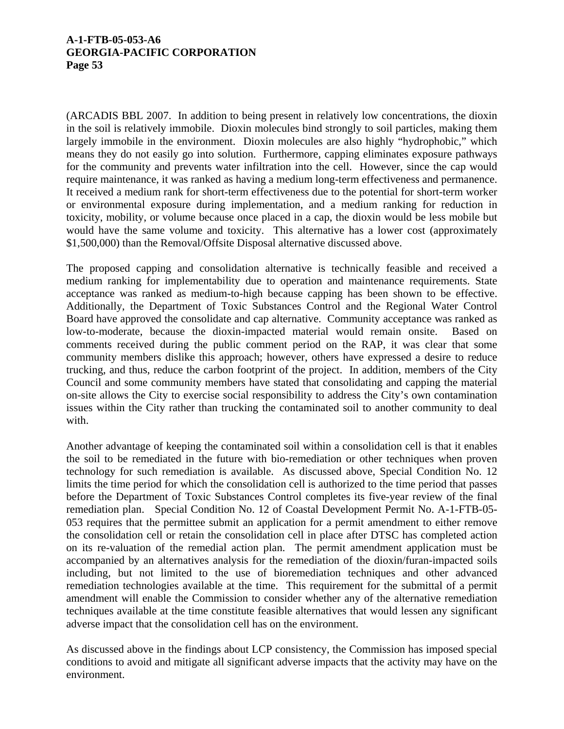(ARCADIS BBL 2007. In addition to being present in relatively low concentrations, the dioxin in the soil is relatively immobile. Dioxin molecules bind strongly to soil particles, making them largely immobile in the environment. Dioxin molecules are also highly "hydrophobic," which means they do not easily go into solution. Furthermore, capping eliminates exposure pathways for the community and prevents water infiltration into the cell. However, since the cap would require maintenance, it was ranked as having a medium long-term effectiveness and permanence. It received a medium rank for short-term effectiveness due to the potential for short-term worker or environmental exposure during implementation, and a medium ranking for reduction in toxicity, mobility, or volume because once placed in a cap, the dioxin would be less mobile but would have the same volume and toxicity. This alternative has a lower cost (approximately $1,500,000) than the Removal/Offsite Disposal alternative discussed above.

The proposed capping and consolidation alternative is technically feasible and received a medium ranking for implementability due to operation and maintenance requirements. State acceptance was ranked as medium-to-high because capping has been shown to be effective. Additionally, the Department of Toxic Substances Control and the Regional Water Control Board have approved the consolidate and cap alternative. Community acceptance was ranked as low-to-moderate, because the dioxin-impacted material would remain onsite. Based on comments received during the public comment period on the RAP, it was clear that some community members dislike this approach; however, others have expressed a desire to reduce trucking, and thus, reduce the carbon footprint of the project. In addition, members of the City Council and some community members have stated that consolidating and capping the material on-site allows the City to exercise social responsibility to address the City's own contamination issues within the City rather than trucking the contaminated soil to another community to deal with.

Another advantage of keeping the contaminated soil within a consolidation cell is that it enables the soil to be remediated in the future with bio-remediation or other techniques when proven technology for such remediation is available. As discussed above, Special Condition No. 12 limits the time period for which the consolidation cell is authorized to the time period that passes before the Department of Toxic Substances Control completes its five-year review of the final remediation plan. Special Condition No. 12 of Coastal Development Permit No. A-1-FTB-05-053 requires that the permittee submit an application for a permit amendment to either remove the consolidation cell or retain the consolidation cell in place after DTSC has completed action on its re-valuation of the remedial action plan. The permit amendment application must be accompanied by an alternatives analysis for the remediation of the dioxin/furan-impacted soils including, but not limited to the use of bioremediation techniques and other advanced remediation technologies available at the time. This requirement for the submittal of a permit amendment will enable the Commission to consider whether any of the alternative remediation techniques available at the time constitute feasible alternatives that would lessen any significant adverse impact that the consolidation cell has on the environment.

As discussed above in the findings about LCP consistency, the Commission has imposed special conditions to avoid and mitigate all significant adverse impacts that the activity may have on the environment.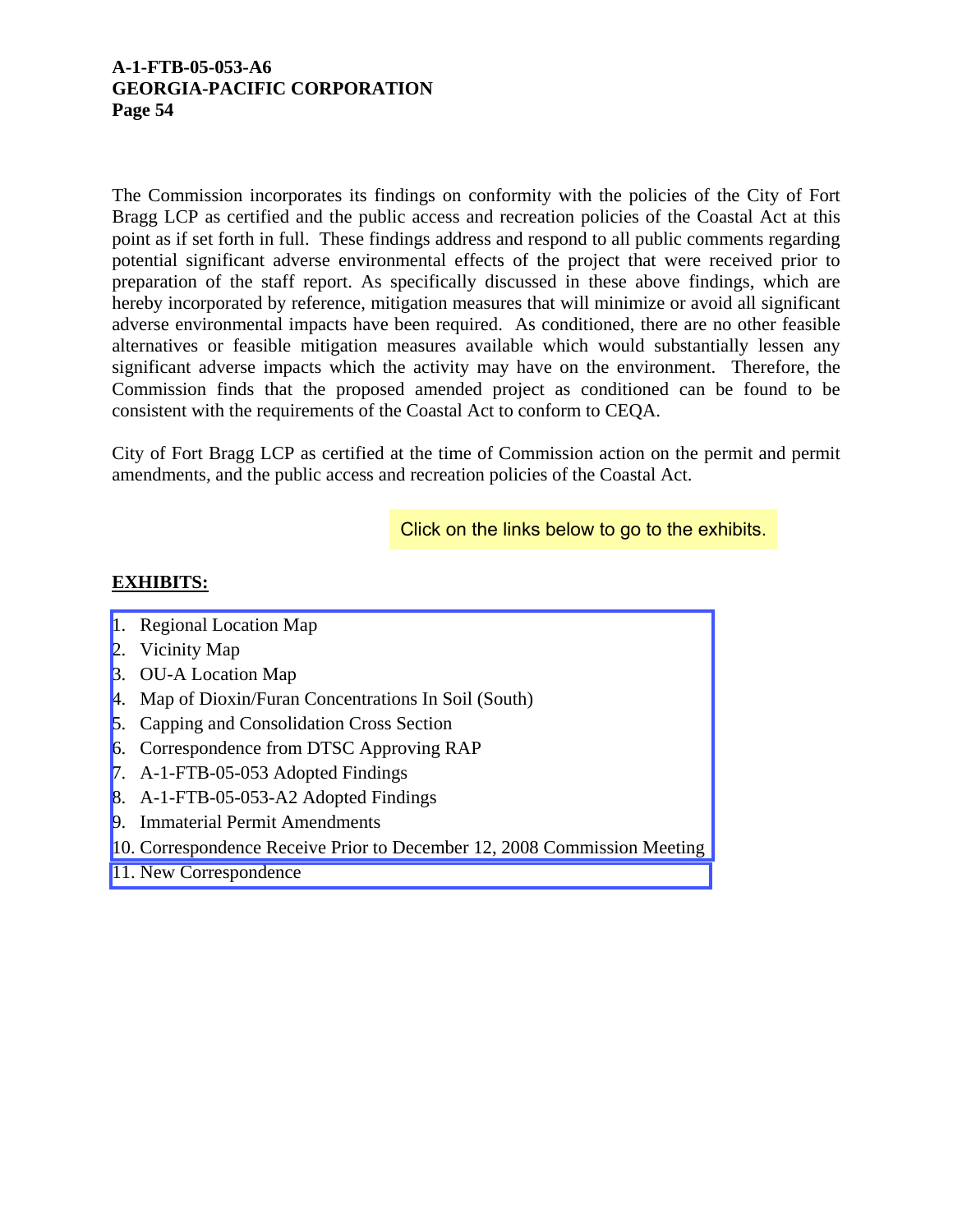The Commission incorporates its findings on conformity with the policies of the City of Fort Bragg LCP as certified and the public access and recreation policies of the Coastal Act at this point as if set forth in full. These findings address and respond to all public comments regarding potential significant adverse environmental effects of the project that were received prior to preparation of the staff report. As specifically discussed in these above findings, which are hereby incorporated by reference, mitigation measures that will minimize or avoid all significant adverse environmental impacts have been required. As conditioned, there are no other feasible alternatives or feasible mitigation measures available which would substantially lessen any significant adverse impacts which the activity may have on the environment. Therefore, the Commission finds that the proposed amended project as conditioned can be found to be consistent with the requirements of the Coastal Act to conform to CEQA.

City of Fort Bragg LCP as certified at the time of Commission action on the permit and permit amendments, and the public access and recreation policies of the Coastal Act.

Click on the links below to go to the exhibits.

**EXHIBITS:**

1. Regional Location Map
2. Vicinity Map
3. OU-A Location Map
4. Map of Dioxin/Furan Concentrations In Soil (South)
5. Capping and Consolidation Cross Section
6. Correspondence from DTSC Approving RAP
7. A-1-FTB-05-053 Adopted Findings
8. A-1-FTB-05-053-A2 Adopted Findings
9. Immaterial Permit Amendments
10. Correspondence Receive Prior to December 12, 2008 Commission Meeting
11. New Correspondence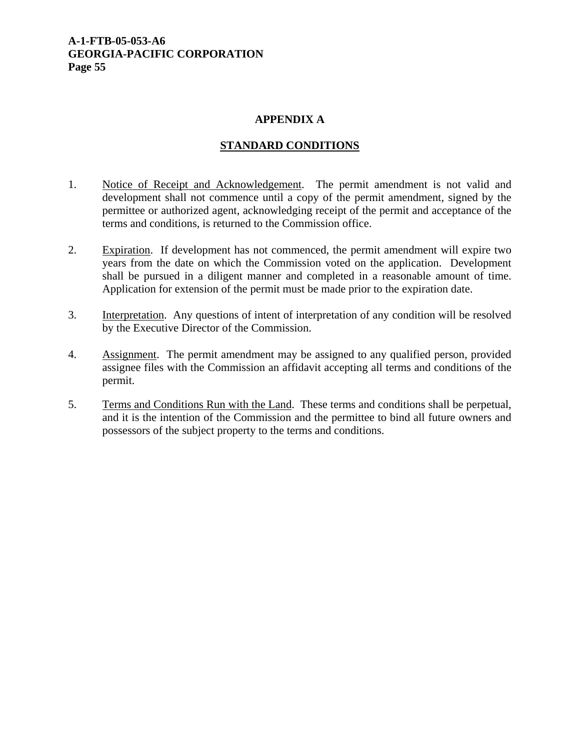## APPENDIX A

## STANDARD CONDITIONS

1. Notice of Receipt and Acknowledgement. The permit amendment is not valid and development shall not commence until a copy of the permit amendment, signed by the permittee or authorized agent, acknowledging receipt of the permit and acceptance of the terms and conditions, is returned to the Commission office.

2. Expiration. If development has not commenced, the permit amendment will expire two years from the date on which the Commission voted on the application. Development shall be pursued in a diligent manner and completed in a reasonable amount of time. Application for extension of the permit must be made prior to the expiration date.

3. Interpretation. Any questions of intent of interpretation of any condition will be resolved by the Executive Director of the Commission.

4. Assignment. The permit amendment may be assigned to any qualified person, provided assignee files with the Commission an affidavit accepting all terms and conditions of the permit.

5. Terms and Conditions Run with the Land. These terms and conditions shall be perpetual, and it is the intention of the Commission and the permittee to bind all future owners and possessors of the subject property to the terms and conditions.